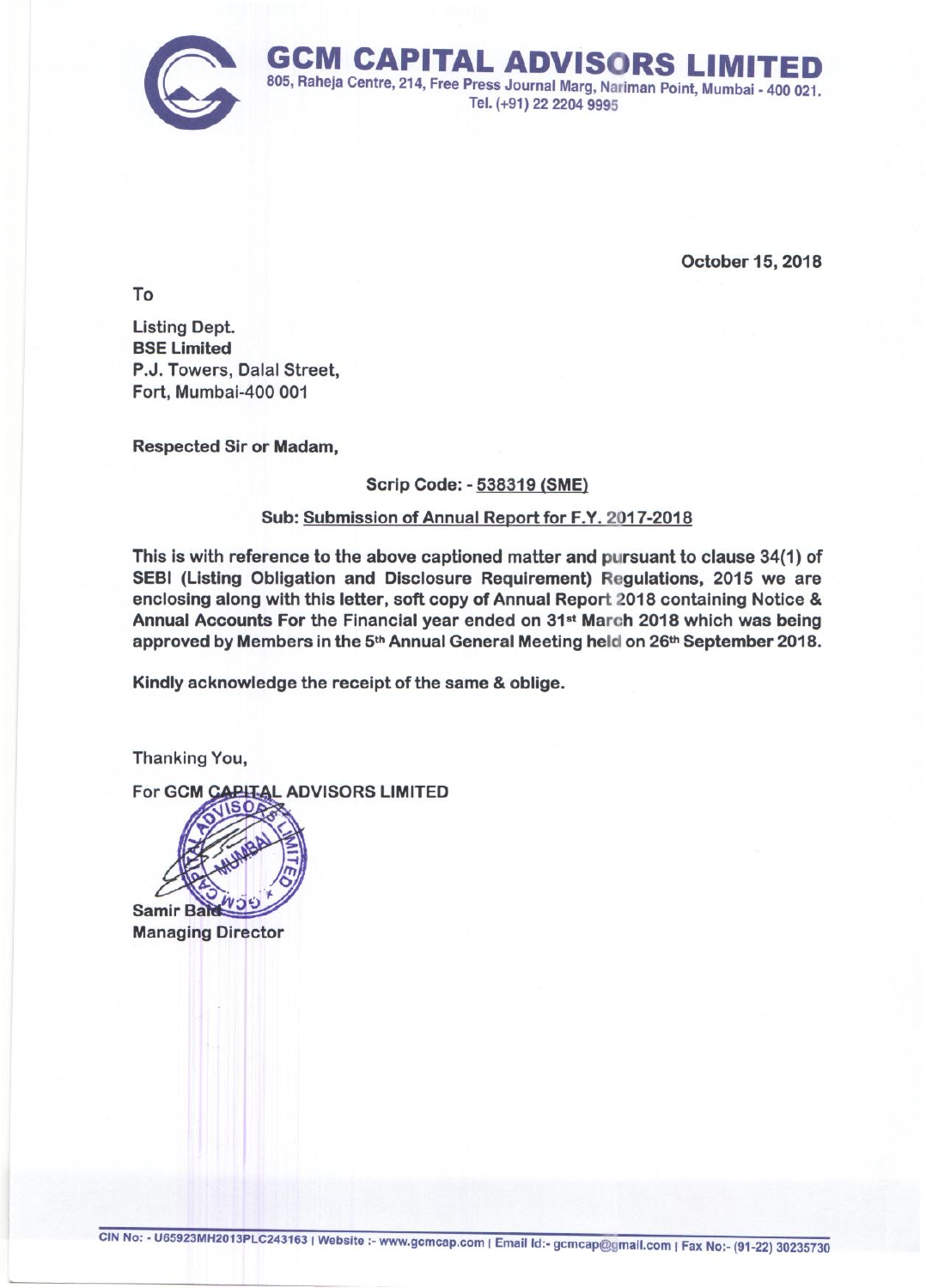# GCM CAPITAL ADVISORS LIMITED

805, Raheja Centre, 214, Free Press Journal Marg, Nariman Point, Mumbai - 400 021.
Tel. (+91) 22 2204 9995

October 15, 2018

To

Listing Dept.
**BSE Limited**
P.J. Towers, Dalal Street,
Fort, Mumbai-400 001

Respected Sir or Madam,

**Scrip Code: - 538319 (SME)**

**Sub: Submission of Annual Report for F.Y. 2017-2018**

This is with reference to the above captioned matter and pursuant to clause 34(1) of SEBI (Listing Obligation and Disclosure Requirement) Regulations, 2015 we are enclosing along with this letter, soft copy of Annual Report 2018 containing Notice & Annual Accounts For the Financial year ended on 31st March 2018 which was being approved by Members in the 5th Annual General Meeting held on 26th September 2018.

Kindly acknowledge the receipt of the same & oblige.

Thanking You,

For GCM CAPITAL ADVISORS LIMITED

Samir Baid
Managing Director

CIN No: - U65923MH2013PLC243163 | Website :- www.gcmcap.com | Email Id:- gcmcap@gmail.com | Fax No:- (91-22) 30235730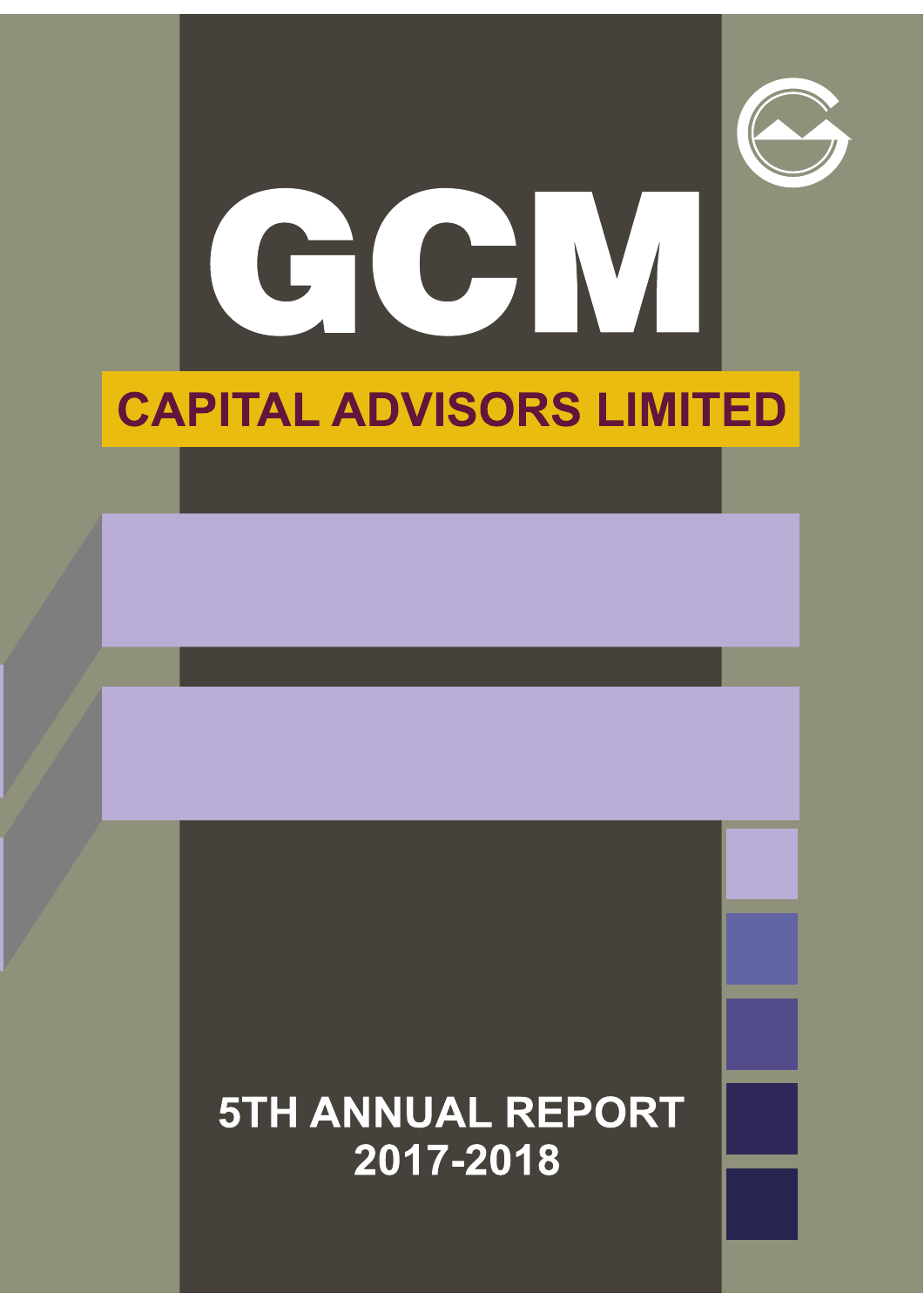# GCM

## CAPITAL ADVISORS LIMITED

### 5TH ANNUAL REPORT
### 2017-2018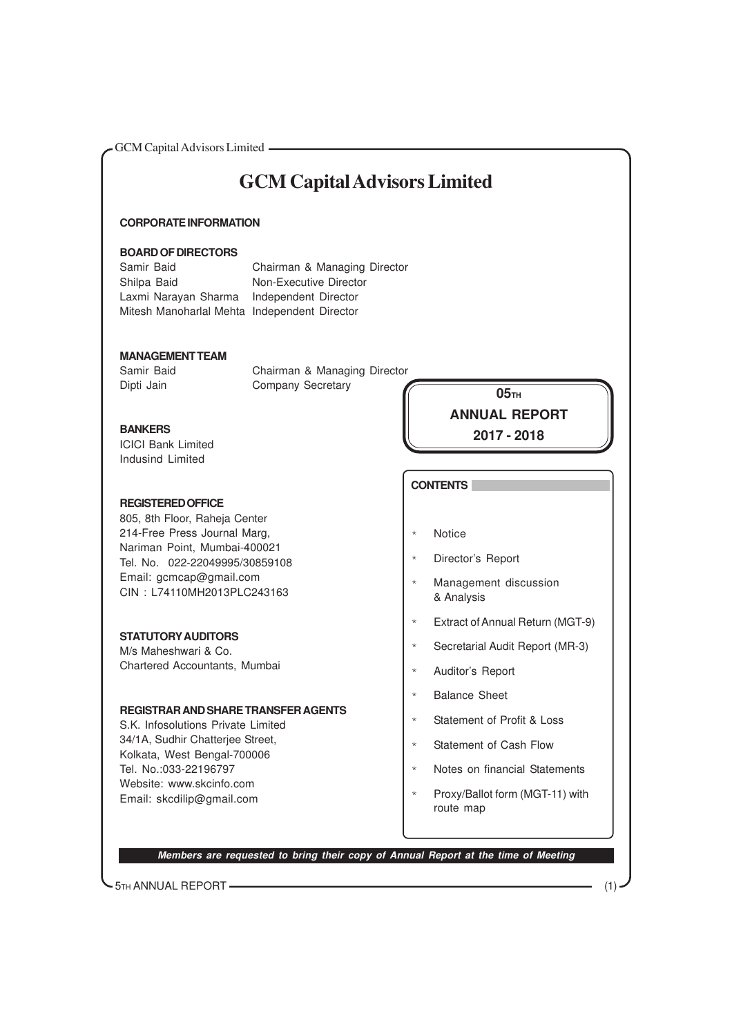# GCM Capital Advisors Limited

## CORPORATE INFORMATION

### BOARD OF DIRECTORS

| | |
|---|---|
| Samir Baid | Chairman & Managing Director |
| Shilpa Baid | Non-Executive Director |
| Laxmi Narayan Sharma | Independent Director |
| Mitesh Manoharlal Mehta | Independent Director |

### MANAGEMENT TEAM

| | |
|---|---|
| Samir Baid | Chairman & Managing Director |
| Dipti Jain | Company Secretary |

**05TH**
**ANNUAL REPORT**
**2017 - 2018**

### BANKERS

ICICI Bank Limited
Indusind Limited

### REGISTERED OFFICE

805, 8th Floor, Raheja Center
214-Free Press Journal Marg,
Nariman Point, Mumbai-400021
Tel. No. 022-22049995/30859108
Email: gcmcap@gmail.com
CIN : L74110MH2013PLC243163

### STATUTORY AUDITORS

M/s Maheshwari & Co.
Chartered Accountants, Mumbai

### REGISTRAR AND SHARE TRANSFER AGENTS

S.K. Infosolutions Private Limited
34/1A, Sudhir Chatterjee Street,
Kolkata, West Bengal-700006
Tel. No.:033-22196797
Website: www.skcinfo.com
Email: skcdilip@gmail.com

### CONTENTS

* Notice
* Director's Report
* Management discussion & Analysis
* Extract of Annual Return (MGT-9)
* Secretarial Audit Report (MR-3)
* Auditor's Report
* Balance Sheet
* Statement of Profit & Loss
* Statement of Cash Flow
* Notes on financial Statements
* Proxy/Ballot form (MGT-11) with route map

***Members are requested to bring their copy of Annual Report at the time of Meeting***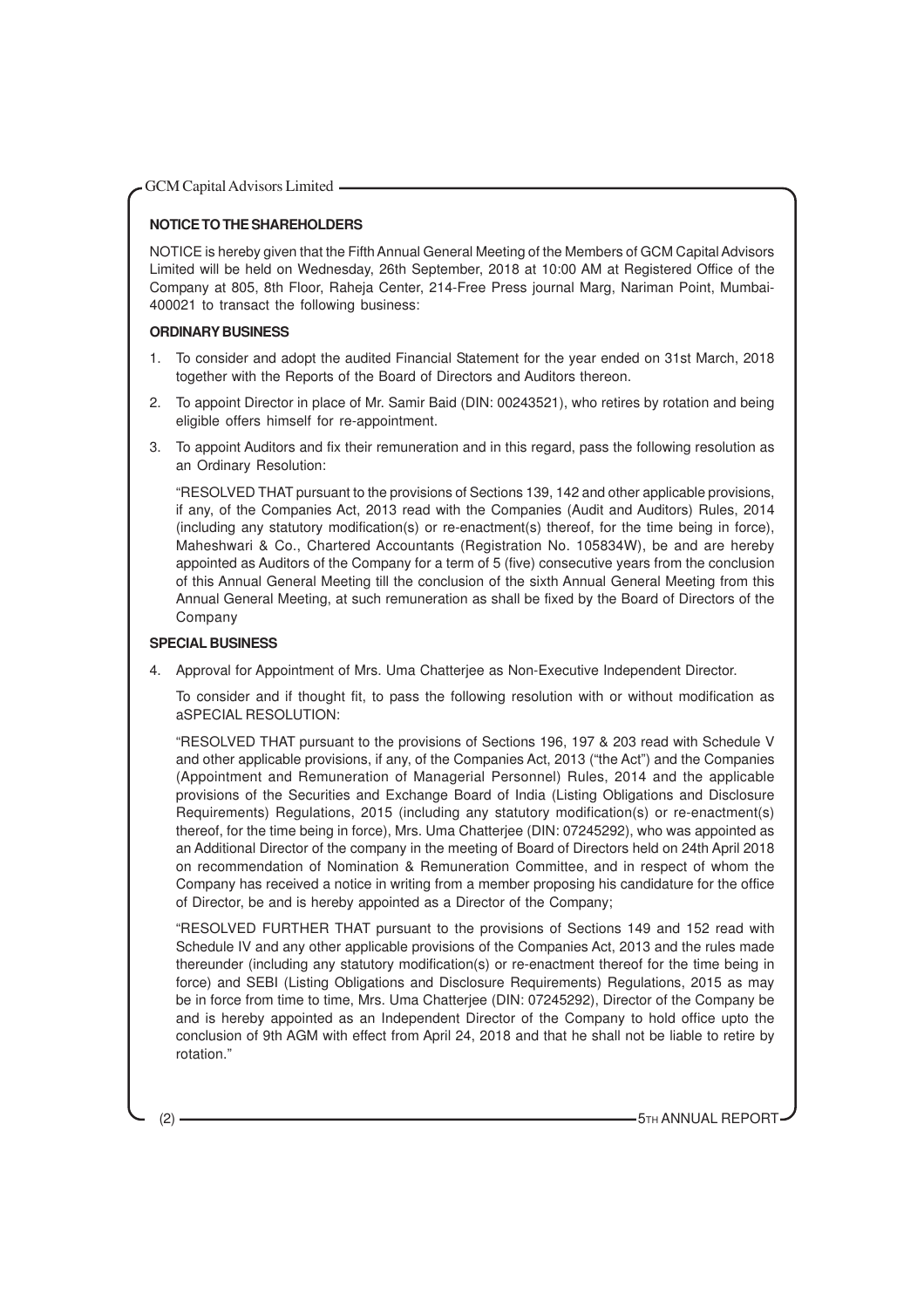**NOTICE TO THE SHAREHOLDERS**

NOTICE is hereby given that the Fifth Annual General Meeting of the Members of GCM Capital Advisors Limited will be held on Wednesday, 26th September, 2018 at 10:00 AM at Registered Office of the Company at 805, 8th Floor, Raheja Center, 214-Free Press journal Marg, Nariman Point, Mumbai-400021 to transact the following business:

**ORDINARY BUSINESS**

1. To consider and adopt the audited Financial Statement for the year ended on 31st March, 2018 together with the Reports of the Board of Directors and Auditors thereon.

2. To appoint Director in place of Mr. Samir Baid (DIN: 00243521), who retires by rotation and being eligible offers himself for re-appointment.

3. To appoint Auditors and fix their remuneration and in this regard, pass the following resolution as an Ordinary Resolution:

   "RESOLVED THAT pursuant to the provisions of Sections 139, 142 and other applicable provisions, if any, of the Companies Act, 2013 read with the Companies (Audit and Auditors) Rules, 2014 (including any statutory modification(s) or re-enactment(s) thereof, for the time being in force), Maheshwari & Co., Chartered Accountants (Registration No. 105834W), be and are hereby appointed as Auditors of the Company for a term of 5 (five) consecutive years from the conclusion of this Annual General Meeting till the conclusion of the sixth Annual General Meeting from this Annual General Meeting, at such remuneration as shall be fixed by the Board of Directors of the Company

**SPECIAL BUSINESS**

4. Approval for Appointment of Mrs. Uma Chatterjee as Non-Executive Independent Director.

   To consider and if thought fit, to pass the following resolution with or without modification as aSPECIAL RESOLUTION:

   "RESOLVED THAT pursuant to the provisions of Sections 196, 197 & 203 read with Schedule V and other applicable provisions, if any, of the Companies Act, 2013 ("the Act") and the Companies (Appointment and Remuneration of Managerial Personnel) Rules, 2014 and the applicable provisions of the Securities and Exchange Board of India (Listing Obligations and Disclosure Requirements) Regulations, 2015 (including any statutory modification(s) or re-enactment(s) thereof, for the time being in force), Mrs. Uma Chatterjee (DIN: 07245292), who was appointed as an Additional Director of the company in the meeting of Board of Directors held on 24th April 2018 on recommendation of Nomination & Remuneration Committee, and in respect of whom the Company has received a notice in writing from a member proposing his candidature for the office of Director, be and is hereby appointed as a Director of the Company;

   "RESOLVED FURTHER THAT pursuant to the provisions of Sections 149 and 152 read with Schedule IV and any other applicable provisions of the Companies Act, 2013 and the rules made thereunder (including any statutory modification(s) or re-enactment thereof for the time being in force) and SEBI (Listing Obligations and Disclosure Requirements) Regulations, 2015 as may be in force from time to time, Mrs. Uma Chatterjee (DIN: 07245292), Director of the Company be and is hereby appointed as an Independent Director of the Company to hold office upto the conclusion of 9th AGM with effect from April 24, 2018 and that he shall not be liable to retire by rotation."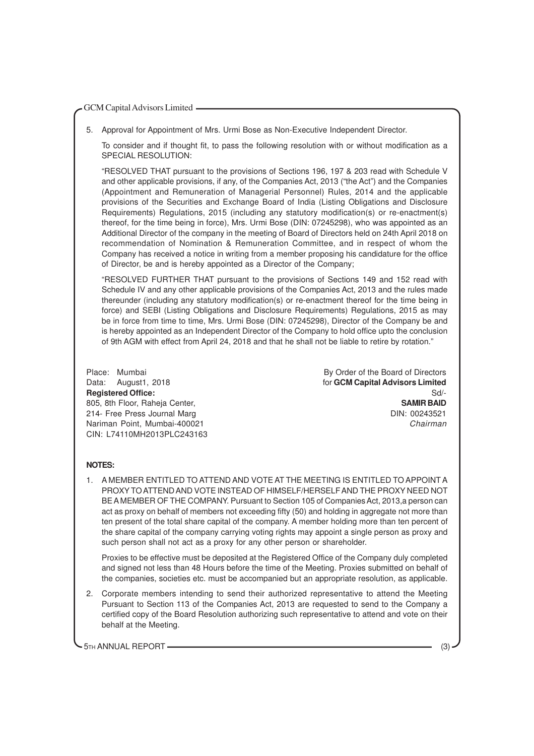5. Approval for Appointment of Mrs. Urmi Bose as Non-Executive Independent Director.

   To consider and if thought fit, to pass the following resolution with or without modification as a SPECIAL RESOLUTION:

   "RESOLVED THAT pursuant to the provisions of Sections 196, 197 & 203 read with Schedule V and other applicable provisions, if any, of the Companies Act, 2013 ("the Act") and the Companies (Appointment and Remuneration of Managerial Personnel) Rules, 2014 and the applicable provisions of the Securities and Exchange Board of India (Listing Obligations and Disclosure Requirements) Regulations, 2015 (including any statutory modification(s) or re-enactment(s) thereof, for the time being in force), Mrs. Urmi Bose (DIN: 07245298), who was appointed as an Additional Director of the company in the meeting of Board of Directors held on 24th April 2018 on recommendation of Nomination & Remuneration Committee, and in respect of whom the Company has received a notice in writing from a member proposing his candidature for the office of Director, be and is hereby appointed as a Director of the Company;

   "RESOLVED FURTHER THAT pursuant to the provisions of Sections 149 and 152 read with Schedule IV and any other applicable provisions of the Companies Act, 2013 and the rules made thereunder (including any statutory modification(s) or re-enactment thereof for the time being in force) and SEBI (Listing Obligations and Disclosure Requirements) Regulations, 2015 as may be in force from time to time, Mrs. Urmi Bose (DIN: 07245298), Director of the Company be and is hereby appointed as an Independent Director of the Company to hold office upto the conclusion of 9th AGM with effect from April 24, 2018 and that he shall not be liable to retire by rotation."

Place: Mumbai
Data: August1, 2018
**Registered Office:**
805, 8th Floor, Raheja Center,
214- Free Press Journal Marg
Nariman Point, Mumbai-400021
CIN: L74110MH2013PLC243163

By Order of the Board of Directors
for **GCM Capital Advisors Limited**
Sd/-
**SAMIR BAID**
DIN: 00243521
*Chairman*

**NOTES:**

1. A MEMBER ENTITLED TO ATTEND AND VOTE AT THE MEETING IS ENTITLED TO APPOINT A PROXY TO ATTEND AND VOTE INSTEAD OF HIMSELF/HERSELF AND THE PROXY NEED NOT BE A MEMBER OF THE COMPANY. Pursuant to Section 105 of Companies Act, 2013,a person can act as proxy on behalf of members not exceeding fifty (50) and holding in aggregate not more than ten present of the total share capital of the company. A member holding more than ten percent of the share capital of the company carrying voting rights may appoint a single person as proxy and such person shall not act as a proxy for any other person or shareholder.

   Proxies to be effective must be deposited at the Registered Office of the Company duly completed and signed not less than 48 Hours before the time of the Meeting. Proxies submitted on behalf of the companies, societies etc. must be accompanied but an appropriate resolution, as applicable.

2. Corporate members intending to send their authorized representative to attend the Meeting Pursuant to Section 113 of the Companies Act, 2013 are requested to send to the Company a certified copy of the Board Resolution authorizing such representative to attend and vote on their behalf at the Meeting.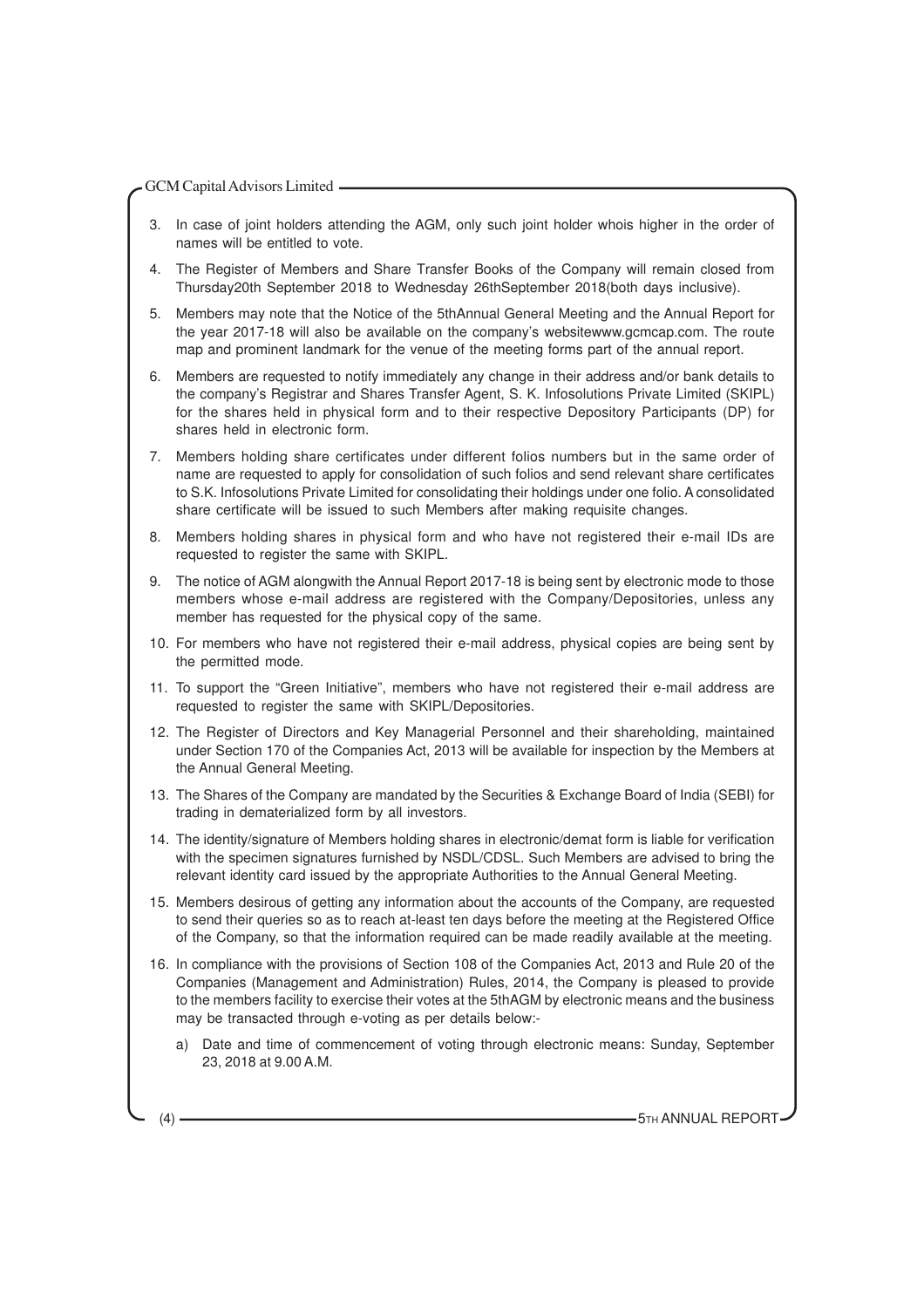3. In case of joint holders attending the AGM, only such joint holder whois higher in the order of names will be entitled to vote.

4. The Register of Members and Share Transfer Books of the Company will remain closed from Thursday20th September 2018 to Wednesday 26thSeptember 2018(both days inclusive).

5. Members may note that the Notice of the 5thAnnual General Meeting and the Annual Report for the year 2017-18 will also be available on the company's websitewww.gcmcap.com. The route map and prominent landmark for the venue of the meeting forms part of the annual report.

6. Members are requested to notify immediately any change in their address and/or bank details to the company's Registrar and Shares Transfer Agent, S. K. Infosolutions Private Limited (SKIPL) for the shares held in physical form and to their respective Depository Participants (DP) for shares held in electronic form.

7. Members holding share certificates under different folios numbers but in the same order of name are requested to apply for consolidation of such folios and send relevant share certificates to S.K. Infosolutions Private Limited for consolidating their holdings under one folio. A consolidated share certificate will be issued to such Members after making requisite changes.

8. Members holding shares in physical form and who have not registered their e-mail IDs are requested to register the same with SKIPL.

9. The notice of AGM alongwith the Annual Report 2017-18 is being sent by electronic mode to those members whose e-mail address are registered with the Company/Depositories, unless any member has requested for the physical copy of the same.

10. For members who have not registered their e-mail address, physical copies are being sent by the permitted mode.

11. To support the "Green Initiative", members who have not registered their e-mail address are requested to register the same with SKIPL/Depositories.

12. The Register of Directors and Key Managerial Personnel and their shareholding, maintained under Section 170 of the Companies Act, 2013 will be available for inspection by the Members at the Annual General Meeting.

13. The Shares of the Company are mandated by the Securities & Exchange Board of India (SEBI) for trading in dematerialized form by all investors.

14. The identity/signature of Members holding shares in electronic/demat form is liable for verification with the specimen signatures furnished by NSDL/CDSL. Such Members are advised to bring the relevant identity card issued by the appropriate Authorities to the Annual General Meeting.

15. Members desirous of getting any information about the accounts of the Company, are requested to send their queries so as to reach at-least ten days before the meeting at the Registered Office of the Company, so that the information required can be made readily available at the meeting.

16. In compliance with the provisions of Section 108 of the Companies Act, 2013 and Rule 20 of the Companies (Management and Administration) Rules, 2014, the Company is pleased to provide to the members facility to exercise their votes at the 5thAGM by electronic means and the business may be transacted through e-voting as per details below:-

    a) Date and time of commencement of voting through electronic means: Sunday, September 23, 2018 at 9.00 A.M.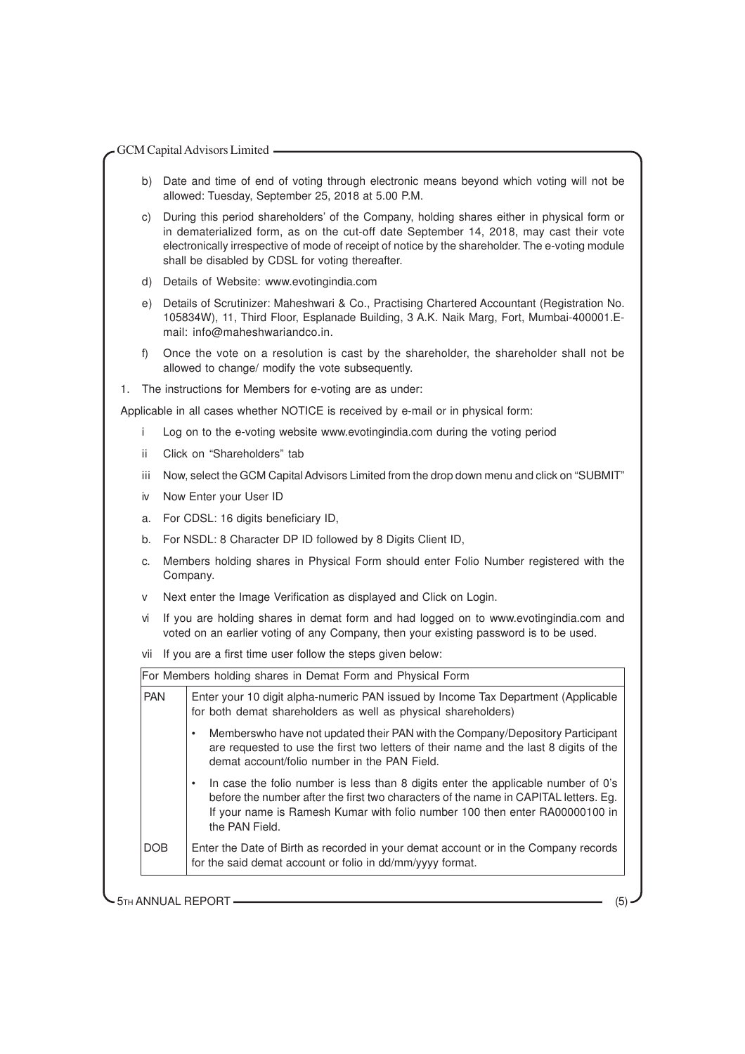b) Date and time of end of voting through electronic means beyond which voting will not be allowed: Tuesday, September 25, 2018 at 5.00 P.M.

c) During this period shareholders' of the Company, holding shares either in physical form or in dematerialized form, as on the cut-off date September 14, 2018, may cast their vote electronically irrespective of mode of receipt of notice by the shareholder. The e-voting module shall be disabled by CDSL for voting thereafter.

d) Details of Website: www.evotingindia.com

e) Details of Scrutinizer: Maheshwari & Co., Practising Chartered Accountant (Registration No. 105834W), 11, Third Floor, Esplanade Building, 3 A.K. Naik Marg, Fort, Mumbai-400001.E-mail: info@maheshwariandco.in.

f) Once the vote on a resolution is cast by the shareholder, the shareholder shall not be allowed to change/ modify the vote subsequently.

1. The instructions for Members for e-voting are as under:

Applicable in all cases whether NOTICE is received by e-mail or in physical form:

i Log on to the e-voting website www.evotingindia.com during the voting period

ii Click on "Shareholders" tab

iii Now, select the GCM Capital Advisors Limited from the drop down menu and click on "SUBMIT"

iv Now Enter your User ID

a. For CDSL: 16 digits beneficiary ID,

b. For NSDL: 8 Character DP ID followed by 8 Digits Client ID,

c. Members holding shares in Physical Form should enter Folio Number registered with the Company.

v Next enter the Image Verification as displayed and Click on Login.

vi If you are holding shares in demat form and had logged on to www.evotingindia.com and voted on an earlier voting of any Company, then your existing password is to be used.

vii If you are a first time user follow the steps given below:

| For Members holding shares in Demat Form and Physical Form | |
|---|---|
| PAN | Enter your 10 digit alpha-numeric PAN issued by Income Tax Department (Applicable for both demat shareholders as well as physical shareholders)<br>• Memberswho have not updated their PAN with the Company/Depository Participant are requested to use the first two letters of their name and the last 8 digits of the demat account/folio number in the PAN Field.<br>• In case the folio number is less than 8 digits enter the applicable number of 0's before the number after the first two characters of the name in CAPITAL letters. Eg. If your name is Ramesh Kumar with folio number 100 then enter RA00000100 in the PAN Field. |
| DOB | Enter the Date of Birth as recorded in your demat account or in the Company records for the said demat account or folio in dd/mm/yyyy format. |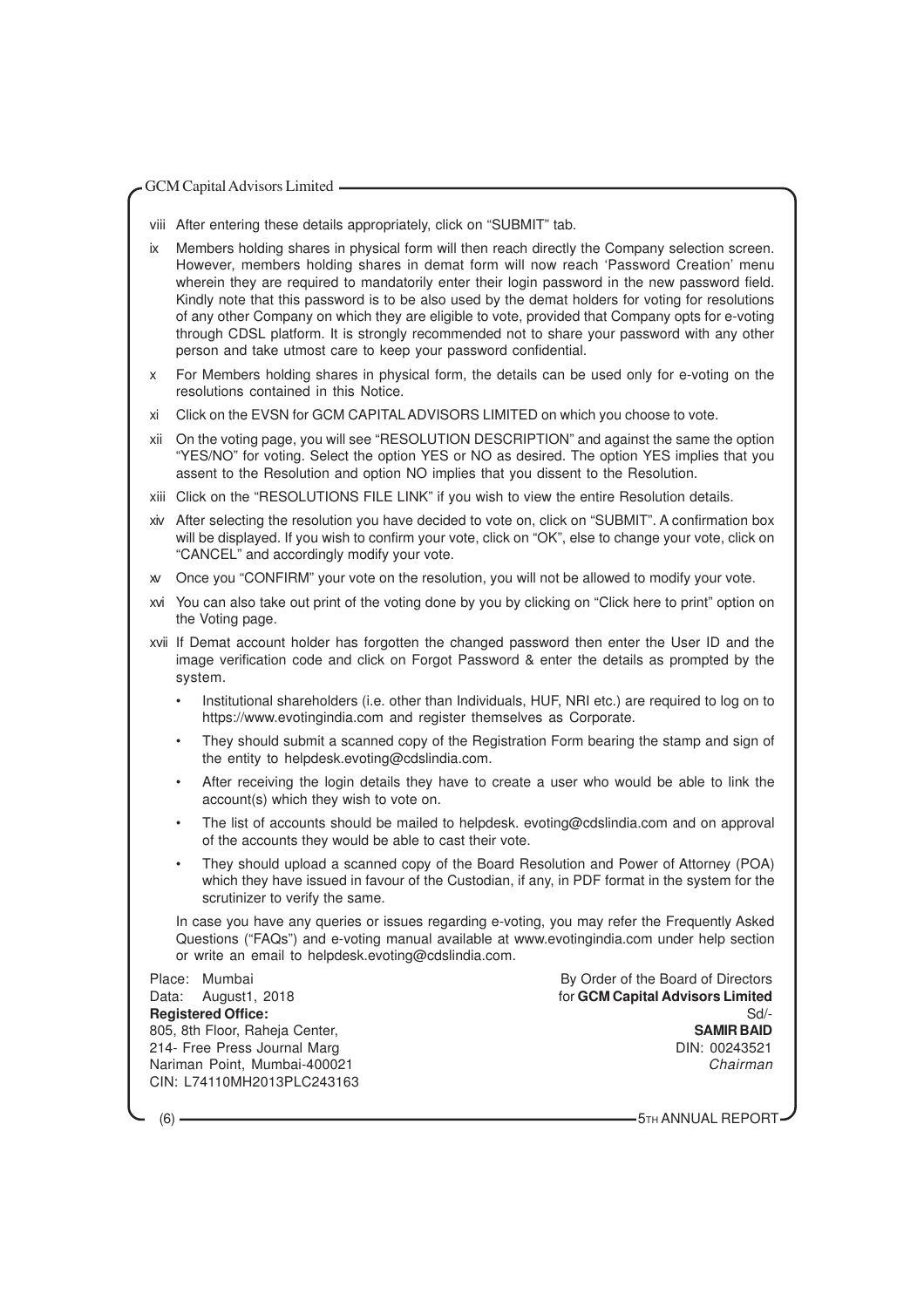viii After entering these details appropriately, click on "SUBMIT" tab.

ix Members holding shares in physical form will then reach directly the Company selection screen. However, members holding shares in demat form will now reach 'Password Creation' menu wherein they are required to mandatorily enter their login password in the new password field. Kindly note that this password is to be also used by the demat holders for voting for resolutions of any other Company on which they are eligible to vote, provided that Company opts for e-voting through CDSL platform. It is strongly recommended not to share your password with any other person and take utmost care to keep your password confidential.

x For Members holding shares in physical form, the details can be used only for e-voting on the resolutions contained in this Notice.

xi Click on the EVSN for GCM CAPITAL ADVISORS LIMITED on which you choose to vote.

xii On the voting page, you will see "RESOLUTION DESCRIPTION" and against the same the option "YES/NO" for voting. Select the option YES or NO as desired. The option YES implies that you assent to the Resolution and option NO implies that you dissent to the Resolution.

xiii Click on the "RESOLUTIONS FILE LINK" if you wish to view the entire Resolution details.

xiv After selecting the resolution you have decided to vote on, click on "SUBMIT". A confirmation box will be displayed. If you wish to confirm your vote, click on "OK", else to change your vote, click on "CANCEL" and accordingly modify your vote.

xv Once you "CONFIRM" your vote on the resolution, you will not be allowed to modify your vote.

xvi You can also take out print of the voting done by you by clicking on "Click here to print" option on the Voting page.

xvii If Demat account holder has forgotten the changed password then enter the User ID and the image verification code and click on Forgot Password & enter the details as prompted by the system.

- Institutional shareholders (i.e. other than Individuals, HUF, NRI etc.) are required to log on to https://www.evotingindia.com and register themselves as Corporate.
- They should submit a scanned copy of the Registration Form bearing the stamp and sign of the entity to helpdesk.evoting@cdslindia.com.
- After receiving the login details they have to create a user who would be able to link the account(s) which they wish to vote on.
- The list of accounts should be mailed to helpdesk. evoting@cdslindia.com and on approval of the accounts they would be able to cast their vote.
- They should upload a scanned copy of the Board Resolution and Power of Attorney (POA) which they have issued in favour of the Custodian, if any, in PDF format in the system for the scrutinizer to verify the same.

In case you have any queries or issues regarding e-voting, you may refer the Frequently Asked Questions ("FAQs") and e-voting manual available at www.evotingindia.com under help section or write an email to helpdesk.evoting@cdslindia.com.

Place: Mumbai
Data: August1, 2018
**Registered Office:**
805, 8th Floor, Raheja Center,
214- Free Press Journal Marg
Nariman Point, Mumbai-400021
CIN: L74110MH2013PLC243163

By Order of the Board of Directors
for **GCM Capital Advisors Limited**
Sd/-
**SAMIR BAID**
DIN: 00243521
*Chairman*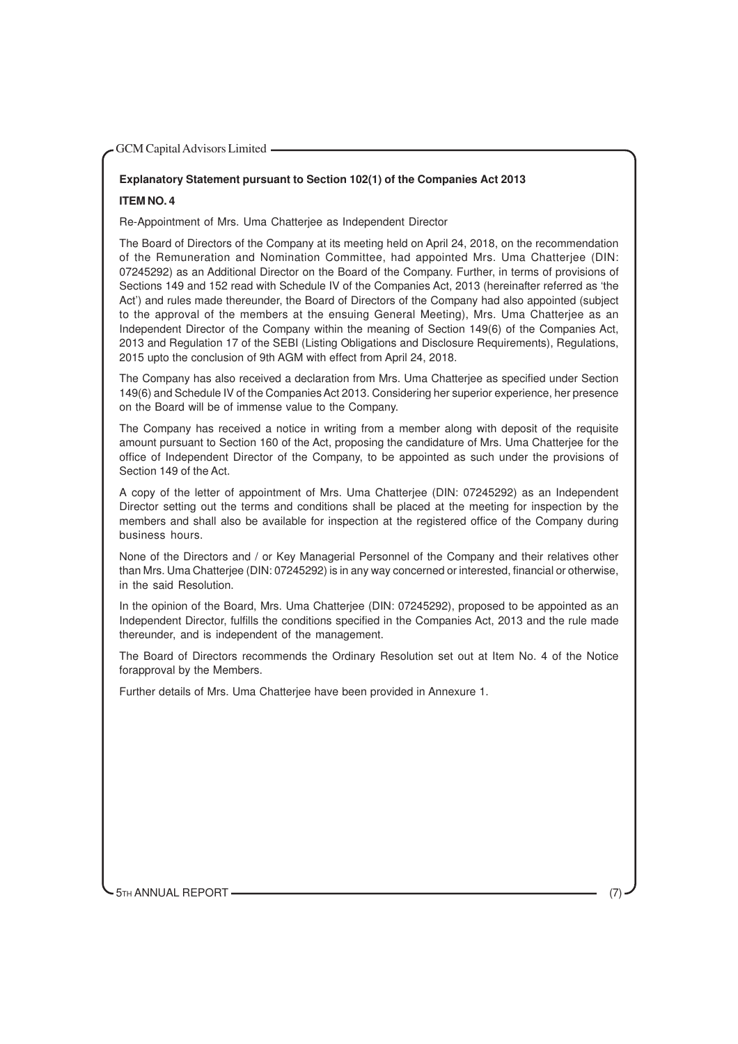**Explanatory Statement pursuant to Section 102(1) of the Companies Act 2013**

**ITEM NO. 4**

Re-Appointment of Mrs. Uma Chatterjee as Independent Director

The Board of Directors of the Company at its meeting held on April 24, 2018, on the recommendation of the Remuneration and Nomination Committee, had appointed Mrs. Uma Chatterjee (DIN: 07245292) as an Additional Director on the Board of the Company. Further, in terms of provisions of Sections 149 and 152 read with Schedule IV of the Companies Act, 2013 (hereinafter referred as 'the Act') and rules made thereunder, the Board of Directors of the Company had also appointed (subject to the approval of the members at the ensuing General Meeting), Mrs. Uma Chatterjee as an Independent Director of the Company within the meaning of Section 149(6) of the Companies Act, 2013 and Regulation 17 of the SEBI (Listing Obligations and Disclosure Requirements), Regulations, 2015 upto the conclusion of 9th AGM with effect from April 24, 2018.

The Company has also received a declaration from Mrs. Uma Chatterjee as specified under Section 149(6) and Schedule IV of the Companies Act 2013. Considering her superior experience, her presence on the Board will be of immense value to the Company.

The Company has received a notice in writing from a member along with deposit of the requisite amount pursuant to Section 160 of the Act, proposing the candidature of Mrs. Uma Chatterjee for the office of Independent Director of the Company, to be appointed as such under the provisions of Section 149 of the Act.

A copy of the letter of appointment of Mrs. Uma Chatterjee (DIN: 07245292) as an Independent Director setting out the terms and conditions shall be placed at the meeting for inspection by the members and shall also be available for inspection at the registered office of the Company during business hours.

None of the Directors and / or Key Managerial Personnel of the Company and their relatives other than Mrs. Uma Chatterjee (DIN: 07245292) is in any way concerned or interested, financial or otherwise, in the said Resolution.

In the opinion of the Board, Mrs. Uma Chatterjee (DIN: 07245292), proposed to be appointed as an Independent Director, fulfills the conditions specified in the Companies Act, 2013 and the rule made thereunder, and is independent of the management.

The Board of Directors recommends the Ordinary Resolution set out at Item No. 4 of the Notice forapproval by the Members.

Further details of Mrs. Uma Chatterjee have been provided in Annexure 1.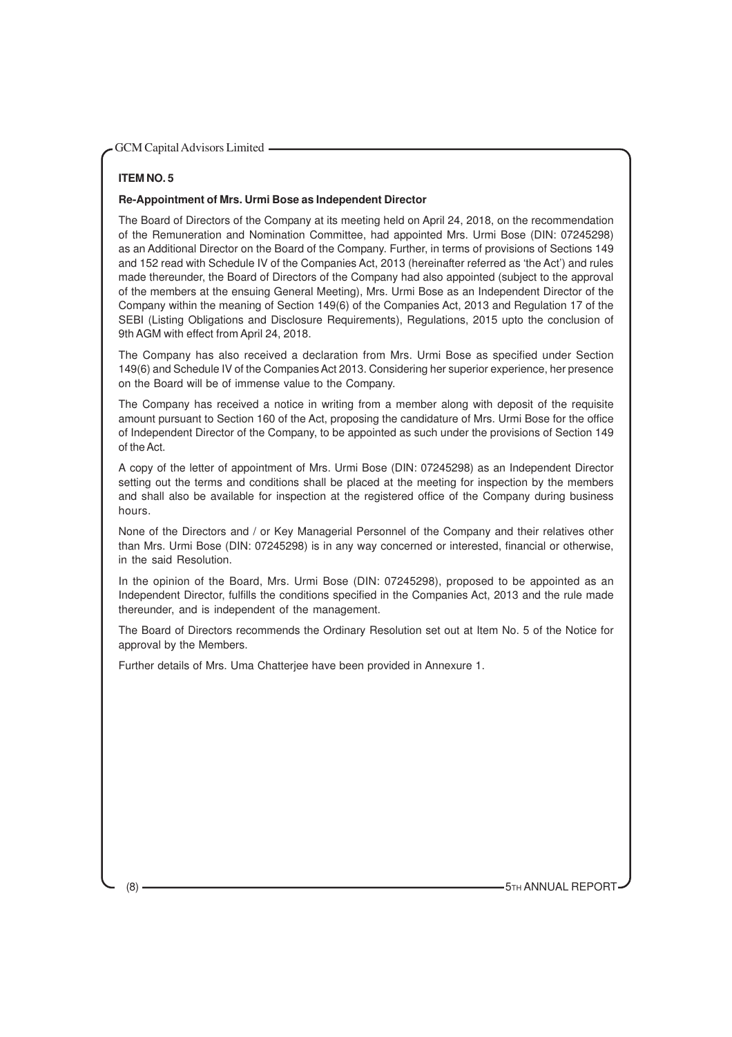**ITEM NO. 5**

**Re-Appointment of Mrs. Urmi Bose as Independent Director**

The Board of Directors of the Company at its meeting held on April 24, 2018, on the recommendation of the Remuneration and Nomination Committee, had appointed Mrs. Urmi Bose (DIN: 07245298) as an Additional Director on the Board of the Company. Further, in terms of provisions of Sections 149 and 152 read with Schedule IV of the Companies Act, 2013 (hereinafter referred as 'the Act') and rules made thereunder, the Board of Directors of the Company had also appointed (subject to the approval of the members at the ensuing General Meeting), Mrs. Urmi Bose as an Independent Director of the Company within the meaning of Section 149(6) of the Companies Act, 2013 and Regulation 17 of the SEBI (Listing Obligations and Disclosure Requirements), Regulations, 2015 upto the conclusion of 9th AGM with effect from April 24, 2018.

The Company has also received a declaration from Mrs. Urmi Bose as specified under Section 149(6) and Schedule IV of the Companies Act 2013. Considering her superior experience, her presence on the Board will be of immense value to the Company.

The Company has received a notice in writing from a member along with deposit of the requisite amount pursuant to Section 160 of the Act, proposing the candidature of Mrs. Urmi Bose for the office of Independent Director of the Company, to be appointed as such under the provisions of Section 149 of the Act.

A copy of the letter of appointment of Mrs. Urmi Bose (DIN: 07245298) as an Independent Director setting out the terms and conditions shall be placed at the meeting for inspection by the members and shall also be available for inspection at the registered office of the Company during business hours.

None of the Directors and / or Key Managerial Personnel of the Company and their relatives other than Mrs. Urmi Bose (DIN: 07245298) is in any way concerned or interested, financial or otherwise, in the said Resolution.

In the opinion of the Board, Mrs. Urmi Bose (DIN: 07245298), proposed to be appointed as an Independent Director, fulfills the conditions specified in the Companies Act, 2013 and the rule made thereunder, and is independent of the management.

The Board of Directors recommends the Ordinary Resolution set out at Item No. 5 of the Notice for approval by the Members.

Further details of Mrs. Uma Chatterjee have been provided in Annexure 1.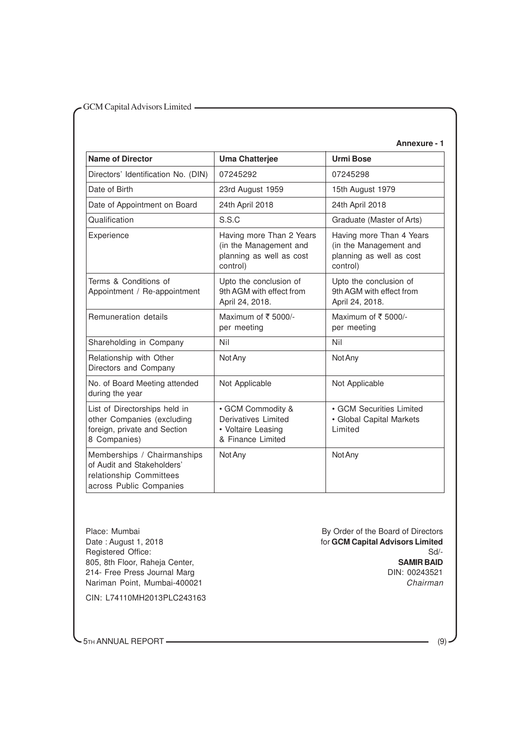**Annexure - 1**

| Name of Director | Uma Chatterjee | Urmi Bose |
|---|---|---|
| Directors' Identification No. (DIN) | 07245292 | 07245298 |
| Date of Birth | 23rd August 1959 | 15th August 1979 |
| Date of Appointment on Board | 24th April 2018 | 24th April 2018 |
| Qualification | S.S.C | Graduate (Master of Arts) |
| Experience | Having more Than 2 Years (in the Management and planning as well as cost control) | Having more Than 4 Years (in the Management and planning as well as cost control) |
| Terms & Conditions of Appointment / Re-appointment | Upto the conclusion of 9th AGM with effect from April 24, 2018. | Upto the conclusion of 9th AGM with effect from April 24, 2018. |
| Remuneration details | Maximum of ₹ 5000/- per meeting | Maximum of ₹ 5000/- per meeting |
| Shareholding in Company | Nil | Nil |
| Relationship with Other Directors and Company | Not Any | Not Any |
| No. of Board Meeting attended during the year | Not Applicable | Not Applicable |
| List of Directorships held in other Companies (excluding foreign, private and Section 8 Companies) | • GCM Commodity & Derivatives Limited<br>• Voltaire Leasing & Finance Limited | • GCM Securities Limited<br>• Global Capital Markets Limited |
| Memberships / Chairmanships of Audit and Stakeholders' relationship Committees across Public Companies | Not Any | Not Any |

Place: Mumbai
Date : August 1, 2018
Registered Office:
805, 8th Floor, Raheja Center,
214- Free Press Journal Marg
Nariman Point, Mumbai-400021

CIN: L74110MH2013PLC243163

By Order of the Board of Directors
for **GCM Capital Advisors Limited**
Sd/-
**SAMIR BAID**
DIN: 00243521
*Chairman*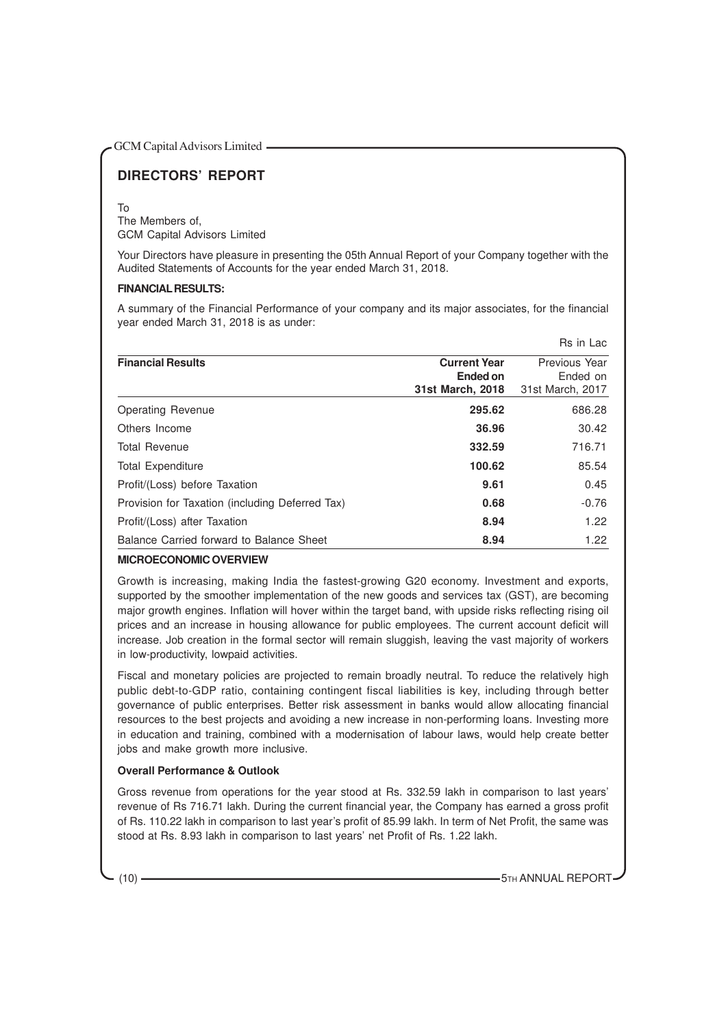## DIRECTORS' REPORT

To
The Members of,
GCM Capital Advisors Limited

Your Directors have pleasure in presenting the 05th Annual Report of your Company together with the Audited Statements of Accounts for the year ended March 31, 2018.

**FINANCIAL RESULTS:**

A summary of the Financial Performance of your company and its major associates, for the financial year ended March 31, 2018 is as under:

Rs in Lac

| Financial Results | Current Year Ended on 31st March, 2018 | Previous Year Ended on 31st March, 2017 |
|---|---|---|
| Operating Revenue | **295.62** | 686.28 |
| Others Income | **36.96** | 30.42 |
| Total Revenue | **332.59** | 716.71 |
| Total Expenditure | **100.62** | 85.54 |
| Profit/(Loss) before Taxation | **9.61** | 0.45 |
| Provision for Taxation (including Deferred Tax) | **0.68** | -0.76 |
| Profit/(Loss) after Taxation | **8.94** | 1.22 |
| Balance Carried forward to Balance Sheet | **8.94** | 1.22 |

**MICROECONOMIC OVERVIEW**

Growth is increasing, making India the fastest-growing G20 economy. Investment and exports, supported by the smoother implementation of the new goods and services tax (GST), are becoming major growth engines. Inflation will hover within the target band, with upside risks reflecting rising oil prices and an increase in housing allowance for public employees. The current account deficit will increase. Job creation in the formal sector will remain sluggish, leaving the vast majority of workers in low-productivity, lowpaid activities.

Fiscal and monetary policies are projected to remain broadly neutral. To reduce the relatively high public debt-to-GDP ratio, containing contingent fiscal liabilities is key, including through better governance of public enterprises. Better risk assessment in banks would allow allocating financial resources to the best projects and avoiding a new increase in non-performing loans. Investing more in education and training, combined with a modernisation of labour laws, would help create better jobs and make growth more inclusive.

**Overall Performance & Outlook**

Gross revenue from operations for the year stood at Rs. 332.59 lakh in comparison to last years' revenue of Rs 716.71 lakh. During the current financial year, the Company has earned a gross profit of Rs. 110.22 lakh in comparison to last year's profit of 85.99 lakh. In term of Net Profit, the same was stood at Rs. 8.93 lakh in comparison to last years' net Profit of Rs. 1.22 lakh.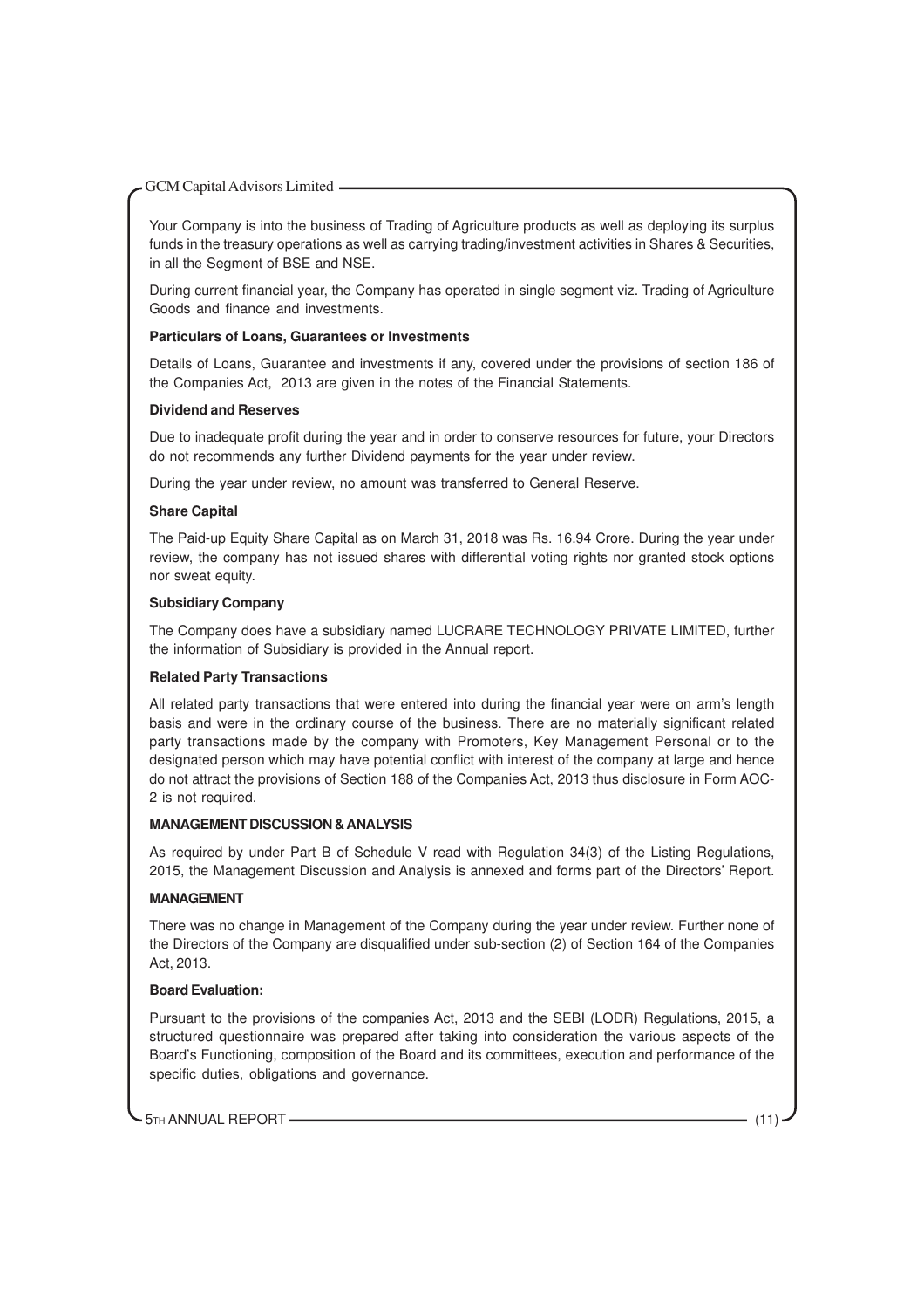Your Company is into the business of Trading of Agriculture products as well as deploying its surplus funds in the treasury operations as well as carrying trading/investment activities in Shares & Securities, in all the Segment of BSE and NSE.

During current financial year, the Company has operated in single segment viz. Trading of Agriculture Goods and finance and investments.

**Particulars of Loans, Guarantees or Investments**

Details of Loans, Guarantee and investments if any, covered under the provisions of section 186 of the Companies Act, 2013 are given in the notes of the Financial Statements.

**Dividend and Reserves**

Due to inadequate profit during the year and in order to conserve resources for future, your Directors do not recommends any further Dividend payments for the year under review.

During the year under review, no amount was transferred to General Reserve.

**Share Capital**

The Paid-up Equity Share Capital as on March 31, 2018 was Rs. 16.94 Crore. During the year under review, the company has not issued shares with differential voting rights nor granted stock options nor sweat equity.

**Subsidiary Company**

The Company does have a subsidiary named LUCRARE TECHNOLOGY PRIVATE LIMITED, further the information of Subsidiary is provided in the Annual report.

**Related Party Transactions**

All related party transactions that were entered into during the financial year were on arm's length basis and were in the ordinary course of the business. There are no materially significant related party transactions made by the company with Promoters, Key Management Personal or to the designated person which may have potential conflict with interest of the company at large and hence do not attract the provisions of Section 188 of the Companies Act, 2013 thus disclosure in Form AOC-2 is not required.

**MANAGEMENT DISCUSSION & ANALYSIS**

As required by under Part B of Schedule V read with Regulation 34(3) of the Listing Regulations, 2015, the Management Discussion and Analysis is annexed and forms part of the Directors' Report.

**MANAGEMENT**

There was no change in Management of the Company during the year under review. Further none of the Directors of the Company are disqualified under sub-section (2) of Section 164 of the Companies Act, 2013.

**Board Evaluation:**

Pursuant to the provisions of the companies Act, 2013 and the SEBI (LODR) Regulations, 2015, a structured questionnaire was prepared after taking into consideration the various aspects of the Board's Functioning, composition of the Board and its committees, execution and performance of the specific duties, obligations and governance.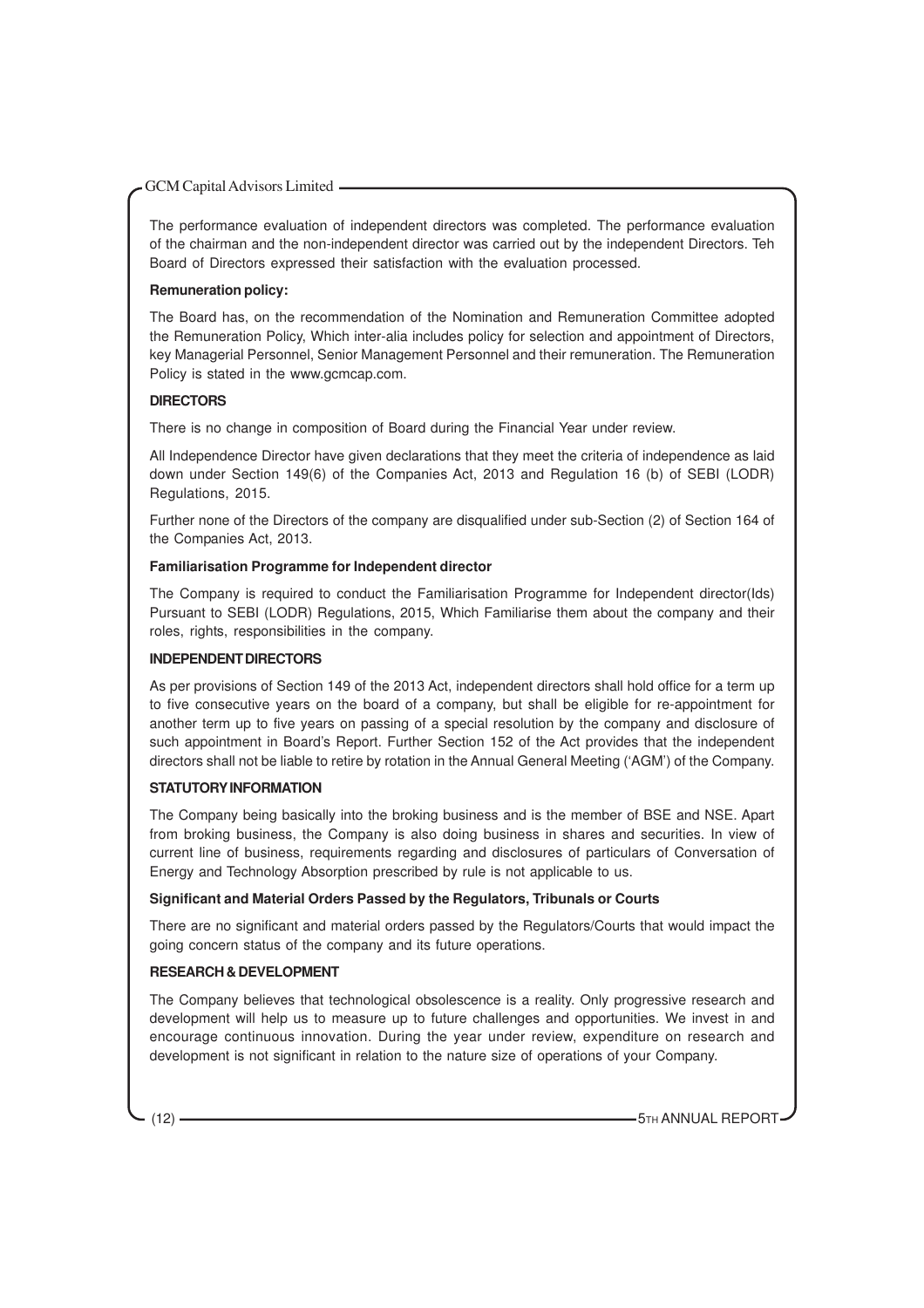The performance evaluation of independent directors was completed. The performance evaluation of the chairman and the non-independent director was carried out by the independent Directors. Teh Board of Directors expressed their satisfaction with the evaluation processed.

**Remuneration policy:**

The Board has, on the recommendation of the Nomination and Remuneration Committee adopted the Remuneration Policy, Which inter-alia includes policy for selection and appointment of Directors, key Managerial Personnel, Senior Management Personnel and their remuneration. The Remuneration Policy is stated in the www.gcmcap.com.

**DIRECTORS**

There is no change in composition of Board during the Financial Year under review.

All Independence Director have given declarations that they meet the criteria of independence as laid down under Section 149(6) of the Companies Act, 2013 and Regulation 16 (b) of SEBI (LODR) Regulations, 2015.

Further none of the Directors of the company are disqualified under sub-Section (2) of Section 164 of the Companies Act, 2013.

**Familiarisation Programme for Independent director**

The Company is required to conduct the Familiarisation Programme for Independent director(Ids) Pursuant to SEBI (LODR) Regulations, 2015, Which Familiarise them about the company and their roles, rights, responsibilities in the company.

**INDEPENDENT DIRECTORS**

As per provisions of Section 149 of the 2013 Act, independent directors shall hold office for a term up to five consecutive years on the board of a company, but shall be eligible for re-appointment for another term up to five years on passing of a special resolution by the company and disclosure of such appointment in Board's Report. Further Section 152 of the Act provides that the independent directors shall not be liable to retire by rotation in the Annual General Meeting ('AGM') of the Company.

**STATUTORY INFORMATION**

The Company being basically into the broking business and is the member of BSE and NSE. Apart from broking business, the Company is also doing business in shares and securities. In view of current line of business, requirements regarding and disclosures of particulars of Conversation of Energy and Technology Absorption prescribed by rule is not applicable to us.

**Significant and Material Orders Passed by the Regulators, Tribunals or Courts**

There are no significant and material orders passed by the Regulators/Courts that would impact the going concern status of the company and its future operations.

**RESEARCH & DEVELOPMENT**

The Company believes that technological obsolescence is a reality. Only progressive research and development will help us to measure up to future challenges and opportunities. We invest in and encourage continuous innovation. During the year under review, expenditure on research and development is not significant in relation to the nature size of operations of your Company.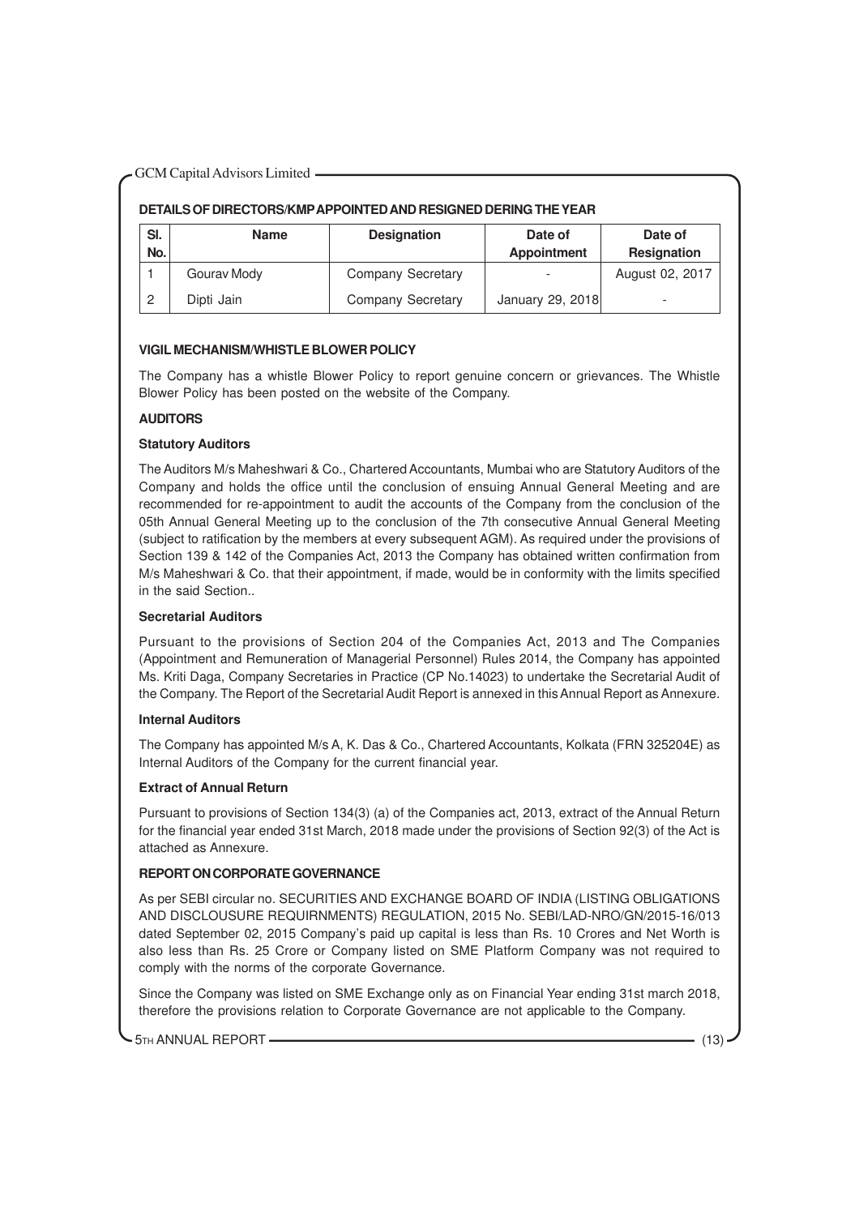## DETAILS OF DIRECTORS/KMP APPOINTED AND RESIGNED DERING THE YEAR

| Sl. No. | Name | Designation | Date of Appointment | Date of Resignation |
|---|---|---|---|---|
| 1 | Gourav Mody | Company Secretary | - | August 02, 2017 |
| 2 | Dipti Jain | Company Secretary | January 29, 2018 | - |

### VIGIL MECHANISM/WHISTLE BLOWER POLICY

The Company has a whistle Blower Policy to report genuine concern or grievances. The Whistle Blower Policy has been posted on the website of the Company.

### AUDITORS

#### Statutory Auditors

The Auditors M/s Maheshwari & Co., Chartered Accountants, Mumbai who are Statutory Auditors of the Company and holds the office until the conclusion of ensuing Annual General Meeting and are recommended for re-appointment to audit the accounts of the Company from the conclusion of the 05th Annual General Meeting up to the conclusion of the 7th consecutive Annual General Meeting (subject to ratification by the members at every subsequent AGM). As required under the provisions of Section 139 & 142 of the Companies Act, 2013 the Company has obtained written confirmation from M/s Maheshwari & Co. that their appointment, if made, would be in conformity with the limits specified in the said Section..

#### Secretarial Auditors

Pursuant to the provisions of Section 204 of the Companies Act, 2013 and The Companies (Appointment and Remuneration of Managerial Personnel) Rules 2014, the Company has appointed Ms. Kriti Daga, Company Secretaries in Practice (CP No.14023) to undertake the Secretarial Audit of the Company. The Report of the Secretarial Audit Report is annexed in this Annual Report as Annexure.

#### Internal Auditors

The Company has appointed M/s A, K. Das & Co., Chartered Accountants, Kolkata (FRN 325204E) as Internal Auditors of the Company for the current financial year.

#### Extract of Annual Return

Pursuant to provisions of Section 134(3) (a) of the Companies act, 2013, extract of the Annual Return for the financial year ended 31st March, 2018 made under the provisions of Section 92(3) of the Act is attached as Annexure.

### REPORT ON CORPORATE GOVERNANCE

As per SEBI circular no. SECURITIES AND EXCHANGE BOARD OF INDIA (LISTING OBLIGATIONS AND DISCLOUSURE REQUIRNMENTS) REGULATION, 2015 No. SEBI/LAD-NRO/GN/2015-16/013 dated September 02, 2015 Company's paid up capital is less than Rs. 10 Crores and Net Worth is also less than Rs. 25 Crore or Company listed on SME Platform Company was not required to comply with the norms of the corporate Governance.

Since the Company was listed on SME Exchange only as on Financial Year ending 31st march 2018, therefore the provisions relation to Corporate Governance are not applicable to the Company.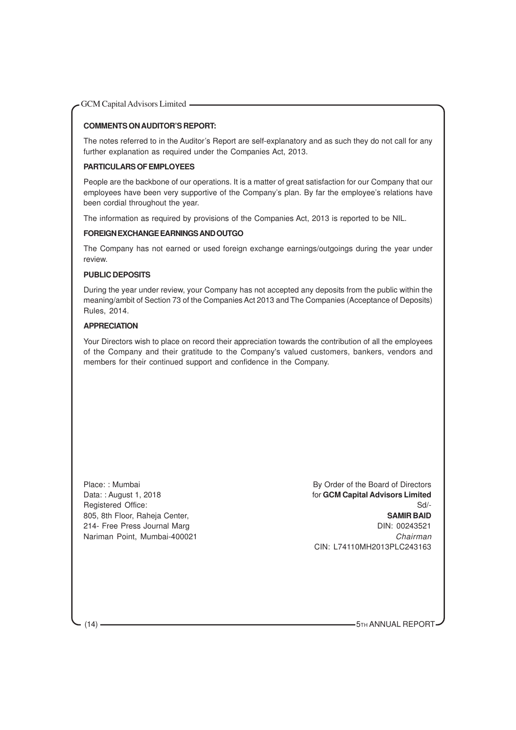**COMMENTS ON AUDITOR'S REPORT:**

The notes referred to in the Auditor's Report are self-explanatory and as such they do not call for any further explanation as required under the Companies Act, 2013.

**PARTICULARS OF EMPLOYEES**

People are the backbone of our operations. It is a matter of great satisfaction for our Company that our employees have been very supportive of the Company's plan. By far the employee's relations have been cordial throughout the year.

The information as required by provisions of the Companies Act, 2013 is reported to be NIL.

**FOREIGN EXCHANGE EARNINGS AND OUTGO**

The Company has not earned or used foreign exchange earnings/outgoings during the year under review.

**PUBLIC DEPOSITS**

During the year under review, your Company has not accepted any deposits from the public within the meaning/ambit of Section 73 of the Companies Act 2013 and The Companies (Acceptance of Deposits) Rules, 2014.

**APPRECIATION**

Your Directors wish to place on record their appreciation towards the contribution of all the employees of the Company and their gratitude to the Company's valued customers, bankers, vendors and members for their continued support and confidence in the Company.

Place: : Mumbai
Data: : August 1, 2018
Registered Office:
805, 8th Floor, Raheja Center,
214- Free Press Journal Marg
Nariman Point, Mumbai-400021

By Order of the Board of Directors
for **GCM Capital Advisors Limited**
Sd/-
**SAMIR BAID**
DIN: 00243521
*Chairman*
CIN: L74110MH2013PLC243163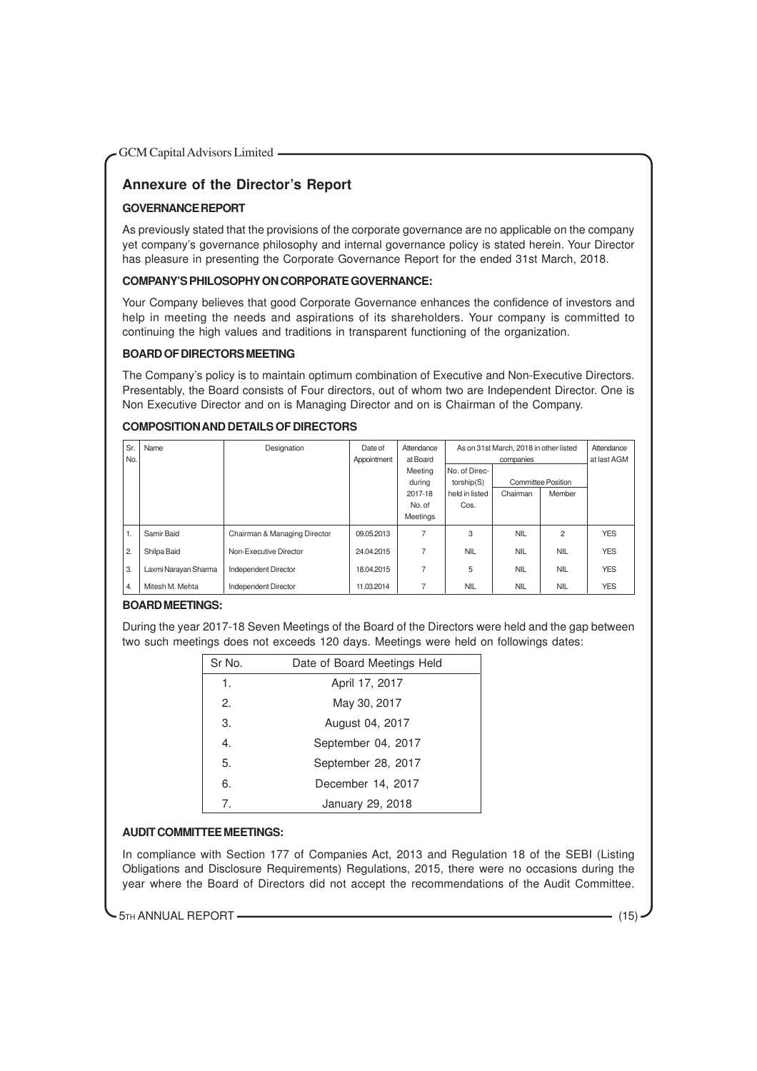## Annexure of the Director's Report

### GOVERNANCE REPORT

As previously stated that the provisions of the corporate governance are no applicable on the company yet company's governance philosophy and internal governance policy is stated herein. Your Director has pleasure in presenting the Corporate Governance Report for the ended 31st March, 2018.

### COMPANY'S PHILOSOPHY ON CORPORATE GOVERNANCE:

Your Company believes that good Corporate Governance enhances the confidence of investors and help in meeting the needs and aspirations of its shareholders. Your company is committed to continuing the high values and traditions in transparent functioning of the organization.

### BOARD OF DIRECTORS MEETING

The Company's policy is to maintain optimum combination of Executive and Non-Executive Directors. Presentably, the Board consists of Four directors, out of whom two are Independent Director. One is Non Executive Director and on is Managing Director and on is Chairman of the Company.

### COMPOSITION AND DETAILS OF DIRECTORS

| Sr. No. | Name | Designation | Date of Appointment | Attendance at Board Meeting during 2017-18 No. of Meetings | As on 31st March, 2018 in other listed companies | | | Attendance at last AGM |
|---|---|---|---|---|---|---|---|---|
| | | | | | No. of Directorship(S) held in listed Cos. | Committee Position | | |
| | | | | | | Chairman | Member | |
| 1. | Samir Baid | Chairman & Managing Director | 09.05.2013 | 7 | 3 | NIL | 2 | YES |
| 2. | Shilpa Baid | Non-Executive Director | 24.04.2015 | 7 | NIL | NIL | NIL | YES |
| 3. | Laxmi Narayan Sharma | Independent Director | 18.04.2015 | 7 | 5 | NIL | NIL | YES |
| 4. | Mitesh M. Mehta | Independent Director | 11.03.2014 | 7 | NIL | NIL | NIL | YES |

### BOARD MEETINGS:

During the year 2017-18 Seven Meetings of the Board of the Directors were held and the gap between two such meetings does not exceeds 120 days. Meetings were held on followings dates:

| Sr No. | Date of Board Meetings Held |
|---|---|
| 1. | April 17, 2017 |
| 2. | May 30, 2017 |
| 3. | August 04, 2017 |
| 4. | September 04, 2017 |
| 5. | September 28, 2017 |
| 6. | December 14, 2017 |
| 7. | January 29, 2018 |

### AUDIT COMMITTEE MEETINGS:

In compliance with Section 177 of Companies Act, 2013 and Regulation 18 of the SEBI (Listing Obligations and Disclosure Requirements) Regulations, 2015, there were no occasions during the year where the Board of Directors did not accept the recommendations of the Audit Committee.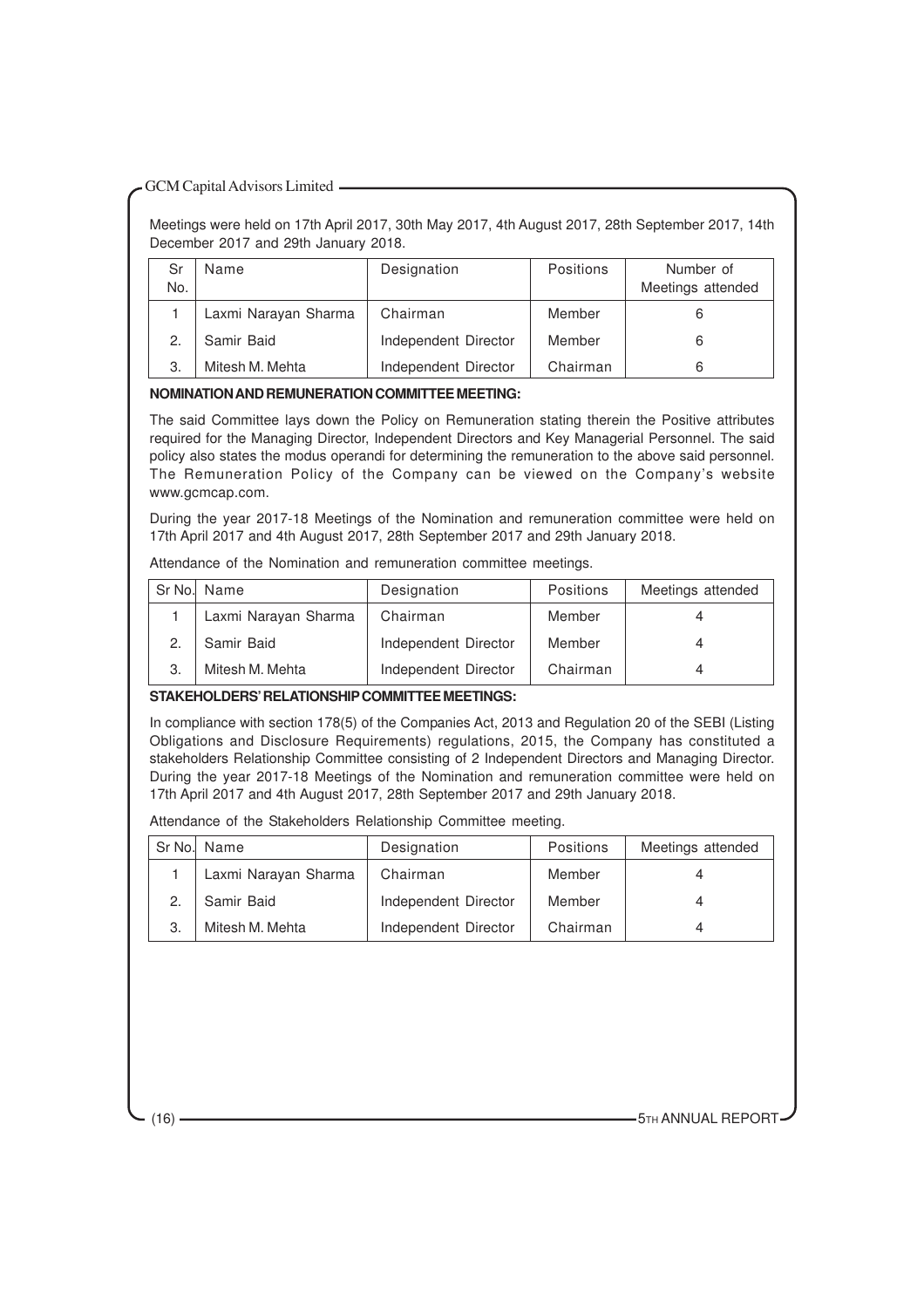Meetings were held on 17th April 2017, 30th May 2017, 4th August 2017, 28th September 2017, 14th December 2017 and 29th January 2018.

| Sr No. | Name | Designation | Positions | Number of Meetings attended |
|---|---|---|---|---|
| 1 | Laxmi Narayan Sharma | Chairman | Member | 6 |
| 2. | Samir Baid | Independent Director | Member | 6 |
| 3. | Mitesh M. Mehta | Independent Director | Chairman | 6 |

**NOMINATION AND REMUNERATION COMMITTEE MEETING:**

The said Committee lays down the Policy on Remuneration stating therein the Positive attributes required for the Managing Director, Independent Directors and Key Managerial Personnel. The said policy also states the modus operandi for determining the remuneration to the above said personnel. The Remuneration Policy of the Company can be viewed on the Company's website www.gcmcap.com.

During the year 2017-18 Meetings of the Nomination and remuneration committee were held on 17th April 2017 and 4th August 2017, 28th September 2017 and 29th January 2018.

Attendance of the Nomination and remuneration committee meetings.

| Sr No. | Name | Designation | Positions | Meetings attended |
|---|---|---|---|---|
| 1 | Laxmi Narayan Sharma | Chairman | Member | 4 |
| 2. | Samir Baid | Independent Director | Member | 4 |
| 3. | Mitesh M. Mehta | Independent Director | Chairman | 4 |

**STAKEHOLDERS' RELATIONSHIP COMMITTEE MEETINGS:**

In compliance with section 178(5) of the Companies Act, 2013 and Regulation 20 of the SEBI (Listing Obligations and Disclosure Requirements) regulations, 2015, the Company has constituted a stakeholders Relationship Committee consisting of 2 Independent Directors and Managing Director. During the year 2017-18 Meetings of the Nomination and remuneration committee were held on 17th April 2017 and 4th August 2017, 28th September 2017 and 29th January 2018.

Attendance of the Stakeholders Relationship Committee meeting.

| Sr No. | Name | Designation | Positions | Meetings attended |
|---|---|---|---|---|
| 1 | Laxmi Narayan Sharma | Chairman | Member | 4 |
| 2. | Samir Baid | Independent Director | Member | 4 |
| 3. | Mitesh M. Mehta | Independent Director | Chairman | 4 |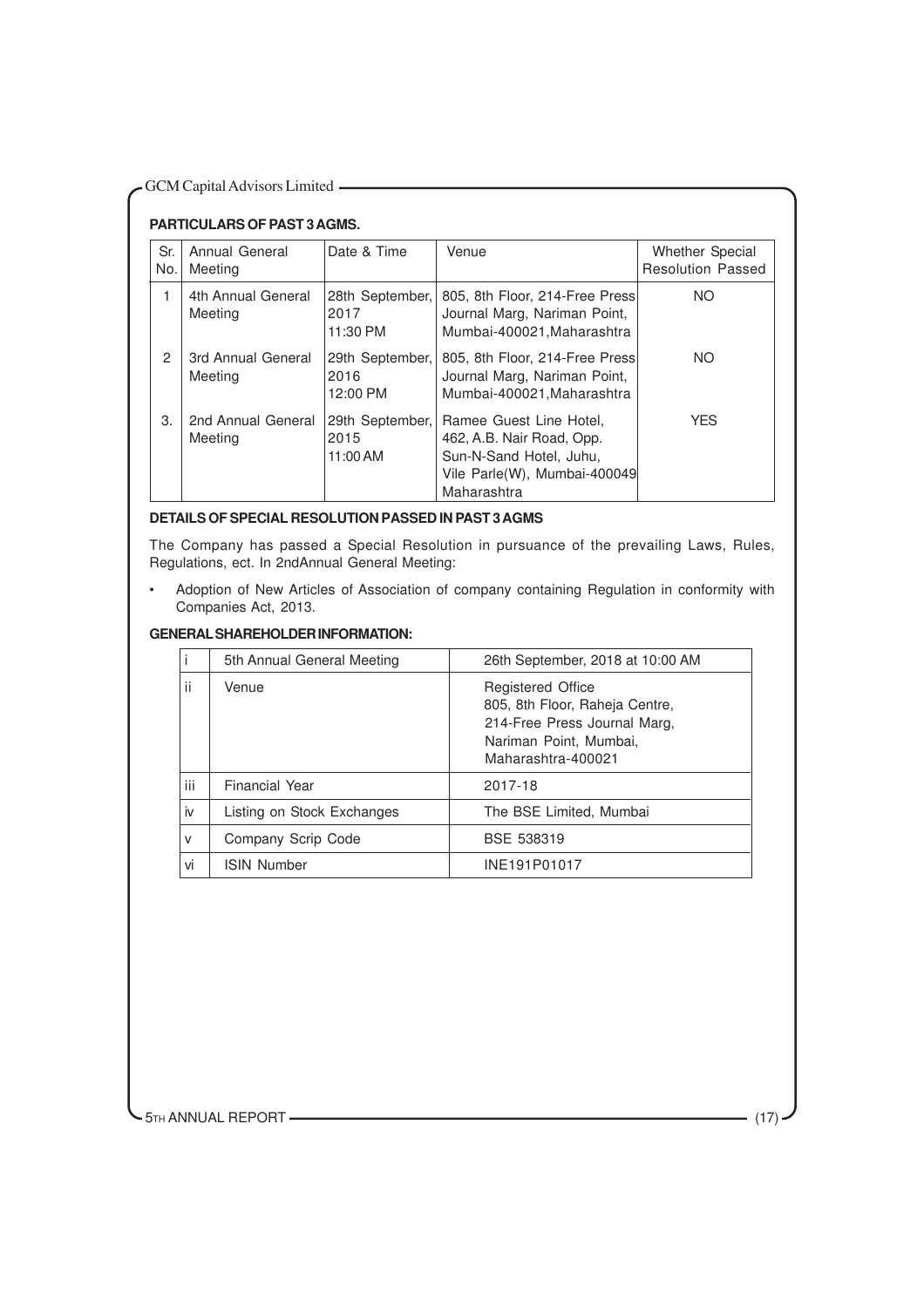### PARTICULARS OF PAST 3 AGMS.

| Sr. No. | Annual General Meeting | Date & Time | Venue | Whether Special Resolution Passed |
|---|---|---|---|---|
| 1 | 4th Annual General Meeting | 28th September, 2017 11:30 PM | 805, 8th Floor, 214-Free Press Journal Marg, Nariman Point, Mumbai-400021,Maharashtra | NO |
| 2 | 3rd Annual General Meeting | 29th September, 2016 12:00 PM | 805, 8th Floor, 214-Free Press Journal Marg, Nariman Point, Mumbai-400021,Maharashtra | NO |
| 3. | 2nd Annual General Meeting | 29th September, 2015 11:00 AM | Ramee Guest Line Hotel, 462, A.B. Nair Road, Opp. Sun-N-Sand Hotel, Juhu, Vile Parle(W), Mumbai-400049 Maharashtra | YES |

### DETAILS OF SPECIAL RESOLUTION PASSED IN PAST 3 AGMS

The Company has passed a Special Resolution in pursuance of the prevailing Laws, Rules, Regulations, ect. In 2ndAnnual General Meeting:

- Adoption of New Articles of Association of company containing Regulation in conformity with Companies Act, 2013.

### GENERAL SHAREHOLDER INFORMATION:

| | | |
|---|---|---|
| i | 5th Annual General Meeting | 26th September, 2018 at 10:00 AM |
| ii | Venue | Registered Office 805, 8th Floor, Raheja Centre, 214-Free Press Journal Marg, Nariman Point, Mumbai, Maharashtra-400021 |
| iii | Financial Year | 2017-18 |
| iv | Listing on Stock Exchanges | The BSE Limited, Mumbai |
| v | Company Scrip Code | BSE 538319 |
| vi | ISIN Number | INE191P01017 |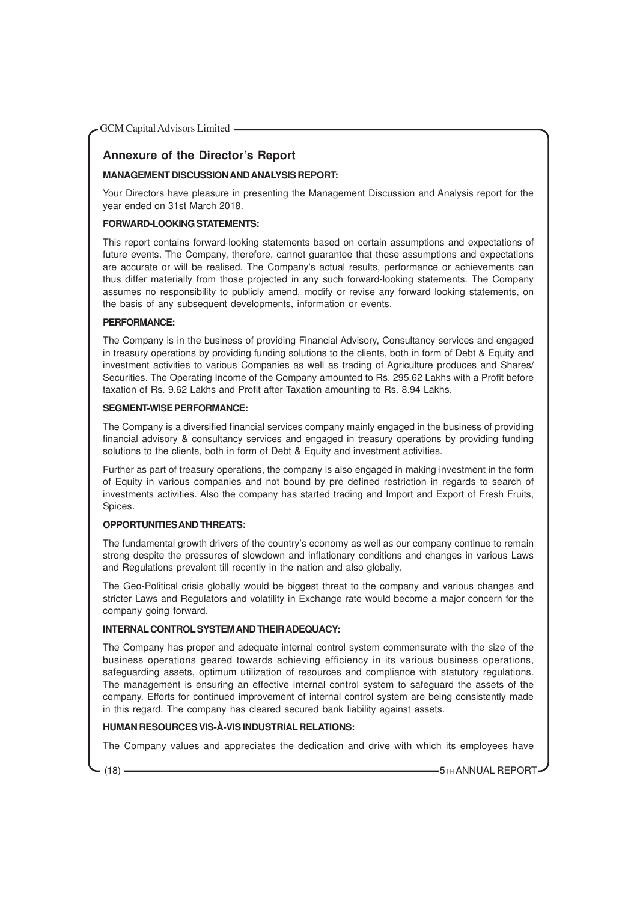## Annexure of the Director's Report

**MANAGEMENT DISCUSSION AND ANALYSIS REPORT:**

Your Directors have pleasure in presenting the Management Discussion and Analysis report for the year ended on 31st March 2018.

**FORWARD-LOOKING STATEMENTS:**

This report contains forward-looking statements based on certain assumptions and expectations of future events. The Company, therefore, cannot guarantee that these assumptions and expectations are accurate or will be realised. The Company's actual results, performance or achievements can thus differ materially from those projected in any such forward-looking statements. The Company assumes no responsibility to publicly amend, modify or revise any forward looking statements, on the basis of any subsequent developments, information or events.

**PERFORMANCE:**

The Company is in the business of providing Financial Advisory, Consultancy services and engaged in treasury operations by providing funding solutions to the clients, both in form of Debt & Equity and investment activities to various Companies as well as trading of Agriculture produces and Shares/ Securities. The Operating Income of the Company amounted to Rs. 295.62 Lakhs with a Profit before taxation of Rs. 9.62 Lakhs and Profit after Taxation amounting to Rs. 8.94 Lakhs.

**SEGMENT-WISE PERFORMANCE:**

The Company is a diversified financial services company mainly engaged in the business of providing financial advisory & consultancy services and engaged in treasury operations by providing funding solutions to the clients, both in form of Debt & Equity and investment activities.

Further as part of treasury operations, the company is also engaged in making investment in the form of Equity in various companies and not bound by pre defined restriction in regards to search of investments activities. Also the company has started trading and Import and Export of Fresh Fruits, Spices.

**OPPORTUNITIES AND THREATS:**

The fundamental growth drivers of the country's economy as well as our company continue to remain strong despite the pressures of slowdown and inflationary conditions and changes in various Laws and Regulations prevalent till recently in the nation and also globally.

The Geo-Political crisis globally would be biggest threat to the company and various changes and stricter Laws and Regulators and volatility in Exchange rate would become a major concern for the company going forward.

**INTERNAL CONTROL SYSTEM AND THEIR ADEQUACY:**

The Company has proper and adequate internal control system commensurate with the size of the business operations geared towards achieving efficiency in its various business operations, safeguarding assets, optimum utilization of resources and compliance with statutory regulations. The management is ensuring an effective internal control system to safeguard the assets of the company. Efforts for continued improvement of internal control system are being consistently made in this regard. The company has cleared secured bank liability against assets.

**HUMAN RESOURCES VIS-À-VIS INDUSTRIAL RELATIONS:**

The Company values and appreciates the dedication and drive with which its employees have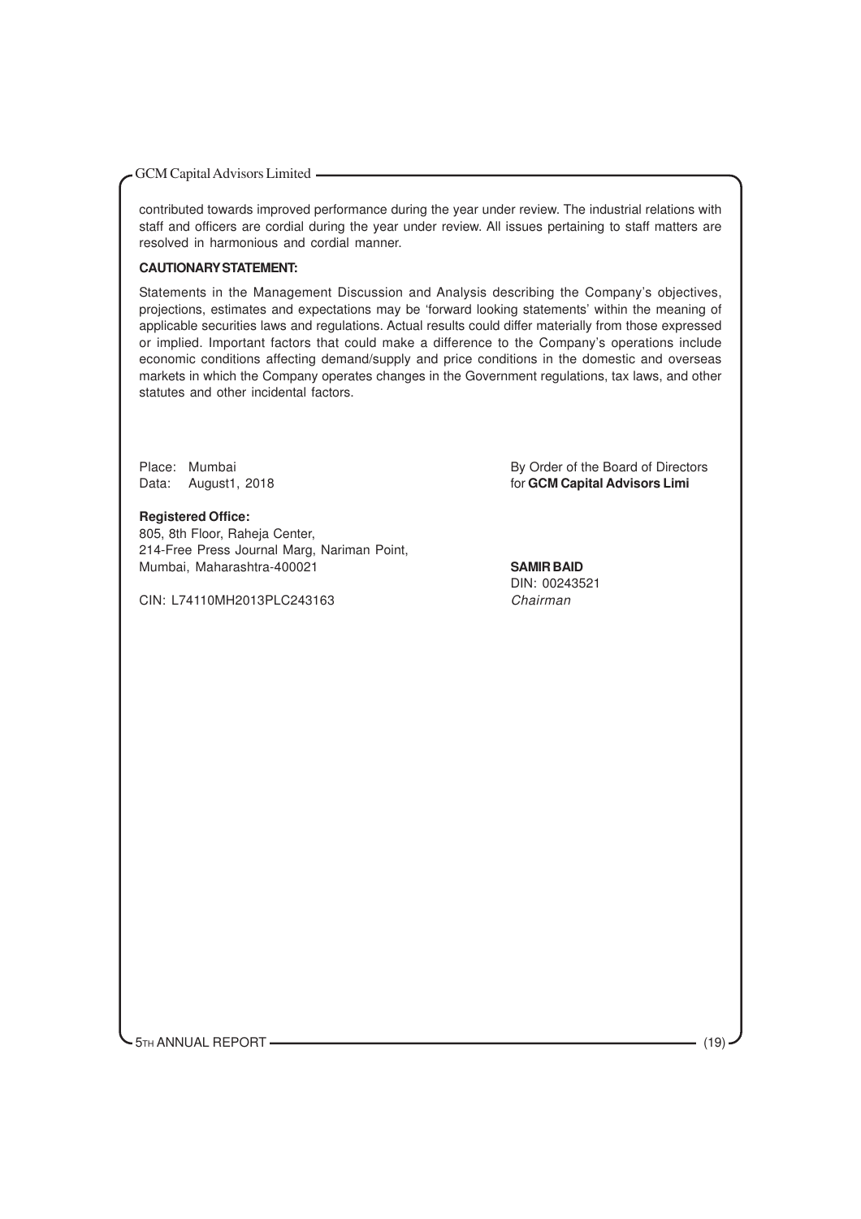contributed towards improved performance during the year under review. The industrial relations with staff and officers are cordial during the year under review. All issues pertaining to staff matters are resolved in harmonious and cordial manner.

**CAUTIONARY STATEMENT:**

Statements in the Management Discussion and Analysis describing the Company's objectives, projections, estimates and expectations may be 'forward looking statements' within the meaning of applicable securities laws and regulations. Actual results could differ materially from those expressed or implied. Important factors that could make a difference to the Company's operations include economic conditions affecting demand/supply and price conditions in the domestic and overseas markets in which the Company operates changes in the Government regulations, tax laws, and other statutes and other incidental factors.

Place: Mumbai
Data: August1, 2018

By Order of the Board of Directors
for **GCM Capital Advisors Limi**

**Registered Office:**
805, 8th Floor, Raheja Center,
214-Free Press Journal Marg, Nariman Point,
Mumbai, Maharashtra-400021

CIN: L74110MH2013PLC243163

**SAMIR BAID**
DIN: 00243521
*Chairman*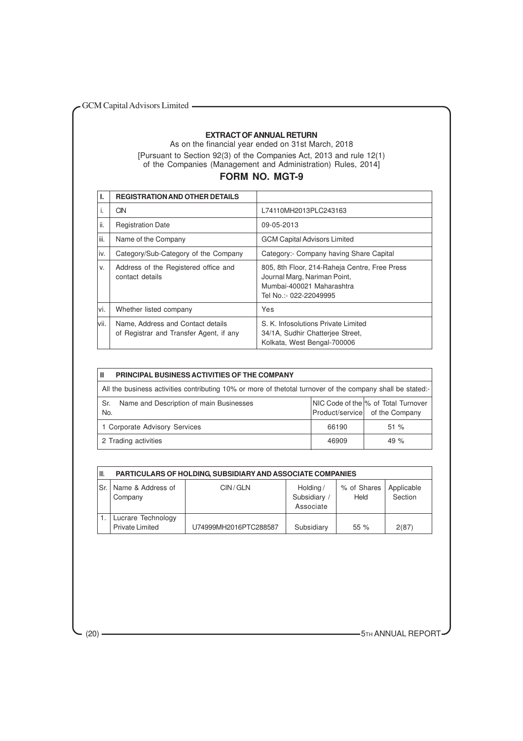# EXTRACT OF ANNUAL RETURN

As on the financial year ended on 31st March, 2018

[Pursuant to Section 92(3) of the Companies Act, 2013 and rule 12(1) of the Companies (Management and Administration) Rules, 2014]

## FORM NO. MGT-9

| I. | REGISTRATION AND OTHER DETAILS | |
|---|---|---|
| i. | CIN | L74110MH2013PLC243163 |
| ii. | Registration Date | 09-05-2013 |
| iii. | Name of the Company | GCM Capital Advisors Limited |
| iv. | Category/Sub-Category of the Company | Category:- Company having Share Capital |
| v. | Address of the Registered office and contact details | 805, 8th Floor, 214-Raheja Centre, Free Press Journal Marg, Nariman Point, Mumbai-400021 Maharashtra Tel No.:- 022-22049995 |
| vi. | Whether listed company | Yes |
| vii. | Name, Address and Contact details of Registrar and Transfer Agent, if any | S. K. Infosolutions Private Limited 34/1A, Sudhir Chatterjee Street, Kolkata, West Bengal-700006 |

**II PRINCIPAL BUSINESS ACTIVITIES OF THE COMPANY**

All the business activities contributing 10% or more of thetotal turnover of the company shall be stated:-

| Sr. No. | Name and Description of main Businesses | NIC Code of the Product/service | % of Total Turnover of the Company |
|---|---|---|---|
| 1 | Corporate Advisory Services | 66190 | 51 % |
| 2 | Trading activities | 46909 | 49 % |

**III. PARTICULARS OF HOLDING, SUBSIDIARY AND ASSOCIATE COMPANIES**

| Sr. | Name & Address of Company | CIN / GLN | Holding / Subsidiary / Associate | % of Shares Held | Applicable Section |
|---|---|---|---|---|---|
| 1. | Lucrare Technology Private Limited | U74999MH2016PTC288587 | Subsidiary | 55 % | 2(87) |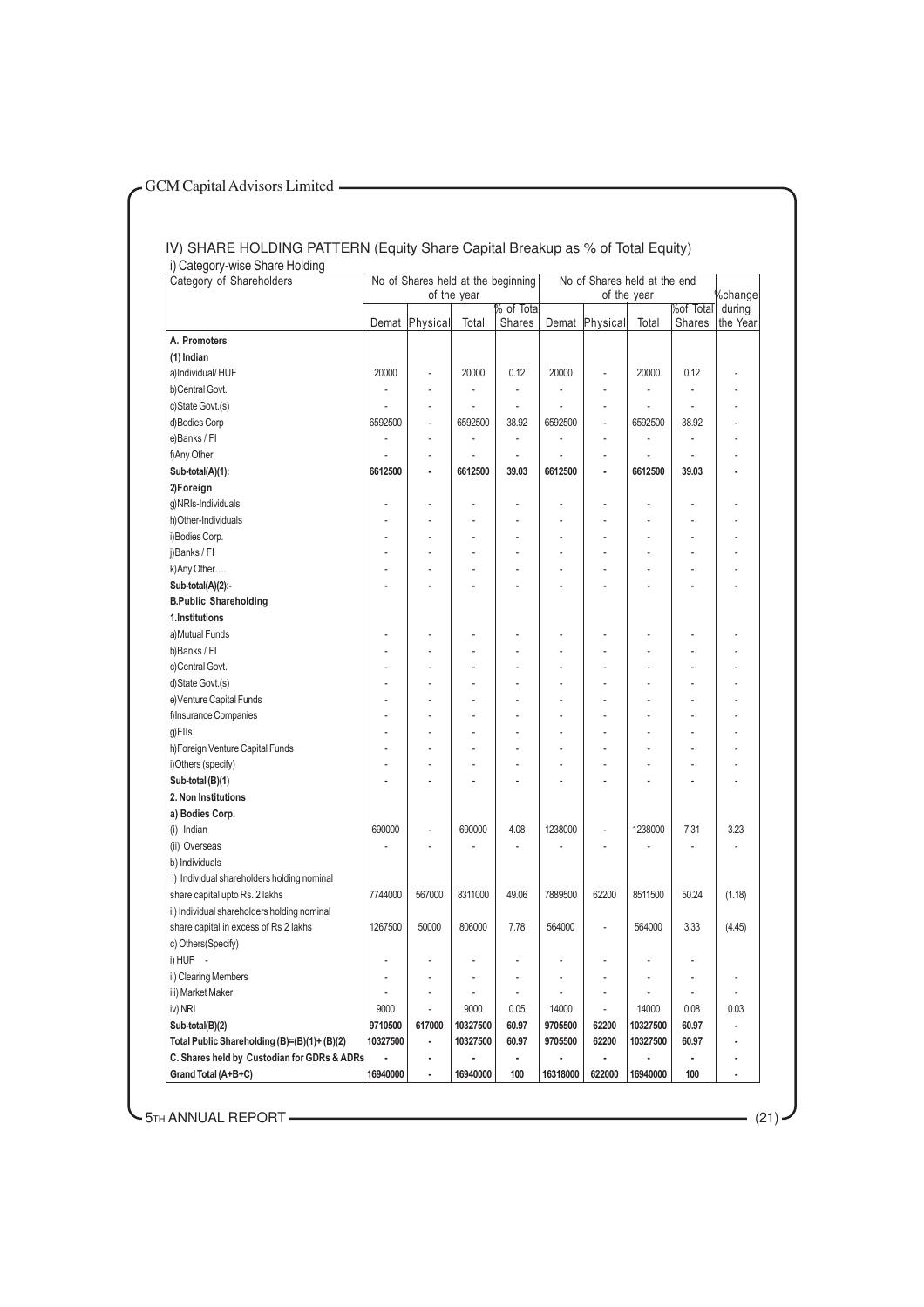## IV) SHARE HOLDING PATTERN (Equity Share Capital Breakup as % of Total Equity)

i) Category-wise Share Holding

| Category of Shareholders | No of Shares held at the beginning of the year | | | | No of Shares held at the end of the year | | | | %change during the Year |
|---|---|---|---|---|---|---|---|---|---|
| | Demat | Physical | Total | % of Total Shares | Demat | Physical | Total | %of Total Shares | |
| **A. Promoters** | | | | | | | | | |
| **(1) Indian** | | | | | | | | | |
| a)Individual/ HUF | 20000 | - | 20000 | 0.12 | 20000 | - | 20000 | 0.12 | - |
| b)Central Govt. | - | - | - | - | - | - | - | - | - |
| c)State Govt.(s) | - | - | - | - | - | - | - | - | - |
| d)Bodies Corp | 6592500 | - | 6592500 | 38.92 | 6592500 | - | 6592500 | 38.92 | - |
| e)Banks / FI | - | - | - | - | - | - | - | - | - |
| f)Any Other | - | - | - | - | - | - | - | - | - |
| **Sub-total(A)(1):** | **6612500** | **-** | **6612500** | **39.03** | **6612500** | **-** | **6612500** | **39.03** | **-** |
| **2)Foreign** | | | | | | | | | |
| g)NRIs-Individuals | - | - | - | - | - | - | - | - | - |
| h)Other-Individuals | - | - | - | - | - | - | - | - | - |
| i)Bodies Corp. | - | - | - | - | - | - | - | - | - |
| j)Banks / FI | - | - | - | - | - | - | - | - | - |
| k)Any Other…. | - | - | - | - | - | - | - | - | - |
| **Sub-total(A)(2):-** | **-** | **-** | **-** | **-** | **-** | **-** | **-** | **-** | **-** |
| **B.Public Shareholding** | | | | | | | | | |
| **1.Institutions** | | | | | | | | | |
| a)Mutual Funds | - | - | - | - | - | - | - | - | - |
| b)Banks / FI | - | - | - | - | - | - | - | - | - |
| c)Central Govt. | - | - | - | - | - | - | - | - | - |
| d)State Govt.(s) | - | - | - | - | - | - | - | - | - |
| e)Venture Capital Funds | - | - | - | - | - | - | - | - | - |
| f)Insurance Companies | - | - | - | - | - | - | - | - | - |
| g)FIIs | - | - | - | - | - | - | - | - | - |
| h)Foreign Venture Capital Funds | - | - | - | - | - | - | - | - | - |
| i)Others (specify) | - | - | - | - | - | - | - | - | - |
| **Sub-total (B)(1)** | **-** | **-** | **-** | **-** | **-** | **-** | **-** | **-** | **-** |
| **2. Non Institutions** | | | | | | | | | |
| **a) Bodies Corp.** | | | | | | | | | |
| (i) Indian | 690000 | - | 690000 | 4.08 | 1238000 | - | 1238000 | 7.31 | 3.23 |
| (ii) Overseas | - | - | - | - | - | - | - | - | - |
| b) Individuals | | | | | | | | | |
| i) Individual shareholders holding nominal share capital upto Rs. 2 lakhs | 7744000 | 567000 | 8311000 | 49.06 | 7889500 | 62200 | 8511500 | 50.24 | (1.18) |
| ii) Individual shareholders holding nominal share capital in excess of Rs 2 lakhs | 1267500 | 50000 | 806000 | 7.78 | 564000 | - | 564000 | 3.33 | (4.45) |
| c) Others(Specify) | | | | | | | | | |
| i) HUF - | - | - | - | - | - | - | - | - | |
| ii) Clearing Members | - | - | - | - | - | - | - | - | - |
| iii) Market Maker | - | - | - | - | - | - | - | - | - |
| iv) NRI | 9000 | - | 9000 | 0.05 | 14000 | - | 14000 | 0.08 | 0.03 |
| **Sub-total(B)(2)** | **9710500** | **617000** | **10327500** | **60.97** | **9705500** | **62200** | **10327500** | **60.97** | **-** |
| **Total Public Shareholding (B)=(B)(1)+ (B)(2)** | **10327500** | **-** | **10327500** | **60.97** | **9705500** | **62200** | **10327500** | **60.97** | **-** |
| **C. Shares held by Custodian for GDRs & ADRs** | **-** | **-** | **-** | **-** | **-** | **-** | **-** | **-** | **-** |
| **Grand Total (A+B+C)** | **16940000** | **-** | **16940000** | **100** | **16318000** | **622000** | **16940000** | **100** | **-** |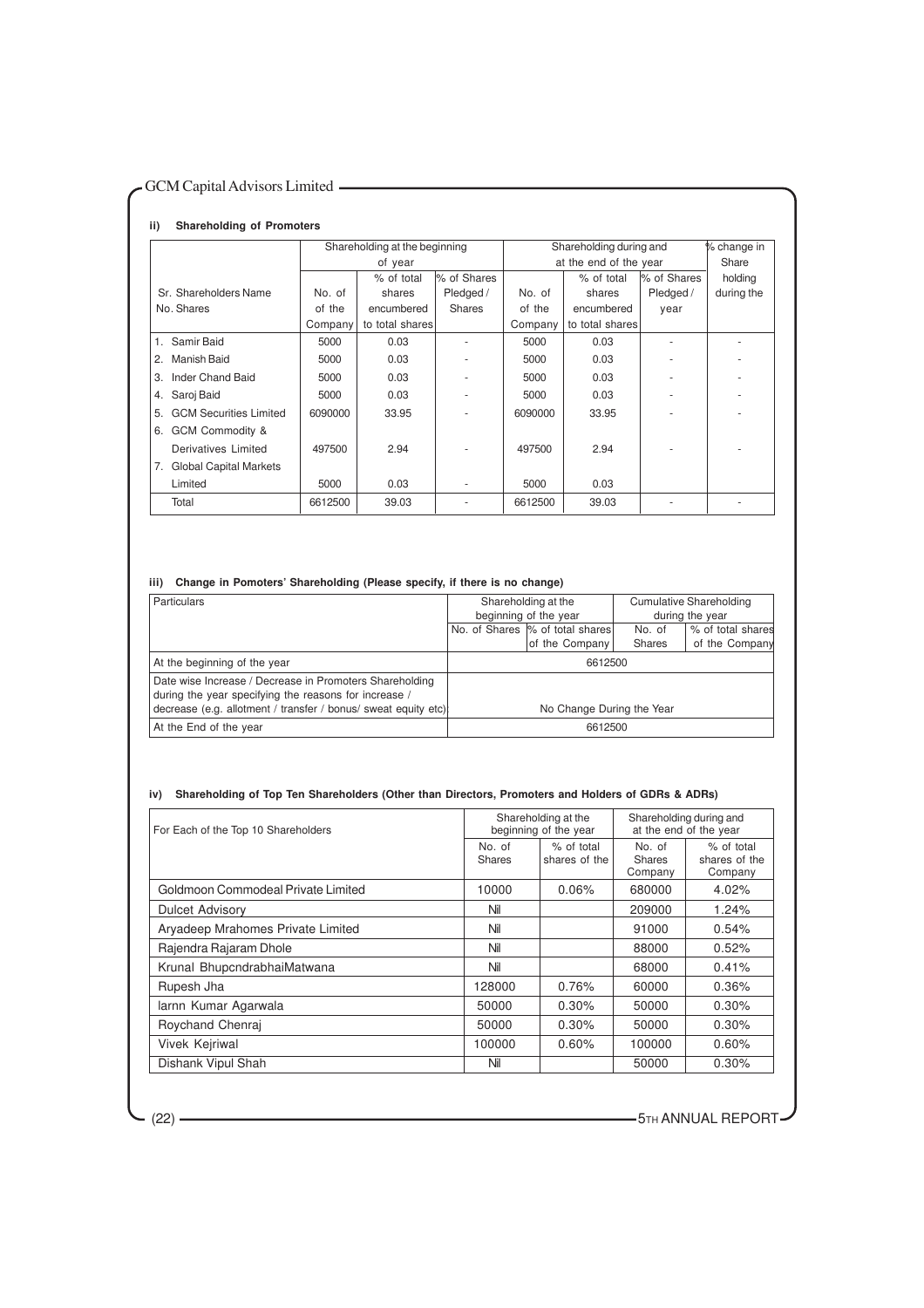#### ii) Shareholding of Promoters

| Sr. No. | Shareholders Name | Shareholding at the beginning of year | | | Shareholding during and at the end of the year | | | % change in Share holding during the |
|---|---|---|---|---|---|---|---|---|
| | | No. of Shares of the Company | % of total shares encumbered to total shares | % of Shares Pledged / Shares | No. of the Company | % of total shares encumbered to total shares | % of Shares Pledged / year | |
| 1. | Samir Baid | 5000 | 0.03 | - | 5000 | 0.03 | - | - |
| 2. | Manish Baid | 5000 | 0.03 | - | 5000 | 0.03 | - | - |
| 3. | Inder Chand Baid | 5000 | 0.03 | - | 5000 | 0.03 | - | - |
| 4. | Saroj Baid | 5000 | 0.03 | - | 5000 | 0.03 | - | - |
| 5. | GCM Securities Limited | 6090000 | 33.95 | - | 6090000 | 33.95 | - | - |
| 6. | GCM Commodity & Derivatives Limited | 497500 | 2.94 | - | 497500 | 2.94 | - | - |
| 7. | Global Capital Markets Limited | 5000 | 0.03 | - | 5000 | 0.03 | | |
| | Total | 6612500 | 39.03 | - | 6612500 | 39.03 | - | - |

#### iii) Change in Pomoters' Shareholding (Please specify, if there is no change)

| Particulars | Shareholding at the beginning of the year | | Cumulative Shareholding during the year | |
|---|---|---|---|---|
| | No. of Shares | % of total shares of the Company | No. of Shares | % of total shares of the Company |
| At the beginning of the year | 6612500 | | | |
| Date wise Increase / Decrease in Promoters Shareholding during the year specifying the reasons for increase / decrease (e.g. allotment / transfer / bonus/ sweat equity etc) | No Change During the Year | | | |
| At the End of the year | 6612500 | | | |

#### iv) Shareholding of Top Ten Shareholders (Other than Directors, Promoters and Holders of GDRs & ADRs)

| For Each of the Top 10 Shareholders | Shareholding at the beginning of the year | | Shareholding during and at the end of the year | |
|---|---|---|---|---|
| | No. of Shares | % of total shares of the | No. of Shares Company | % of total shares of the Company |
| Goldmoon Commodeal Private Limited | 10000 | 0.06% | 680000 | 4.02% |
| Dulcet Advisory | Nil | | 209000 | 1.24% |
| Aryadeep Mrahomes Private Limited | Nil | | 91000 | 0.54% |
| Rajendra Rajaram Dhole | Nil | | 88000 | 0.52% |
| Krunal BhupcndrabhaiMatwana | Nil | | 68000 | 0.41% |
| Rupesh Jha | 128000 | 0.76% | 60000 | 0.36% |
| larnn Kumar Agarwala | 50000 | 0.30% | 50000 | 0.30% |
| Roychand Chenraj | 50000 | 0.30% | 50000 | 0.30% |
| Vivek Kejriwal | 100000 | 0.60% | 100000 | 0.60% |
| Dishank Vipul Shah | Nil | | 50000 | 0.30% |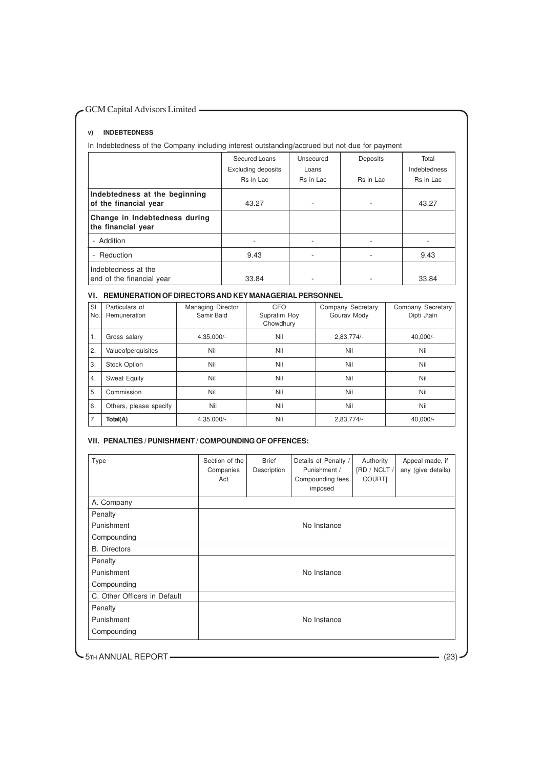### v) INDEBTEDNESS

In Indebtedness of the Company including interest outstanding/accrued but not due for payment

| | Secured Loans Excluding deposits Rs in Lac | Unsecured Loans Rs in Lac | Deposits Rs in Lac | Total Indebtedness Rs in Lac |
|---|---|---|---|---|
| **Indebtedness at the beginning of the financial year** | 43.27 | - | - | 43.27 |
| **Change in Indebtedness during the financial year** | | | | |
| - Addition | - | - | - | - |
| - Reduction | 9.43 | - | - | 9.43 |
| Indebtedness at the end of the financial year | 33.84 | - | - | 33.84 |

### VI. REMUNERATION OF DIRECTORS AND KEY MANAGERIAL PERSONNEL

| Sl. No. | Particulars of Remuneration | Managing Director Samir Baid | CFO Supratim Roy Chowdhury | Company Secretary Gourav Mody | Company Secretary Dipti J\ain |
|---|---|---|---|---|---|
| 1. | Gross salary | 4.35.000/- | Nil | 2,83,774/- | 40,000/- |
| 2. | Valueofperquisites | Nil | Nil | Nil | Nil |
| 3. | Stock Option | Nil | Nil | Nil | Nil |
| 4. | Sweat Equity | Nil | Nil | Nil | Nil |
| 5. | Commission | Nil | Nil | Nil | Nil |
| 6. | Others, please specify | Nil | Nil | Nil | Nil |
| 7. | **Total(A)** | 4.35.000/- | Nil | 2,83,774/- | 40,000/- |

### VII. PENALTIES / PUNISHMENT / COMPOUNDING OF OFFENCES:

| Type | Section of the Companies Act | Brief Description | Details of Penalty / Punishment / Compounding fees imposed | Authority [RD / NCLT / COURT] | Appeal made, if any (give details) |
|---|---|---|---|---|---|
| A. Company | | | | | |
| Penalty<br>Punishment<br>Compounding | | | No Instance | | |
| B. Directors | | | | | |
| Penalty<br>Punishment<br>Compounding | | | No Instance | | |
| C. Other Officers in Default | | | | | |
| Penalty<br>Punishment<br>Compounding | | | No Instance | | |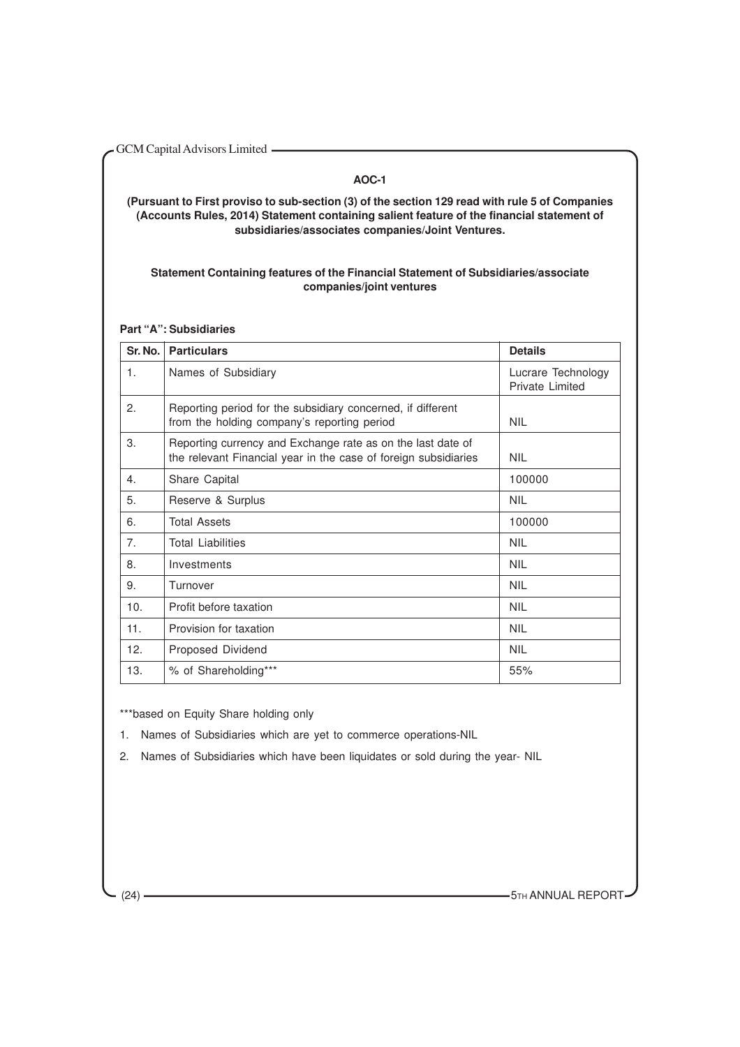## AOC-1

**(Pursuant to First proviso to sub-section (3) of the section 129 read with rule 5 of Companies (Accounts Rules, 2014) Statement containing salient feature of the financial statement of subsidiaries/associates companies/Joint Ventures.**

**Statement Containing features of the Financial Statement of Subsidiaries/associate companies/joint ventures**

**Part "A": Subsidiaries**

| Sr. No. | Particulars | Details |
|---|---|---|
| 1. | Names of Subsidiary | Lucrare Technology Private Limited |
| 2. | Reporting period for the subsidiary concerned, if different from the holding company's reporting period | NIL |
| 3. | Reporting currency and Exchange rate as on the last date of the relevant Financial year in the case of foreign subsidiaries | NIL |
| 4. | Share Capital | 100000 |
| 5. | Reserve & Surplus | NIL |
| 6. | Total Assets | 100000 |
| 7. | Total Liabilities | NIL |
| 8. | Investments | NIL |
| 9. | Turnover | NIL |
| 10. | Profit before taxation | NIL |
| 11. | Provision for taxation | NIL |
| 12. | Proposed Dividend | NIL |
| 13. | % of Shareholding*** | 55% |

***based on Equity Share holding only

1. Names of Subsidiaries which are yet to commerce operations-NIL
2. Names of Subsidiaries which have been liquidates or sold during the year- NIL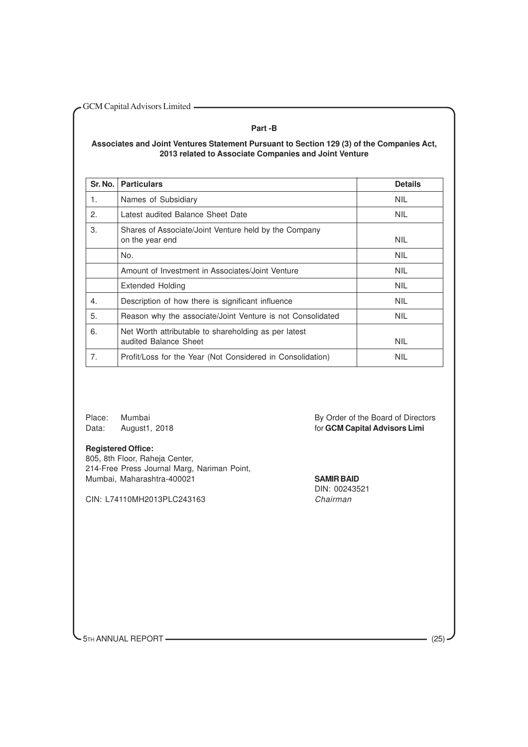## Part -B

**Associates and Joint Ventures Statement Pursuant to Section 129 (3) of the Companies Act, 2013 related to Associate Companies and Joint Venture**

| Sr. No. | Particulars | Details |
|---|---|---|
| 1. | Names of Subsidiary | NIL |
| 2. | Latest audited Balance Sheet Date | NIL |
| 3. | Shares of Associate/Joint Venture held by the Company on the year end | NIL |
| | No. | NIL |
| | Amount of Investment in Associates/Joint Venture | NIL |
| | Extended Holding | NIL |
| 4. | Description of how there is significant influence | NIL |
| 5. | Reason why the associate/Joint Venture is not Consolidated | NIL |
| 6. | Net Worth attributable to shareholding as per latest audited Balance Sheet | NIL |
| 7. | Profit/Loss for the Year (Not Considered in Consolidation) | NIL |

Place: Mumbai
Data: August1, 2018

**Registered Office:**
805, 8th Floor, Raheja Center,
214-Free Press Journal Marg, Nariman Point,
Mumbai, Maharashtra-400021

CIN: L74110MH2013PLC243163

By Order of the Board of Directors
for **GCM Capital Advisors Limi**

**SAMIR BAID**
DIN: 00243521
*Chairman*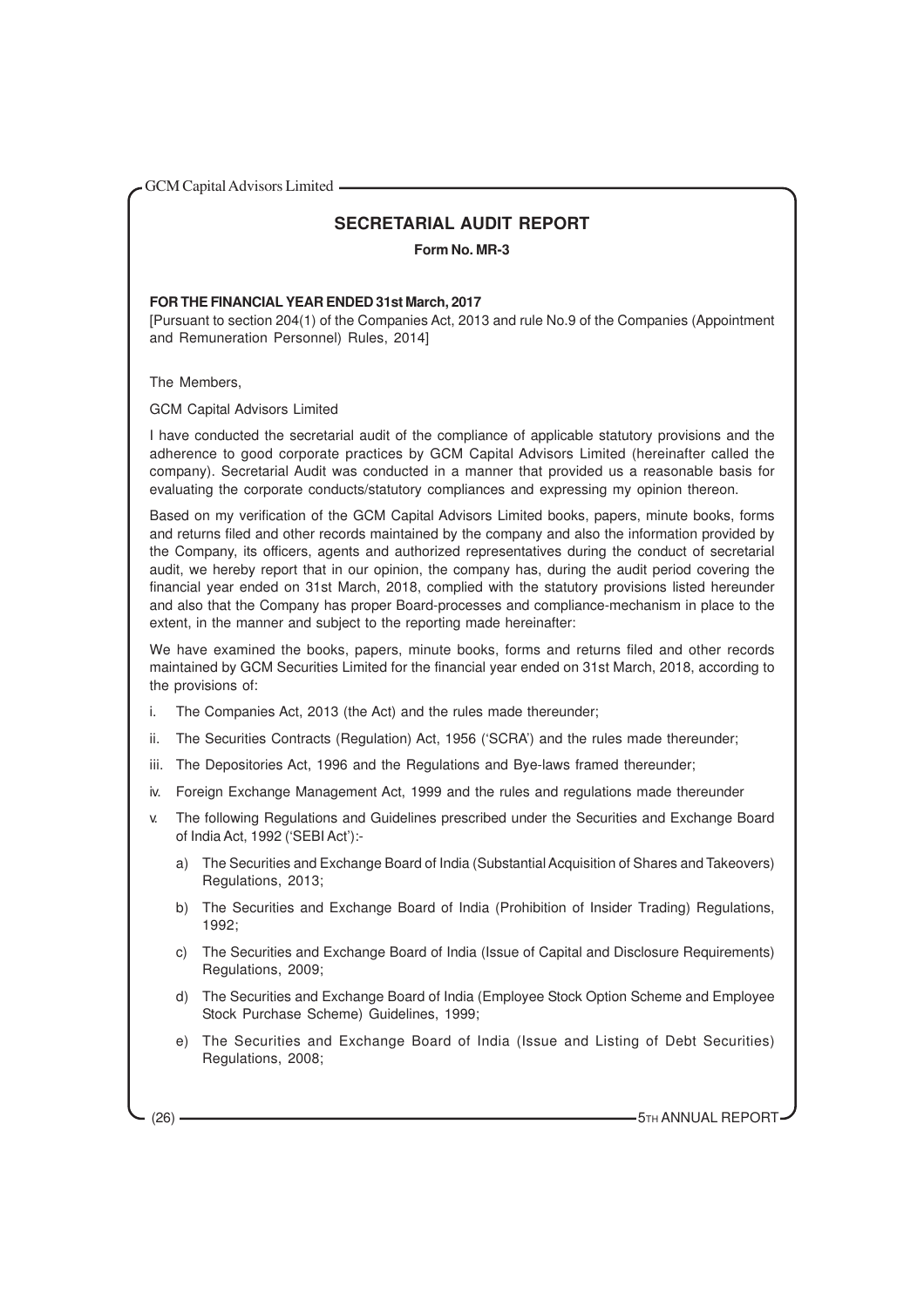# SECRETARIAL AUDIT REPORT

**Form No. MR-3**

**FOR THE FINANCIAL YEAR ENDED 31st March, 2017**

[Pursuant to section 204(1) of the Companies Act, 2013 and rule No.9 of the Companies (Appointment and Remuneration Personnel) Rules, 2014]

The Members,

GCM Capital Advisors Limited

I have conducted the secretarial audit of the compliance of applicable statutory provisions and the adherence to good corporate practices by GCM Capital Advisors Limited (hereinafter called the company). Secretarial Audit was conducted in a manner that provided us a reasonable basis for evaluating the corporate conducts/statutory compliances and expressing my opinion thereon.

Based on my verification of the GCM Capital Advisors Limited books, papers, minute books, forms and returns filed and other records maintained by the company and also the information provided by the Company, its officers, agents and authorized representatives during the conduct of secretarial audit, we hereby report that in our opinion, the company has, during the audit period covering the financial year ended on 31st March, 2018, complied with the statutory provisions listed hereunder and also that the Company has proper Board-processes and compliance-mechanism in place to the extent, in the manner and subject to the reporting made hereinafter:

We have examined the books, papers, minute books, forms and returns filed and other records maintained by GCM Securities Limited for the financial year ended on 31st March, 2018, according to the provisions of:

i. The Companies Act, 2013 (the Act) and the rules made thereunder;

ii. The Securities Contracts (Regulation) Act, 1956 ('SCRA') and the rules made thereunder;

iii. The Depositories Act, 1996 and the Regulations and Bye-laws framed thereunder;

iv. Foreign Exchange Management Act, 1999 and the rules and regulations made thereunder

v. The following Regulations and Guidelines prescribed under the Securities and Exchange Board of India Act, 1992 ('SEBI Act'):-

   a) The Securities and Exchange Board of India (Substantial Acquisition of Shares and Takeovers) Regulations, 2013;

   b) The Securities and Exchange Board of India (Prohibition of Insider Trading) Regulations, 1992;

   c) The Securities and Exchange Board of India (Issue of Capital and Disclosure Requirements) Regulations, 2009;

   d) The Securities and Exchange Board of India (Employee Stock Option Scheme and Employee Stock Purchase Scheme) Guidelines, 1999;

   e) The Securities and Exchange Board of India (Issue and Listing of Debt Securities) Regulations, 2008;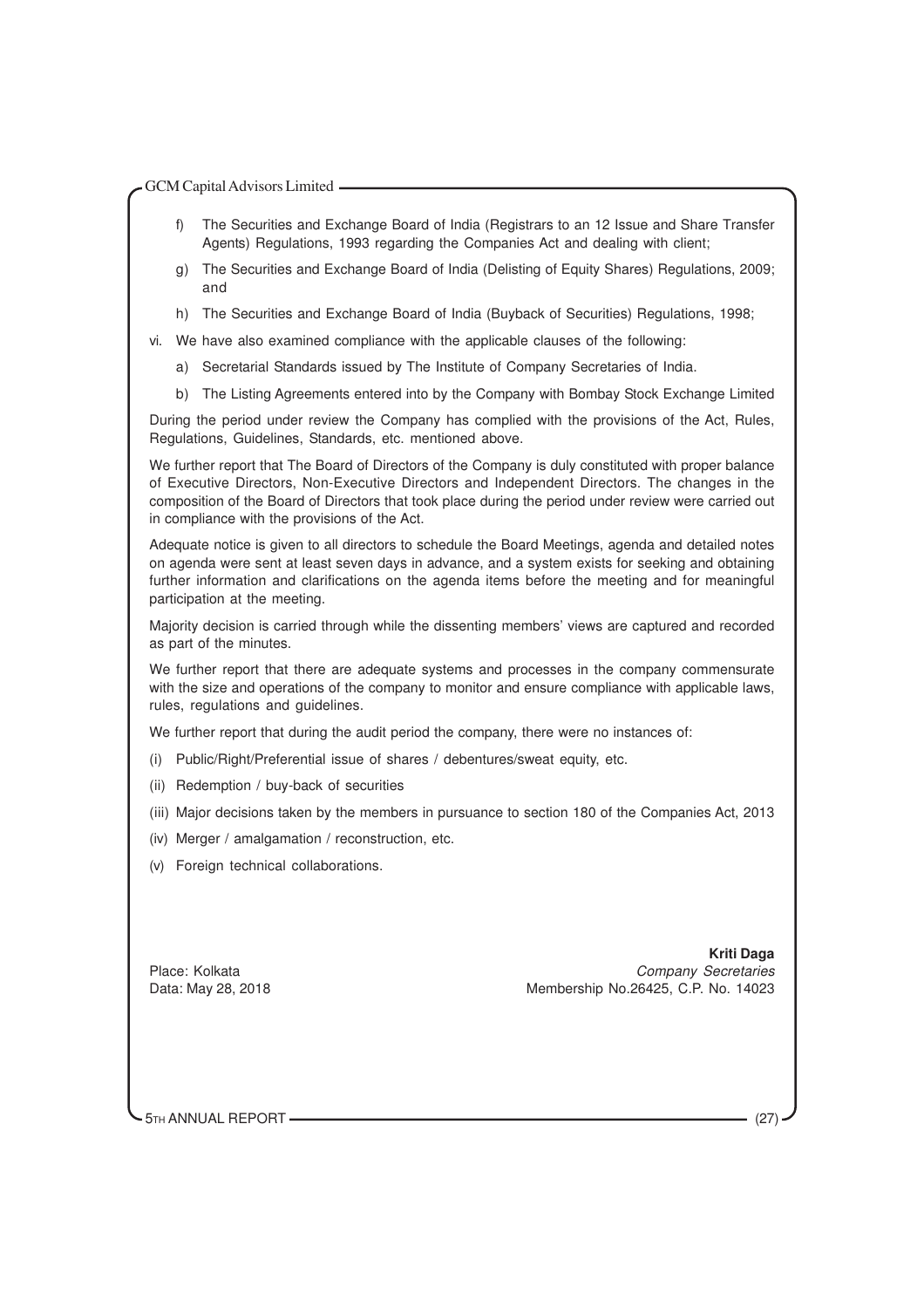f) The Securities and Exchange Board of India (Registrars to an 12 Issue and Share Transfer Agents) Regulations, 1993 regarding the Companies Act and dealing with client;

g) The Securities and Exchange Board of India (Delisting of Equity Shares) Regulations, 2009; and

h) The Securities and Exchange Board of India (Buyback of Securities) Regulations, 1998;

vi. We have also examined compliance with the applicable clauses of the following:

a) Secretarial Standards issued by The Institute of Company Secretaries of India.

b) The Listing Agreements entered into by the Company with Bombay Stock Exchange Limited

During the period under review the Company has complied with the provisions of the Act, Rules, Regulations, Guidelines, Standards, etc. mentioned above.

We further report that The Board of Directors of the Company is duly constituted with proper balance of Executive Directors, Non-Executive Directors and Independent Directors. The changes in the composition of the Board of Directors that took place during the period under review were carried out in compliance with the provisions of the Act.

Adequate notice is given to all directors to schedule the Board Meetings, agenda and detailed notes on agenda were sent at least seven days in advance, and a system exists for seeking and obtaining further information and clarifications on the agenda items before the meeting and for meaningful participation at the meeting.

Majority decision is carried through while the dissenting members' views are captured and recorded as part of the minutes.

We further report that there are adequate systems and processes in the company commensurate with the size and operations of the company to monitor and ensure compliance with applicable laws, rules, regulations and guidelines.

We further report that during the audit period the company, there were no instances of:

(i) Public/Right/Preferential issue of shares / debentures/sweat equity, etc.

(ii) Redemption / buy-back of securities

(iii) Major decisions taken by the members in pursuance to section 180 of the Companies Act, 2013

(iv) Merger / amalgamation / reconstruction, etc.

(v) Foreign technical collaborations.

Place: Kolkata
Data: May 28, 2018

**Kriti Daga**
*Company Secretaries*
Membership No.26425, C.P. No. 14023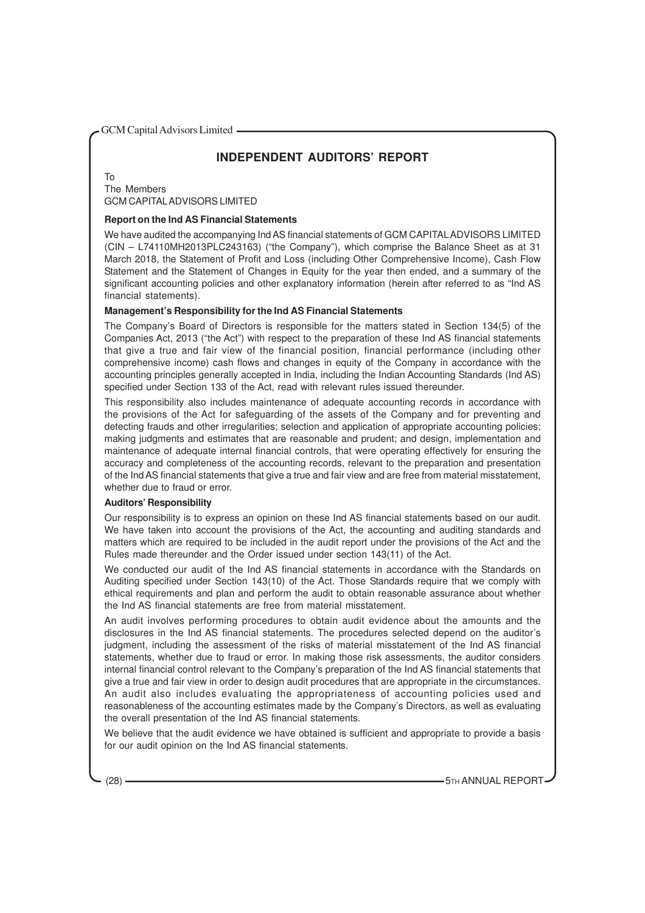## INDEPENDENT AUDITORS' REPORT

To
The Members
GCM CAPITAL ADVISORS LIMITED

### Report on the Ind AS Financial Statements

We have audited the accompanying Ind AS financial statements of GCM CAPITAL ADVISORS LIMITED (CIN – L74110MH2013PLC243163) ("the Company"), which comprise the Balance Sheet as at 31 March 2018, the Statement of Profit and Loss (including Other Comprehensive Income), Cash Flow Statement and the Statement of Changes in Equity for the year then ended, and a summary of the significant accounting policies and other explanatory information (herein after referred to as "Ind AS financial statements).

### Management's Responsibility for the Ind AS Financial Statements

The Company's Board of Directors is responsible for the matters stated in Section 134(5) of the Companies Act, 2013 ("the Act") with respect to the preparation of these Ind AS financial statements that give a true and fair view of the financial position, financial performance (including other comprehensive income) cash flows and changes in equity of the Company in accordance with the accounting principles generally accepted in India, including the Indian Accounting Standards (Ind AS) specified under Section 133 of the Act, read with relevant rules issued thereunder.

This responsibility also includes maintenance of adequate accounting records in accordance with the provisions of the Act for safeguarding of the assets of the Company and for preventing and detecting frauds and other irregularities; selection and application of appropriate accounting policies; making judgments and estimates that are reasonable and prudent; and design, implementation and maintenance of adequate internal financial controls, that were operating effectively for ensuring the accuracy and completeness of the accounting records, relevant to the preparation and presentation of the Ind AS financial statements that give a true and fair view and are free from material misstatement, whether due to fraud or error.

### Auditors' Responsibility

Our responsibility is to express an opinion on these Ind AS financial statements based on our audit. We have taken into account the provisions of the Act, the accounting and auditing standards and matters which are required to be included in the audit report under the provisions of the Act and the Rules made thereunder and the Order issued under section 143(11) of the Act.

We conducted our audit of the Ind AS financial statements in accordance with the Standards on Auditing specified under Section 143(10) of the Act. Those Standards require that we comply with ethical requirements and plan and perform the audit to obtain reasonable assurance about whether the Ind AS financial statements are free from material misstatement.

An audit involves performing procedures to obtain audit evidence about the amounts and the disclosures in the Ind AS financial statements. The procedures selected depend on the auditor's judgment, including the assessment of the risks of material misstatement of the Ind AS financial statements, whether due to fraud or error. In making those risk assessments, the auditor considers internal financial control relevant to the Company's preparation of the Ind AS financial statements that give a true and fair view in order to design audit procedures that are appropriate in the circumstances. An audit also includes evaluating the appropriateness of accounting policies used and reasonableness of the accounting estimates made by the Company's Directors, as well as evaluating the overall presentation of the Ind AS financial statements.

We believe that the audit evidence we have obtained is sufficient and appropriate to provide a basis for our audit opinion on the Ind AS financial statements.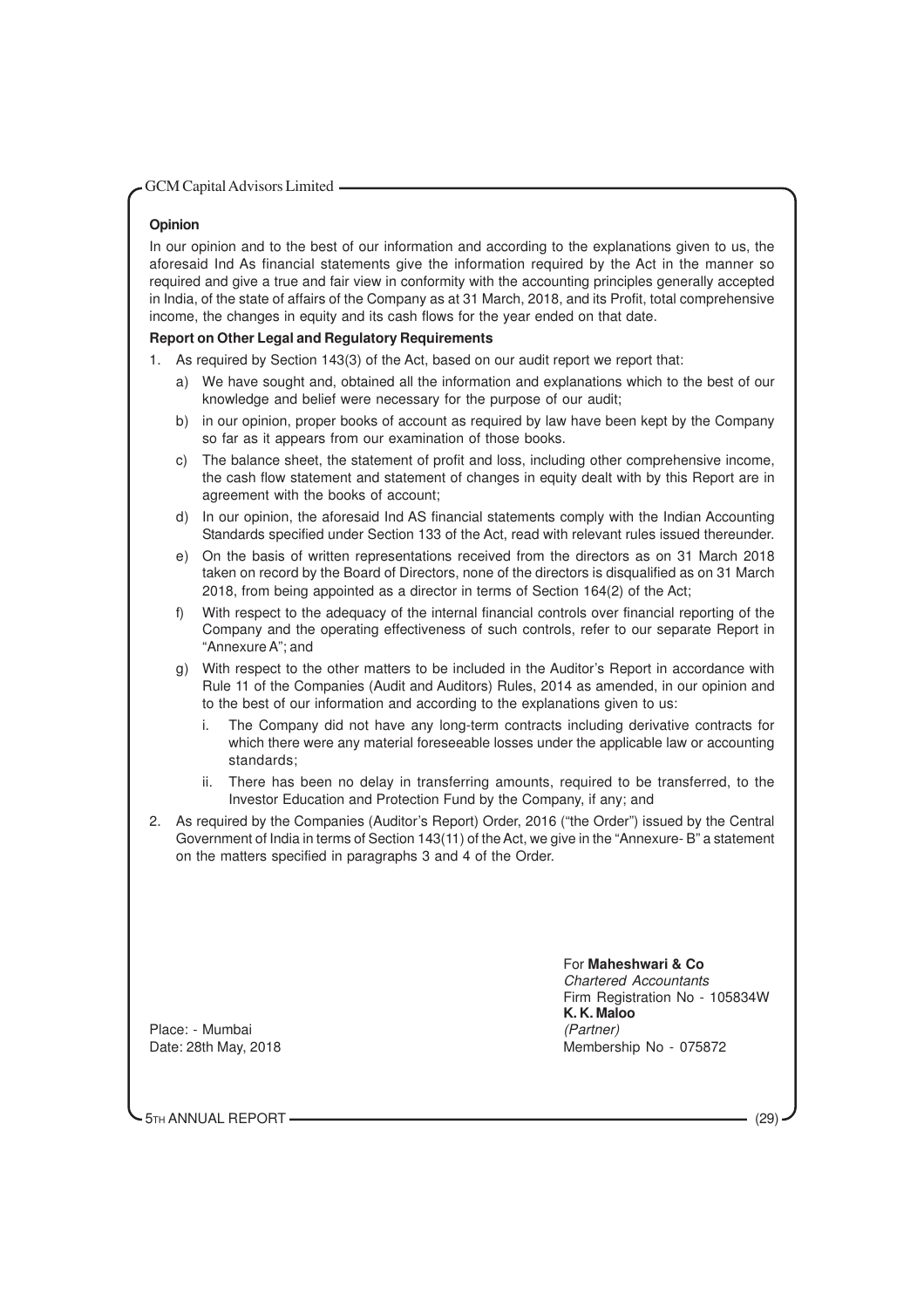**Opinion**

In our opinion and to the best of our information and according to the explanations given to us, the aforesaid Ind As financial statements give the information required by the Act in the manner so required and give a true and fair view in conformity with the accounting principles generally accepted in India, of the state of affairs of the Company as at 31 March, 2018, and its Profit, total comprehensive income, the changes in equity and its cash flows for the year ended on that date.

**Report on Other Legal and Regulatory Requirements**

1. As required by Section 143(3) of the Act, based on our audit report we report that:
   a) We have sought and, obtained all the information and explanations which to the best of our knowledge and belief were necessary for the purpose of our audit;
   b) in our opinion, proper books of account as required by law have been kept by the Company so far as it appears from our examination of those books.
   c) The balance sheet, the statement of profit and loss, including other comprehensive income, the cash flow statement and statement of changes in equity dealt with by this Report are in agreement with the books of account;
   d) In our opinion, the aforesaid Ind AS financial statements comply with the Indian Accounting Standards specified under Section 133 of the Act, read with relevant rules issued thereunder.
   e) On the basis of written representations received from the directors as on 31 March 2018 taken on record by the Board of Directors, none of the directors is disqualified as on 31 March 2018, from being appointed as a director in terms of Section 164(2) of the Act;
   f) With respect to the adequacy of the internal financial controls over financial reporting of the Company and the operating effectiveness of such controls, refer to our separate Report in "Annexure A"; and
   g) With respect to the other matters to be included in the Auditor's Report in accordance with Rule 11 of the Companies (Audit and Auditors) Rules, 2014 as amended, in our opinion and to the best of our information and according to the explanations given to us:
      i. The Company did not have any long-term contracts including derivative contracts for which there were any material foreseeable losses under the applicable law or accounting standards;
      ii. There has been no delay in transferring amounts, required to be transferred, to the Investor Education and Protection Fund by the Company, if any; and
2. As required by the Companies (Auditor's Report) Order, 2016 ("the Order") issued by the Central Government of India in terms of Section 143(11) of the Act, we give in the "Annexure- B" a statement on the matters specified in paragraphs 3 and 4 of the Order.

For **Maheshwari & Co**
*Chartered Accountants*
Firm Registration No - 105834W
**K. K. Maloo**
*(Partner)*
Membership No - 075872

Place: - Mumbai
Date: 28th May, 2018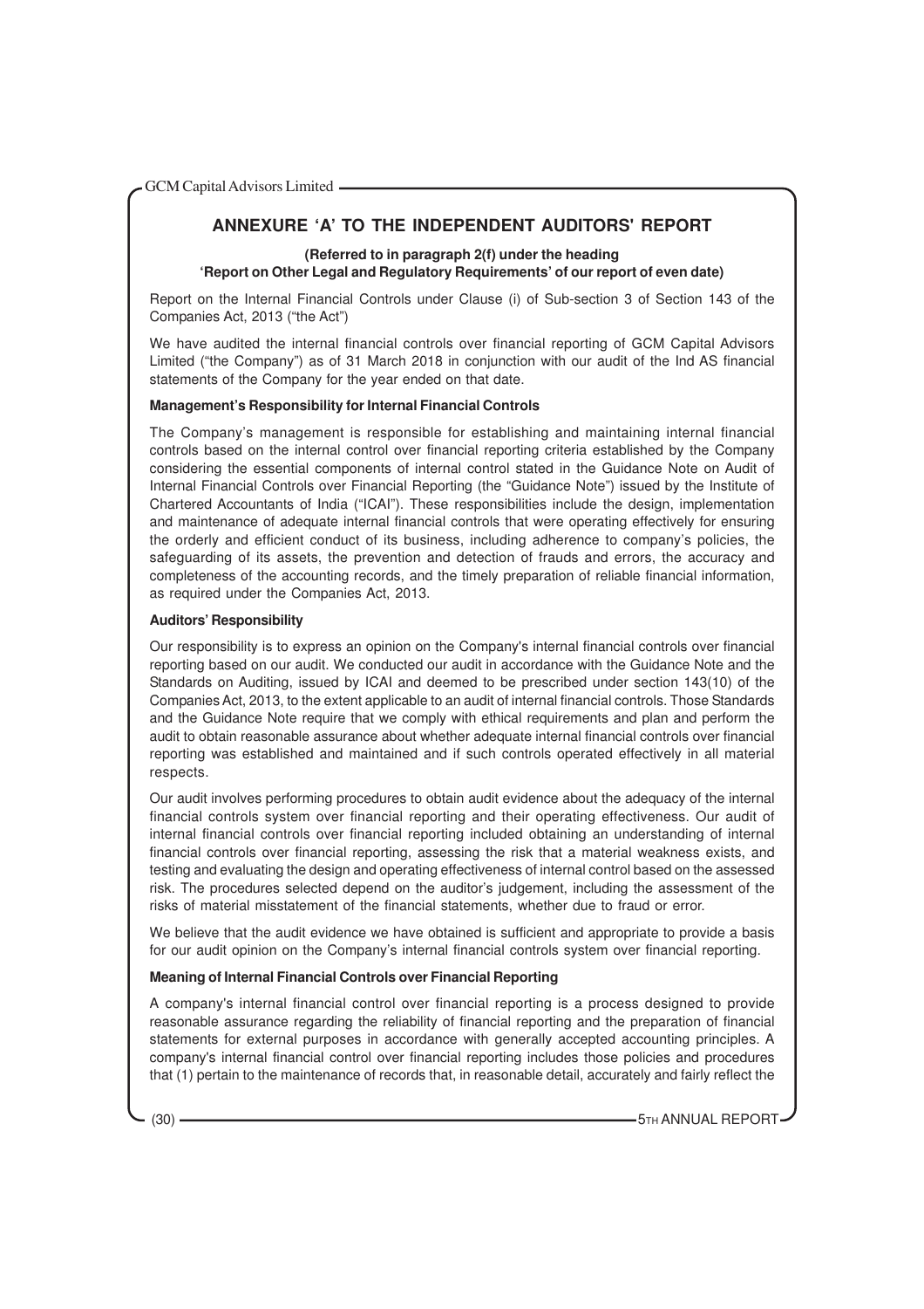## ANNEXURE 'A' TO THE INDEPENDENT AUDITORS' REPORT

**(Referred to in paragraph 2(f) under the heading 'Report on Other Legal and Regulatory Requirements' of our report of even date)**

Report on the Internal Financial Controls under Clause (i) of Sub-section 3 of Section 143 of the Companies Act, 2013 ("the Act")

We have audited the internal financial controls over financial reporting of GCM Capital Advisors Limited ("the Company") as of 31 March 2018 in conjunction with our audit of the Ind AS financial statements of the Company for the year ended on that date.

**Management's Responsibility for Internal Financial Controls**

The Company's management is responsible for establishing and maintaining internal financial controls based on the internal control over financial reporting criteria established by the Company considering the essential components of internal control stated in the Guidance Note on Audit of Internal Financial Controls over Financial Reporting (the "Guidance Note") issued by the Institute of Chartered Accountants of India ("ICAI"). These responsibilities include the design, implementation and maintenance of adequate internal financial controls that were operating effectively for ensuring the orderly and efficient conduct of its business, including adherence to company's policies, the safeguarding of its assets, the prevention and detection of frauds and errors, the accuracy and completeness of the accounting records, and the timely preparation of reliable financial information, as required under the Companies Act, 2013.

**Auditors' Responsibility**

Our responsibility is to express an opinion on the Company's internal financial controls over financial reporting based on our audit. We conducted our audit in accordance with the Guidance Note and the Standards on Auditing, issued by ICAI and deemed to be prescribed under section 143(10) of the Companies Act, 2013, to the extent applicable to an audit of internal financial controls. Those Standards and the Guidance Note require that we comply with ethical requirements and plan and perform the audit to obtain reasonable assurance about whether adequate internal financial controls over financial reporting was established and maintained and if such controls operated effectively in all material respects.

Our audit involves performing procedures to obtain audit evidence about the adequacy of the internal financial controls system over financial reporting and their operating effectiveness. Our audit of internal financial controls over financial reporting included obtaining an understanding of internal financial controls over financial reporting, assessing the risk that a material weakness exists, and testing and evaluating the design and operating effectiveness of internal control based on the assessed risk. The procedures selected depend on the auditor's judgement, including the assessment of the risks of material misstatement of the financial statements, whether due to fraud or error.

We believe that the audit evidence we have obtained is sufficient and appropriate to provide a basis for our audit opinion on the Company's internal financial controls system over financial reporting.

**Meaning of Internal Financial Controls over Financial Reporting**

A company's internal financial control over financial reporting is a process designed to provide reasonable assurance regarding the reliability of financial reporting and the preparation of financial statements for external purposes in accordance with generally accepted accounting principles. A company's internal financial control over financial reporting includes those policies and procedures that (1) pertain to the maintenance of records that, in reasonable detail, accurately and fairly reflect the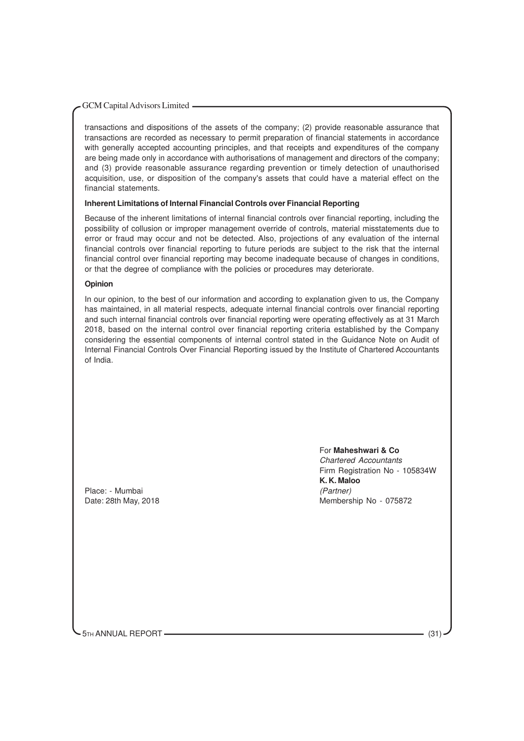transactions and dispositions of the assets of the company; (2) provide reasonable assurance that transactions are recorded as necessary to permit preparation of financial statements in accordance with generally accepted accounting principles, and that receipts and expenditures of the company are being made only in accordance with authorisations of management and directors of the company; and (3) provide reasonable assurance regarding prevention or timely detection of unauthorised acquisition, use, or disposition of the company's assets that could have a material effect on the financial statements.

**Inherent Limitations of Internal Financial Controls over Financial Reporting**

Because of the inherent limitations of internal financial controls over financial reporting, including the possibility of collusion or improper management override of controls, material misstatements due to error or fraud may occur and not be detected. Also, projections of any evaluation of the internal financial controls over financial reporting to future periods are subject to the risk that the internal financial control over financial reporting may become inadequate because of changes in conditions, or that the degree of compliance with the policies or procedures may deteriorate.

**Opinion**

In our opinion, to the best of our information and according to explanation given to us, the Company has maintained, in all material respects, adequate internal financial controls over financial reporting and such internal financial controls over financial reporting were operating effectively as at 31 March 2018, based on the internal control over financial reporting criteria established by the Company considering the essential components of internal control stated in the Guidance Note on Audit of Internal Financial Controls Over Financial Reporting issued by the Institute of Chartered Accountants of India.

For **Maheshwari & Co**
*Chartered Accountants*
Firm Registration No - 105834W
**K. K. Maloo**
*(Partner)*
Membership No - 075872

Place: - Mumbai
Date: 28th May, 2018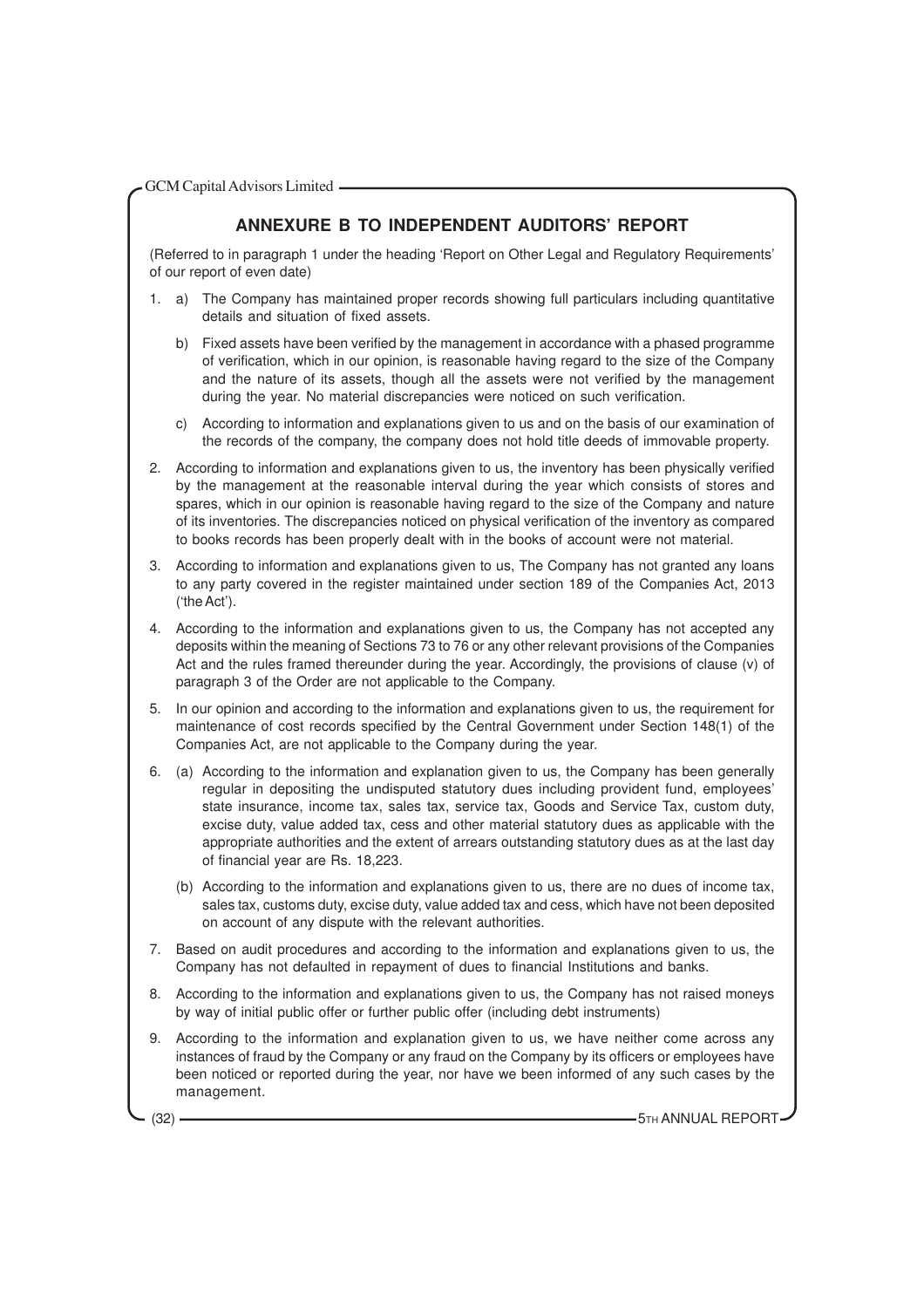## ANNEXURE B TO INDEPENDENT AUDITORS' REPORT

(Referred to in paragraph 1 under the heading 'Report on Other Legal and Regulatory Requirements' of our report of even date)

1. a) The Company has maintained proper records showing full particulars including quantitative details and situation of fixed assets.

   b) Fixed assets have been verified by the management in accordance with a phased programme of verification, which in our opinion, is reasonable having regard to the size of the Company and the nature of its assets, though all the assets were not verified by the management during the year. No material discrepancies were noticed on such verification.

   c) According to information and explanations given to us and on the basis of our examination of the records of the company, the company does not hold title deeds of immovable property.

2. According to information and explanations given to us, the inventory has been physically verified by the management at the reasonable interval during the year which consists of stores and spares, which in our opinion is reasonable having regard to the size of the Company and nature of its inventories. The discrepancies noticed on physical verification of the inventory as compared to books records has been properly dealt with in the books of account were not material.

3. According to information and explanations given to us, The Company has not granted any loans to any party covered in the register maintained under section 189 of the Companies Act, 2013 ('the Act').

4. According to the information and explanations given to us, the Company has not accepted any deposits within the meaning of Sections 73 to 76 or any other relevant provisions of the Companies Act and the rules framed thereunder during the year. Accordingly, the provisions of clause (v) of paragraph 3 of the Order are not applicable to the Company.

5. In our opinion and according to the information and explanations given to us, the requirement for maintenance of cost records specified by the Central Government under Section 148(1) of the Companies Act, are not applicable to the Company during the year.

6. (a) According to the information and explanation given to us, the Company has been generally regular in depositing the undisputed statutory dues including provident fund, employees' state insurance, income tax, sales tax, service tax, Goods and Service Tax, custom duty, excise duty, value added tax, cess and other material statutory dues as applicable with the appropriate authorities and the extent of arrears outstanding statutory dues as at the last day of financial year are Rs. 18,223.

   (b) According to the information and explanations given to us, there are no dues of income tax, sales tax, customs duty, excise duty, value added tax and cess, which have not been deposited on account of any dispute with the relevant authorities.

7. Based on audit procedures and according to the information and explanations given to us, the Company has not defaulted in repayment of dues to financial Institutions and banks.

8. According to the information and explanations given to us, the Company has not raised moneys by way of initial public offer or further public offer (including debt instruments)

9. According to the information and explanation given to us, we have neither come across any instances of fraud by the Company or any fraud on the Company by its officers or employees have been noticed or reported during the year, nor have we been informed of any such cases by the management.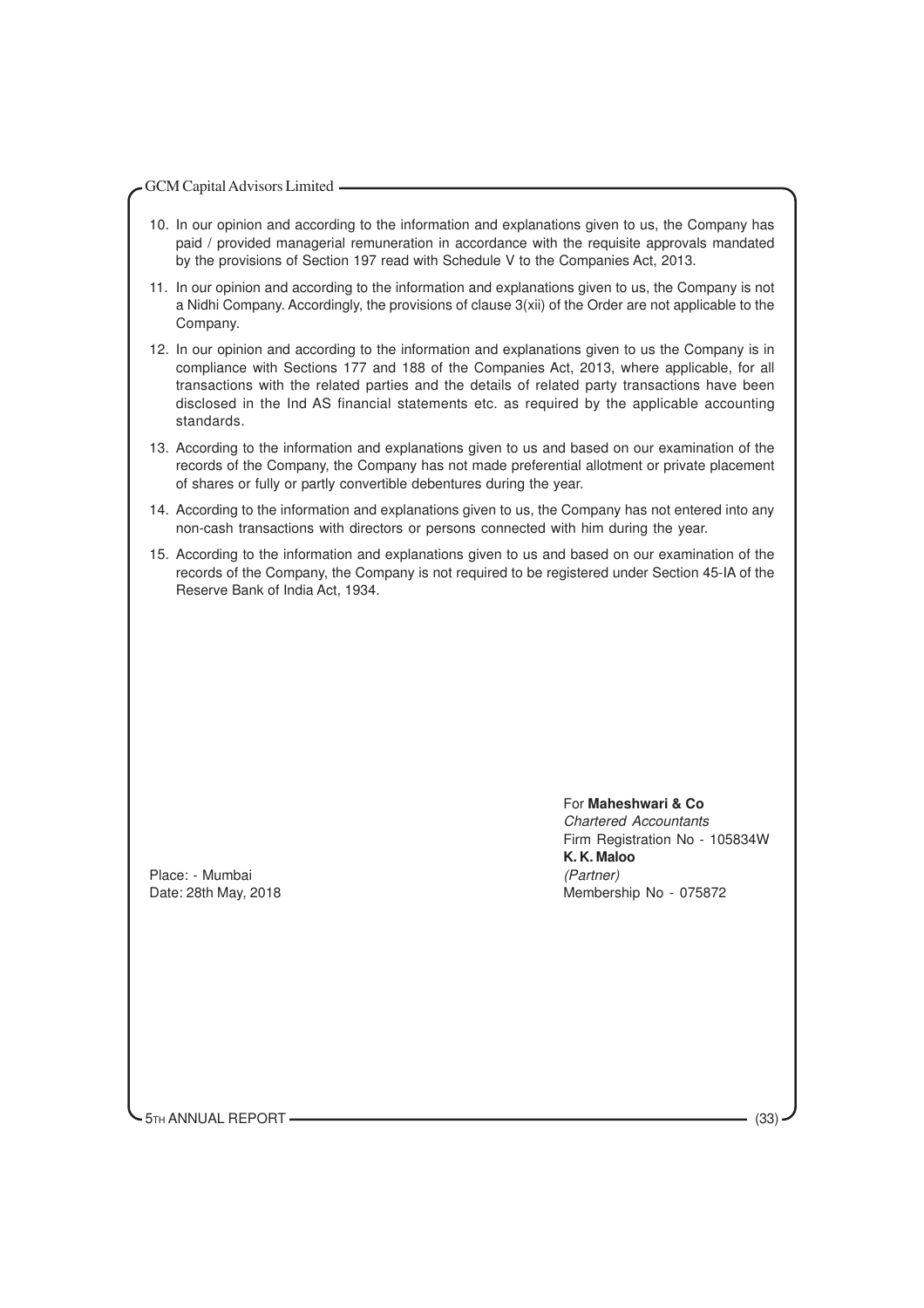10. In our opinion and according to the information and explanations given to us, the Company has paid / provided managerial remuneration in accordance with the requisite approvals mandated by the provisions of Section 197 read with Schedule V to the Companies Act, 2013.

11. In our opinion and according to the information and explanations given to us, the Company is not a Nidhi Company. Accordingly, the provisions of clause 3(xii) of the Order are not applicable to the Company.

12. In our opinion and according to the information and explanations given to us the Company is in compliance with Sections 177 and 188 of the Companies Act, 2013, where applicable, for all transactions with the related parties and the details of related party transactions have been disclosed in the Ind AS financial statements etc. as required by the applicable accounting standards.

13. According to the information and explanations given to us and based on our examination of the records of the Company, the Company has not made preferential allotment or private placement of shares or fully or partly convertible debentures during the year.

14. According to the information and explanations given to us, the Company has not entered into any non-cash transactions with directors or persons connected with him during the year.

15. According to the information and explanations given to us and based on our examination of the records of the Company, the Company is not required to be registered under Section 45-IA of the Reserve Bank of India Act, 1934.

For **Maheshwari & Co**
*Chartered Accountants*
Firm Registration No - 105834W
**K. K. Maloo**
*(Partner)*
Membership No - 075872

Place: - Mumbai
Date: 28th May, 2018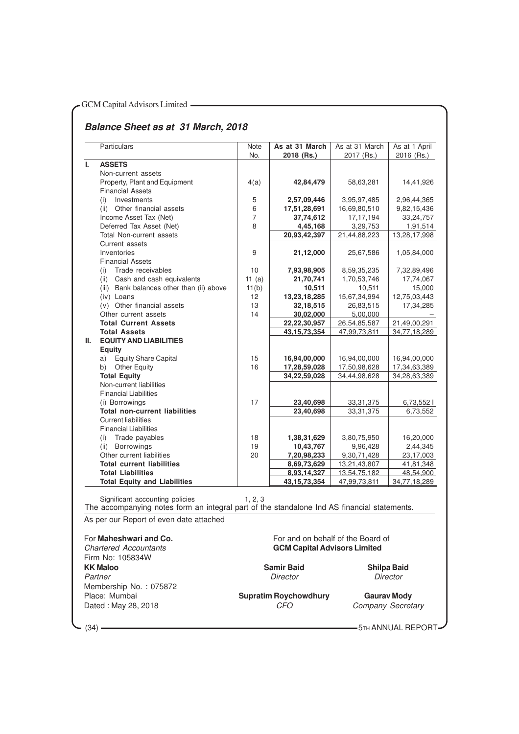## Balance Sheet as at 31 March, 2018

| | Particulars | Note No. | As at 31 March 2018 (Rs.) | As at 31 March 2017 (Rs.) | As at 1 April 2016 (Rs.) |
|---|---|---|---|---|---|
| **I.** | **ASSETS** | | | | |
| | Non-current assets | | | | |
| | Property, Plant and Equipment | 4(a) | **42,84,479** | 58,63,281 | 14,41,926 |
| | Financial Assets | | | | |
| | (i) Investments | 5 | **2,57,09,446** | 3,95,97,485 | 2,96,44,365 |
| | (ii) Other financial assets | 6 | **17,51,28,691** | 16,69,80,510 | 9,82,15,436 |
| | Income Asset Tax (Net) | 7 | **37,74,612** | 17,17,194 | 33,24,757 |
| | Deferred Tax Asset (Net) | 8 | **4,45,168** | 3,29,753 | 1,91,514 |
| | Total Non-current assets | | **20,93,42,397** | 21,44,88,223 | 13,28,17,998 |
| | Current assets | | | | |
| | Inventories | 9 | **21,12,000** | 25,67,586 | 1,05,84,000 |
| | Financial Assets | | | | |
| | (i) Trade receivables | 10 | **7,93,98,905** | 8,59,35,235 | 7,32,89,496 |
| | (ii) Cash and cash equivalents | 11 (a) | **21,70,741** | 1,70,53,746 | 17,74,067 |
| | (iii) Bank balances other than (ii) above | 11(b) | **10,511** | 10,511 | 15,000 |
| | (iv) Loans | 12 | **13,23,18,285** | 15,67,34,994 | 12,75,03,443 |
| | (v) Other financial assets | 13 | **32,18,515** | 26,83,515 | 17,34,285 |
| | Other current assets | 14 | **30,02,000** | 5,00,000 | – |
| | **Total Current Assets** | | **22,22,30,957** | 26,54,85,587 | 21,49,00,291 |
| | **Total Assets** | | **43,15,73,354** | 47,99,73,811 | 34,77,18,289 |
| **II.** | **EQUITY AND LIABILITIES** | | | | |
| | **Equity** | | | | |
| | a) Equity Share Capital | 15 | **16,94,00,000** | 16,94,00,000 | 16,94,00,000 |
| | b) Other Equity | 16 | **17,28,59,028** | 17,50,98,628 | 17,34,63,389 |
| | **Total Equity** | | **34,22,59,028** | 34,44,98,628 | 34,28,63,389 |
| | Non-current liabilities | | | | |
| | Financial Liabilities | | | | |
| | (i) Borrowings | 17 | **23,40,698** | 33,31,375 | 6,73,552 I |
| | **Total non-current liabilities** | | **23,40,698** | 33,31,375 | 6,73,552 |
| | Current liabilities | | | | |
| | Financial Liabilities | | | | |
| | (i) Trade payables | 18 | **1,38,31,629** | 3,80,75,950 | 16,20,000 |
| | (ii) Borrowings | 19 | **10,43,767** | 9,96,428 | 2,44,345 |
| | Other current liabilities | 20 | **7,20,98,233** | 9,30,71,428 | 23,17,003 |
| | **Total current liabilities** | | **8,69,73,629** | 13,21,43,807 | 41,81,348 |
| | **Total Liabilities** | | **8,93,14,327** | 13,54,75,182 | 48,54,900 |
| | **Total Equity and Liabilities** | | **43,15,73,354** | 47,99,73,811 | 34,77,18,289 |

Significant accounting policies 1, 2, 3

The accompanying notes form an integral part of the standalone Ind AS financial statements.

As per our Report of even date attached

For **Maheshwari and Co.**
*Chartered Accountants*
Firm No: 105834W
**KK Maloo**
*Partner*
Membership No. : 075872
Place: Mumbai
Dated : May 28, 2018

For and on behalf of the Board of
**GCM Capital Advisors Limited**

**Samir Baid**
*Director*

**Shilpa Baid**
*Director*

**Supratim Roychowdhury**
*CFO*

**Gaurav Mody**
*Company Secretary*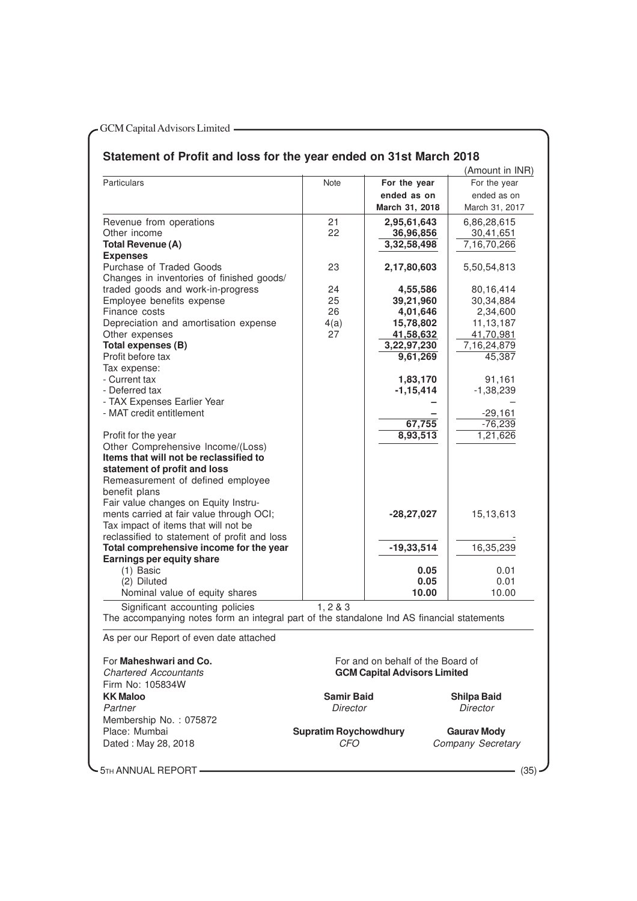## Statement of Profit and loss for the year ended on 31st March 2018

(Amount in INR)

| Particulars | Note | For the year ended as on March 31, 2018 | For the year ended as on March 31, 2017 |
|---|---|---|---|
| Revenue from operations | 21 | **2,95,61,643** | 6,86,28,615 |
| Other income | 22 | **36,96,856** | 30,41,651 |
| **Total Revenue (A)** | | **3,32,58,498** | 7,16,70,266 |
| **Expenses** | | | |
| Purchase of Traded Goods | 23 | **2,17,80,603** | 5,50,54,813 |
| Changes in inventories of finished goods/ traded goods and work-in-progress | 24 | **4,55,586** | 80,16,414 |
| Employee benefits expense | 25 | **39,21,960** | 30,34,884 |
| Finance costs | 26 | **4,01,646** | 2,34,600 |
| Depreciation and amortisation expense | 4(a) | **15,78,802** | 11,13,187 |
| Other expenses | 27 | **41,58,632** | 41,70,981 |
| **Total expenses (B)** | | **3,22,97,230** | 7,16,24,879 |
| Profit before tax | | **9,61,269** | 45,387 |
| Tax expense: | | | |
| - Current tax | | **1,83,170** | 91,161 |
| - Deferred tax | | **-1,15,414** | -1,38,239 |
| - TAX Expenses Earlier Year | | **–** | – |
| - MAT credit entitlement | | **–** | -29,161 |
| | | **67,755** | -76,239 |
| Profit for the year | | **8,93,513** | 1,21,626 |
| Other Comprehensive Income/(Loss) | | | |
| **Items that will not be reclassified to statement of profit and loss** | | | |
| Remeasurement of defined employee benefit plans | | | |
| Fair value changes on Equity Instruments carried at fair value through OCI; | | **-28,27,027** | 15,13,613 |
| Tax impact of items that will not be reclassified to statement of profit and loss | | | - |
| **Total comprehensive income for the year** | | **-19,33,514** | 16,35,239 |
| **Earnings per equity share** | | | |
| (1) Basic | | **0.05** | 0.01 |
| (2) Diluted | | **0.05** | 0.01 |
| Nominal value of equity shares | | **10.00** | 10.00 |
| Significant accounting policies | 1, 2 & 3 | | |

The accompanying notes form an integral part of the standalone Ind AS financial statements

As per our Report of even date attached

For **Maheshwari and Co.**
*Chartered Accountants*
Firm No: 105834W
**KK Maloo**
*Partner*
Membership No. : 075872
Place: Mumbai
Dated : May 28, 2018

For and on behalf of the Board of
**GCM Capital Advisors Limited**

**Samir Baid**
*Director*

**Shilpa Baid**
*Director*

**Supratim Roychowdhury**
*CFO*

**Gaurav Mody**
*Company Secretary*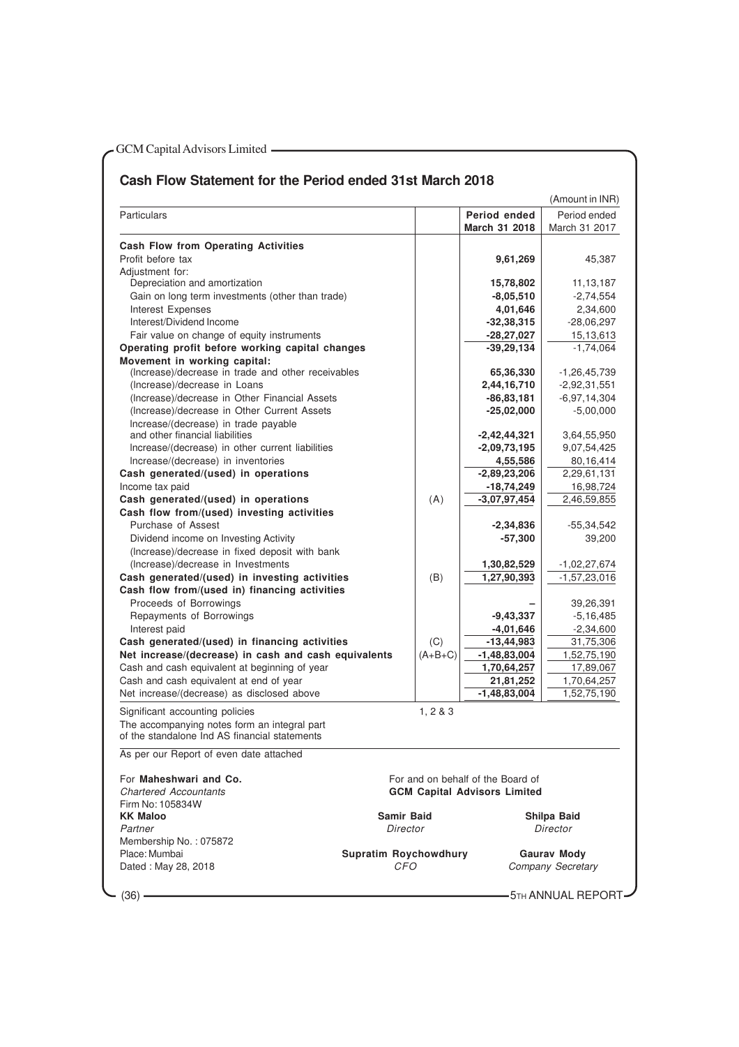## Cash Flow Statement for the Period ended 31st March 2018

(Amount in INR)

| Particulars | | Period ended March 31 2018 | Period ended March 31 2017 |
|---|---|---|---|
| **Cash Flow from Operating Activities** | | | |
| Profit before tax | | **9,61,269** | 45,387 |
| Adjustment for: | | | |
| Depreciation and amortization | | **15,78,802** | 11,13,187 |
| Gain on long term investments (other than trade) | | **-8,05,510** | -2,74,554 |
| Interest Expenses | | **4,01,646** | 2,34,600 |
| Interest/Dividend Income | | **-32,38,315** | -28,06,297 |
| Fair value on change of equity instruments | | **-28,27,027** | 15,13,613 |
| **Operating profit before working capital changes** | | **-39,29,134** | -1,74,064 |
| **Movement in working capital:** | | | |
| (Increase)/decrease in trade and other receivables | | **65,36,330** | -1,26,45,739 |
| (Increase)/decrease in Loans | | **2,44,16,710** | -2,92,31,551 |
| (Increase)/decrease in Other Financial Assets | | **-86,83,181** | -6,97,14,304 |
| (Increase)/decrease in Other Current Assets | | **-25,02,000** | -5,00,000 |
| Increase/(decrease) in trade payable and other financial liabilities | | **-2,42,44,321** | 3,64,55,950 |
| Increase/(decrease) in other current liabilities | | **-2,09,73,195** | 9,07,54,425 |
| Increase/(decrease) in inventories | | **4,55,586** | 80,16,414 |
| **Cash generated/(used) in operations** | | **-2,89,23,206** | 2,29,61,131 |
| Income tax paid | | **-18,74,249** | 16,98,724 |
| **Cash generated/(used) in operations** | (A) | **-3,07,97,454** | 2,46,59,855 |
| **Cash flow from/(used) investing activities** | | | |
| Purchase of Assest | | **-2,34,836** | -55,34,542 |
| Dividend income on Investing Activity | | **-57,300** | 39,200 |
| (Increase)/decrease in fixed deposit with bank | | | |
| (Increase)/decrease in Investments | | **1,30,82,529** | -1,02,27,674 |
| **Cash generated/(used) in investing activities** | (B) | **1,27,90,393** | -1,57,23,016 |
| **Cash flow from/(used in) financing activities** | | | |
| Proceeds of Borrowings | | – | 39,26,391 |
| Repayments of Borrowings | | **-9,43,337** | -5,16,485 |
| Interest paid | | **-4,01,646** | -2,34,600 |
| **Cash generated/(used) in financing activities** | (C) | **-13,44,983** | 31,75,306 |
| **Net increase/(decrease) in cash and cash equivalents** | (A+B+C) | **-1,48,83,004** | 1,52,75,190 |
| Cash and cash equivalent at beginning of year | | **1,70,64,257** | 17,89,067 |
| Cash and cash equivalent at end of year | | **21,81,252** | 1,70,64,257 |
| Net increase/(decrease) as disclosed above | | **-1,48,83,004** | 1,52,75,190 |

Significant accounting policies 1, 2 & 3

The accompanying notes form an integral part of the standalone Ind AS financial statements

As per our Report of even date attached

For **Maheshwari and Co.**
*Chartered Accountants*
Firm No: 105834W
**KK Maloo**
*Partner*
Membership No. : 075872
Place: Mumbai
Dated : May 28, 2018

For and on behalf of the Board of
**GCM Capital Advisors Limited**

**Samir Baid**
*Director*

**Shilpa Baid**
*Director*

**Supratim Roychowdhury**
*CFO*

**Gaurav Mody**
*Company Secretary*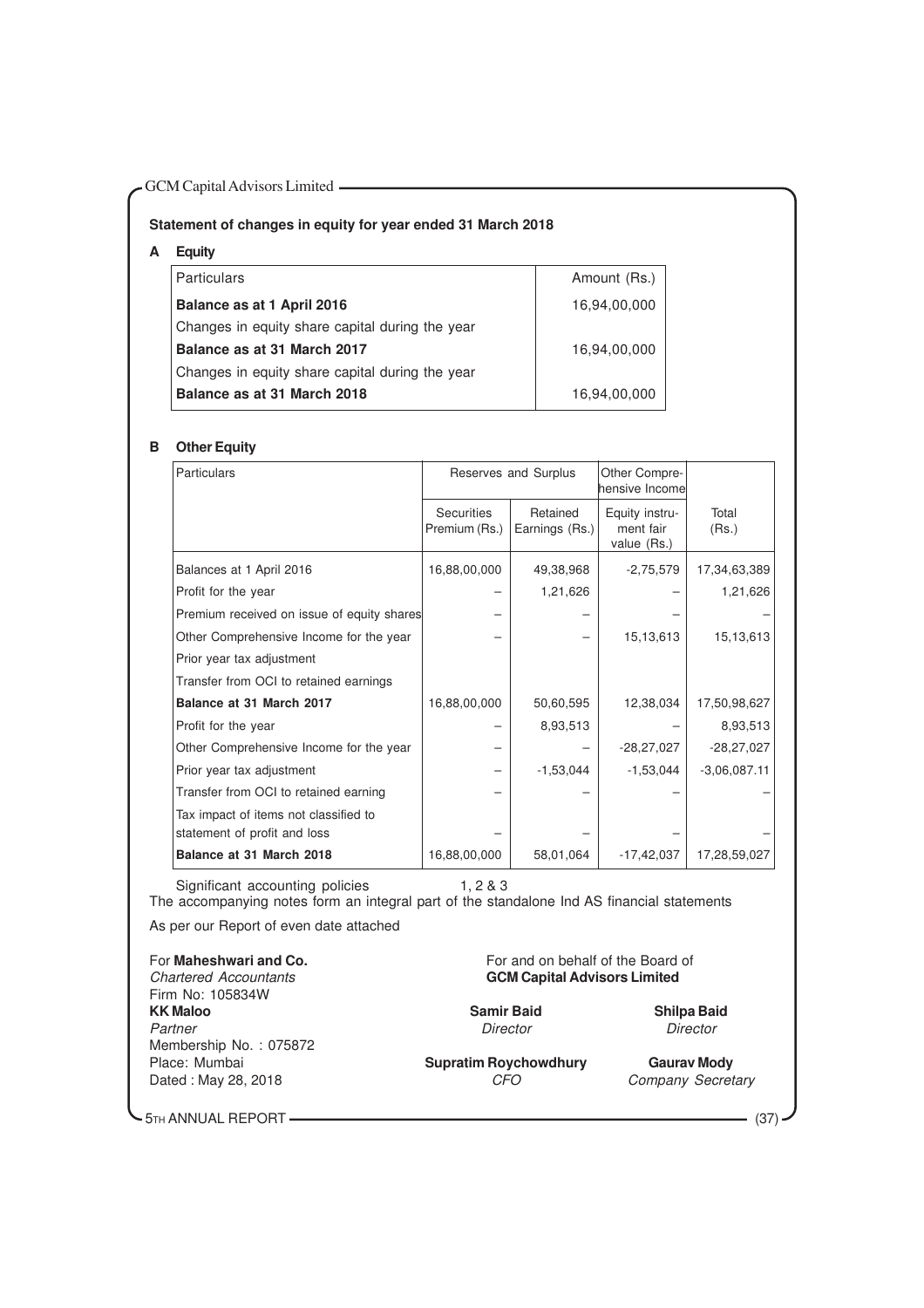## Statement of changes in equity for year ended 31 March 2018

### A Equity

| Particulars | Amount (Rs.) |
|---|---|
| **Balance as at 1 April 2016** | 16,94,00,000 |
| Changes in equity share capital during the year | |
| **Balance as at 31 March 2017** | 16,94,00,000 |
| Changes in equity share capital during the year | |
| **Balance as at 31 March 2018** | 16,94,00,000 |

### B Other Equity

| Particulars | Reserves and Surplus | | Other Comprehensive Income | |
|---|---|---|---|---|
| | Securities Premium (Rs.) | Retained Earnings (Rs.) | Equity instrument fair value (Rs.) | Total (Rs.) |
| Balances at 1 April 2016 | 16,88,00,000 | 49,38,968 | -2,75,579 | 17,34,63,389 |
| Profit for the year | – | 1,21,626 | – | 1,21,626 |
| Premium received on issue of equity shares | – | – | – | – |
| Other Comprehensive Income for the year | – | – | 15,13,613 | 15,13,613 |
| Prior year tax adjustment | | | | |
| Transfer from OCI to retained earnings | | | | |
| **Balance at 31 March 2017** | 16,88,00,000 | 50,60,595 | 12,38,034 | 17,50,98,627 |
| Profit for the year | – | 8,93,513 | – | 8,93,513 |
| Other Comprehensive Income for the year | – | – | -28,27,027 | -28,27,027 |
| Prior year tax adjustment | – | -1,53,044 | -1,53,044 | -3,06,087.11 |
| Transfer from OCI to retained earning | – | – | – | – |
| Tax impact of items not classified to statement of profit and loss | – | – | – | – |
| **Balance at 31 March 2018** | 16,88,00,000 | 58,01,064 | -17,42,037 | 17,28,59,027 |

Significant accounting policies 1, 2 & 3

The accompanying notes form an integral part of the standalone Ind AS financial statements

As per our Report of even date attached

For **Maheshwari and Co.**
*Chartered Accountants*
Firm No: 105834W
**KK Maloo**
*Partner*
Membership No. : 075872
Place: Mumbai
Dated : May 28, 2018

For and on behalf of the Board of
**GCM Capital Advisors Limited**

**Samir Baid**
*Director*

**Shilpa Baid**
*Director*

**Supratim Roychowdhury**
*CFO*

**Gaurav Mody**
*Company Secretary*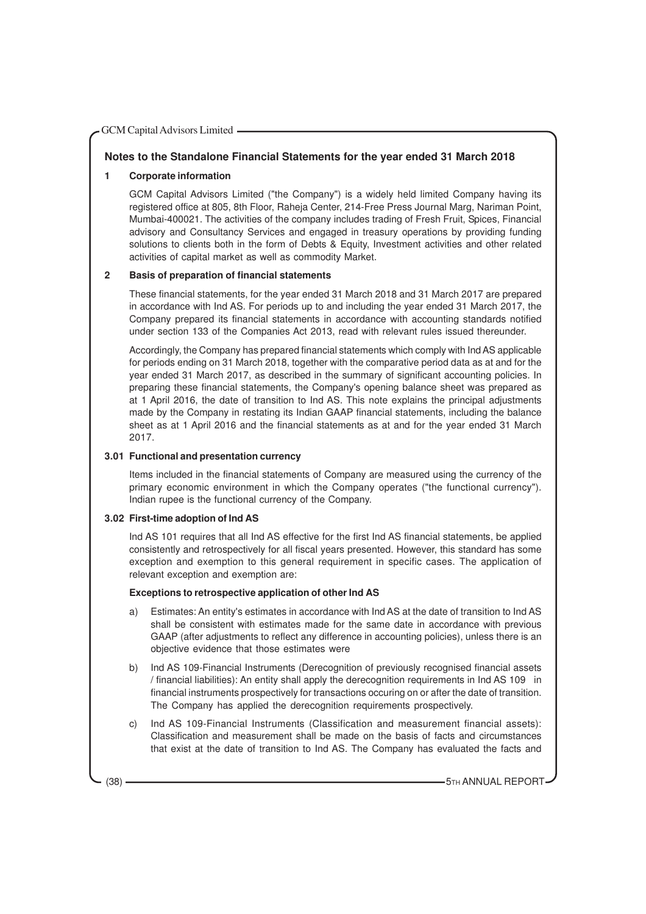## Notes to the Standalone Financial Statements for the year ended 31 March 2018

### 1 Corporate information

GCM Capital Advisors Limited ("the Company") is a widely held limited Company having its registered office at 805, 8th Floor, Raheja Center, 214-Free Press Journal Marg, Nariman Point, Mumbai-400021. The activities of the company includes trading of Fresh Fruit, Spices, Financial advisory and Consultancy Services and engaged in treasury operations by providing funding solutions to clients both in the form of Debts & Equity, Investment activities and other related activities of capital market as well as commodity Market.

### 2 Basis of preparation of financial statements

These financial statements, for the year ended 31 March 2018 and 31 March 2017 are prepared in accordance with Ind AS. For periods up to and including the year ended 31 March 2017, the Company prepared its financial statements in accordance with accounting standards notified under section 133 of the Companies Act 2013, read with relevant rules issued thereunder.

Accordingly, the Company has prepared financial statements which comply with Ind AS applicable for periods ending on 31 March 2018, together with the comparative period data as at and for the year ended 31 March 2017, as described in the summary of significant accounting policies. In preparing these financial statements, the Company's opening balance sheet was prepared as at 1 April 2016, the date of transition to Ind AS. This note explains the principal adjustments made by the Company in restating its Indian GAAP financial statements, including the balance sheet as at 1 April 2016 and the financial statements as at and for the year ended 31 March 2017.

### 3.01 Functional and presentation currency

Items included in the financial statements of Company are measured using the currency of the primary economic environment in which the Company operates ("the functional currency"). Indian rupee is the functional currency of the Company.

### 3.02 First-time adoption of Ind AS

Ind AS 101 requires that all Ind AS effective for the first Ind AS financial statements, be applied consistently and retrospectively for all fiscal years presented. However, this standard has some exception and exemption to this general requirement in specific cases. The application of relevant exception and exemption are:

**Exceptions to retrospective application of other Ind AS**

a) Estimates: An entity's estimates in accordance with Ind AS at the date of transition to Ind AS shall be consistent with estimates made for the same date in accordance with previous GAAP (after adjustments to reflect any difference in accounting policies), unless there is an objective evidence that those estimates were

b) Ind AS 109-Financial Instruments (Derecognition of previously recognised financial assets / financial liabilities): An entity shall apply the derecognition requirements in Ind AS 109 in financial instruments prospectively for transactions occuring on or after the date of transition. The Company has applied the derecognition requirements prospectively.

c) Ind AS 109-Financial Instruments (Classification and measurement financial assets): Classification and measurement shall be made on the basis of facts and circumstances that exist at the date of transition to Ind AS. The Company has evaluated the facts and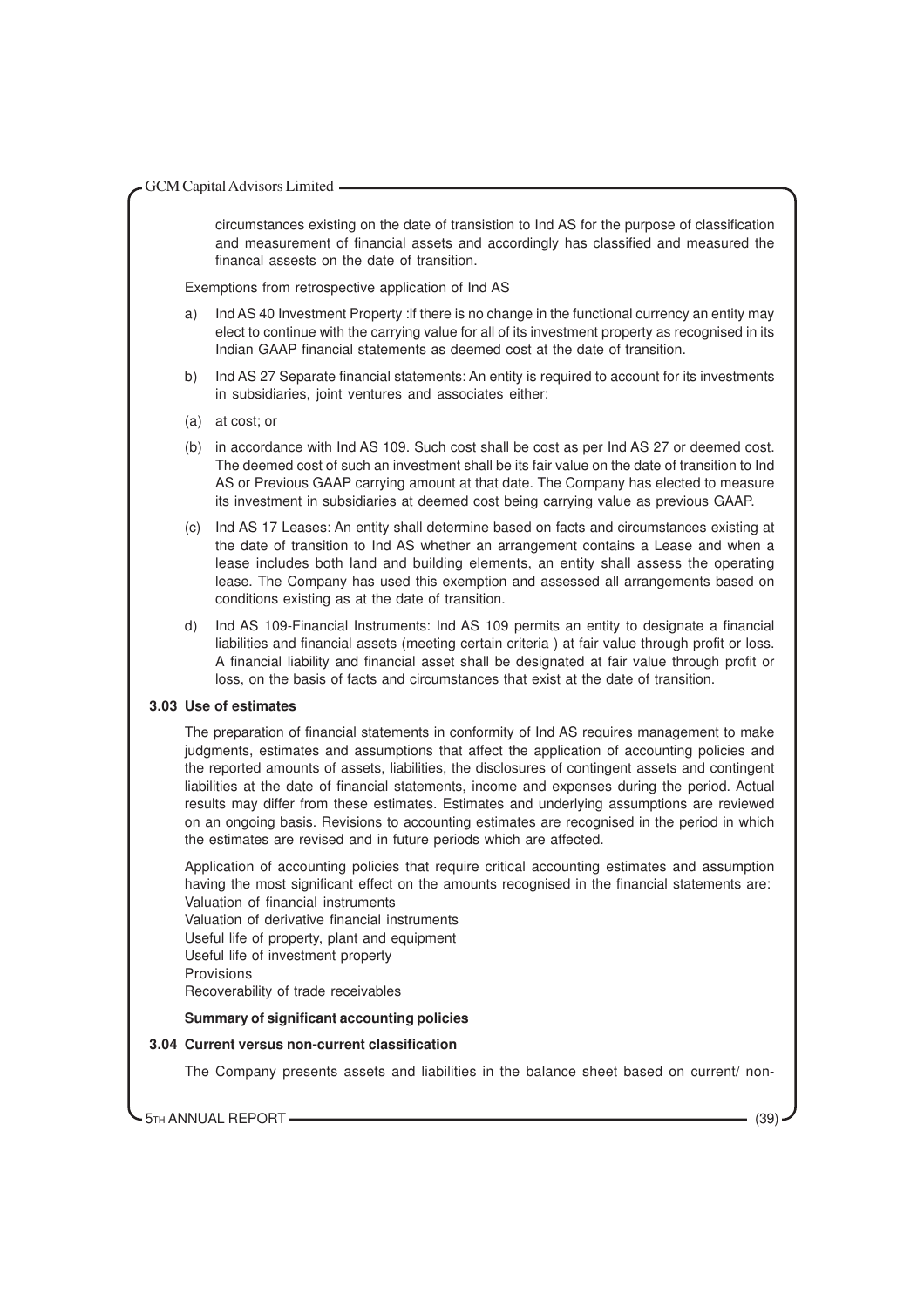circumstances existing on the date of transistion to Ind AS for the purpose of classification and measurement of financial assets and accordingly has classified and measured the financal assests on the date of transition.

Exemptions from retrospective application of Ind AS

a) Ind AS 40 Investment Property :If there is no change in the functional currency an entity may elect to continue with the carrying value for all of its investment property as recognised in its Indian GAAP financial statements as deemed cost at the date of transition.

b) Ind AS 27 Separate financial statements: An entity is required to account for its investments in subsidiaries, joint ventures and associates either:

(a) at cost; or

(b) in accordance with Ind AS 109. Such cost shall be cost as per Ind AS 27 or deemed cost. The deemed cost of such an investment shall be its fair value on the date of transition to Ind AS or Previous GAAP carrying amount at that date. The Company has elected to measure its investment in subsidiaries at deemed cost being carrying value as previous GAAP.

(c) Ind AS 17 Leases: An entity shall determine based on facts and circumstances existing at the date of transition to Ind AS whether an arrangement contains a Lease and when a lease includes both land and building elements, an entity shall assess the operating lease. The Company has used this exemption and assessed all arrangements based on conditions existing as at the date of transition.

d) Ind AS 109-Financial Instruments: Ind AS 109 permits an entity to designate a financial liabilities and financial assets (meeting certain criteria ) at fair value through profit or loss. A financial liability and financial asset shall be designated at fair value through profit or loss, on the basis of facts and circumstances that exist at the date of transition.

### 3.03 Use of estimates

The preparation of financial statements in conformity of Ind AS requires management to make judgments, estimates and assumptions that affect the application of accounting policies and the reported amounts of assets, liabilities, the disclosures of contingent assets and contingent liabilities at the date of financial statements, income and expenses during the period. Actual results may differ from these estimates. Estimates and underlying assumptions are reviewed on an ongoing basis. Revisions to accounting estimates are recognised in the period in which the estimates are revised and in future periods which are affected.

Application of accounting policies that require critical accounting estimates and assumption having the most significant effect on the amounts recognised in the financial statements are:
Valuation of financial instruments
Valuation of derivative financial instruments
Useful life of property, plant and equipment
Useful life of investment property
Provisions
Recoverability of trade receivables

**Summary of significant accounting policies**

### 3.04 Current versus non-current classification

The Company presents assets and liabilities in the balance sheet based on current/ non-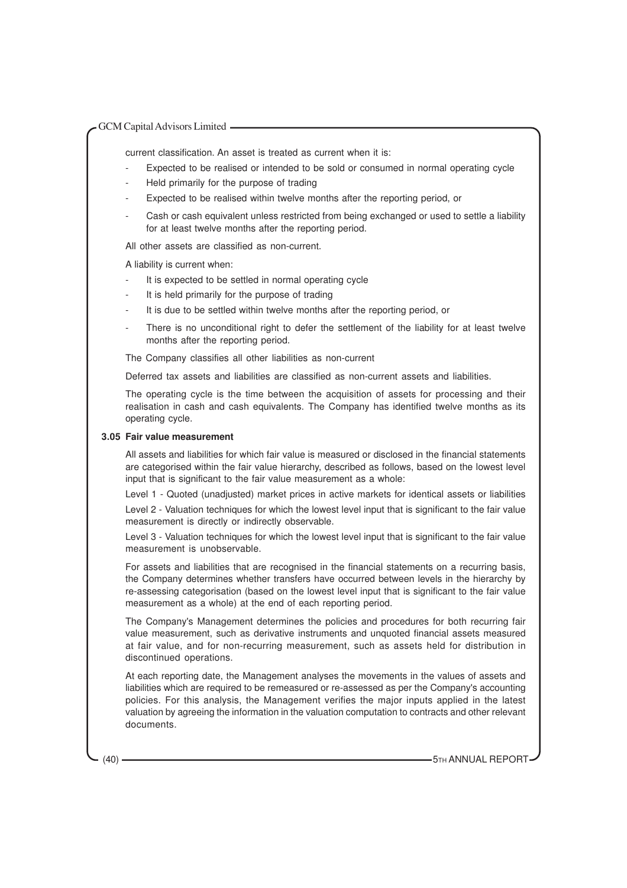current classification. An asset is treated as current when it is:

- Expected to be realised or intended to be sold or consumed in normal operating cycle
- Held primarily for the purpose of trading
- Expected to be realised within twelve months after the reporting period, or
- Cash or cash equivalent unless restricted from being exchanged or used to settle a liability for at least twelve months after the reporting period.

All other assets are classified as non-current.

A liability is current when:

- It is expected to be settled in normal operating cycle
- It is held primarily for the purpose of trading
- It is due to be settled within twelve months after the reporting period, or
- There is no unconditional right to defer the settlement of the liability for at least twelve months after the reporting period.

The Company classifies all other liabilities as non-current

Deferred tax assets and liabilities are classified as non-current assets and liabilities.

The operating cycle is the time between the acquisition of assets for processing and their realisation in cash and cash equivalents. The Company has identified twelve months as its operating cycle.

**3.05 Fair value measurement**

All assets and liabilities for which fair value is measured or disclosed in the financial statements are categorised within the fair value hierarchy, described as follows, based on the lowest level input that is significant to the fair value measurement as a whole:

Level 1 - Quoted (unadjusted) market prices in active markets for identical assets or liabilities

Level 2 - Valuation techniques for which the lowest level input that is significant to the fair value measurement is directly or indirectly observable.

Level 3 - Valuation techniques for which the lowest level input that is significant to the fair value measurement is unobservable.

For assets and liabilities that are recognised in the financial statements on a recurring basis, the Company determines whether transfers have occurred between levels in the hierarchy by re-assessing categorisation (based on the lowest level input that is significant to the fair value measurement as a whole) at the end of each reporting period.

The Company's Management determines the policies and procedures for both recurring fair value measurement, such as derivative instruments and unquoted financial assets measured at fair value, and for non-recurring measurement, such as assets held for distribution in discontinued operations.

At each reporting date, the Management analyses the movements in the values of assets and liabilities which are required to be remeasured or re-assessed as per the Company's accounting policies. For this analysis, the Management verifies the major inputs applied in the latest valuation by agreeing the information in the valuation computation to contracts and other relevant documents.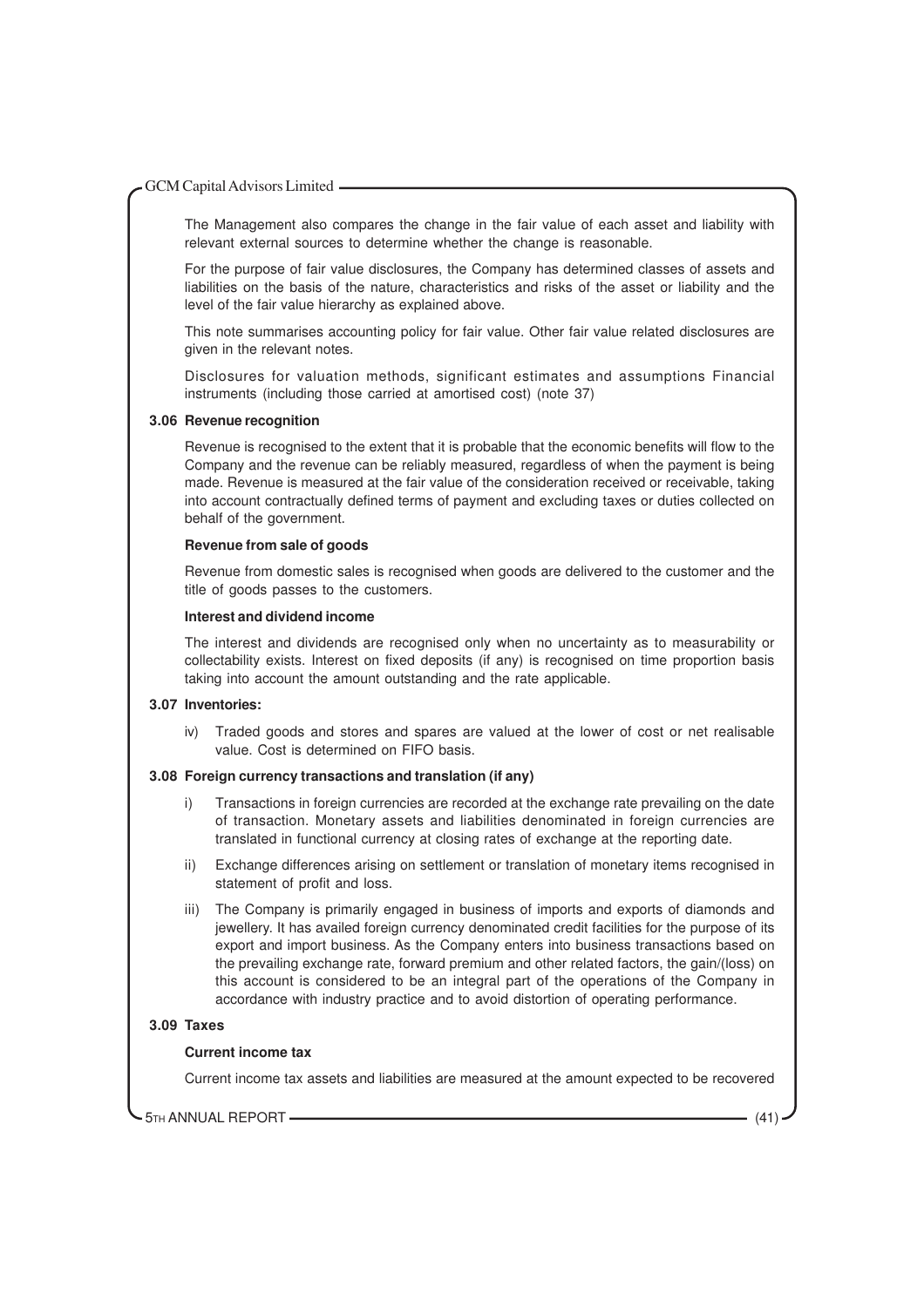The Management also compares the change in the fair value of each asset and liability with relevant external sources to determine whether the change is reasonable.

For the purpose of fair value disclosures, the Company has determined classes of assets and liabilities on the basis of the nature, characteristics and risks of the asset or liability and the level of the fair value hierarchy as explained above.

This note summarises accounting policy for fair value. Other fair value related disclosures are given in the relevant notes.

Disclosures for valuation methods, significant estimates and assumptions Financial instruments (including those carried at amortised cost) (note 37)

### 3.06 Revenue recognition

Revenue is recognised to the extent that it is probable that the economic benefits will flow to the Company and the revenue can be reliably measured, regardless of when the payment is being made. Revenue is measured at the fair value of the consideration received or receivable, taking into account contractually defined terms of payment and excluding taxes or duties collected on behalf of the government.

**Revenue from sale of goods**

Revenue from domestic sales is recognised when goods are delivered to the customer and the title of goods passes to the customers.

**Interest and dividend income**

The interest and dividends are recognised only when no uncertainty as to measurability or collectability exists. Interest on fixed deposits (if any) is recognised on time proportion basis taking into account the amount outstanding and the rate applicable.

### 3.07 Inventories:

iv) Traded goods and stores and spares are valued at the lower of cost or net realisable value. Cost is determined on FIFO basis.

### 3.08 Foreign currency transactions and translation (if any)

i) Transactions in foreign currencies are recorded at the exchange rate prevailing on the date of transaction. Monetary assets and liabilities denominated in foreign currencies are translated in functional currency at closing rates of exchange at the reporting date.

ii) Exchange differences arising on settlement or translation of monetary items recognised in statement of profit and loss.

iii) The Company is primarily engaged in business of imports and exports of diamonds and jewellery. It has availed foreign currency denominated credit facilities for the purpose of its export and import business. As the Company enters into business transactions based on the prevailing exchange rate, forward premium and other related factors, the gain/(loss) on this account is considered to be an integral part of the operations of the Company in accordance with industry practice and to avoid distortion of operating performance.

### 3.09 Taxes

**Current income tax**

Current income tax assets and liabilities are measured at the amount expected to be recovered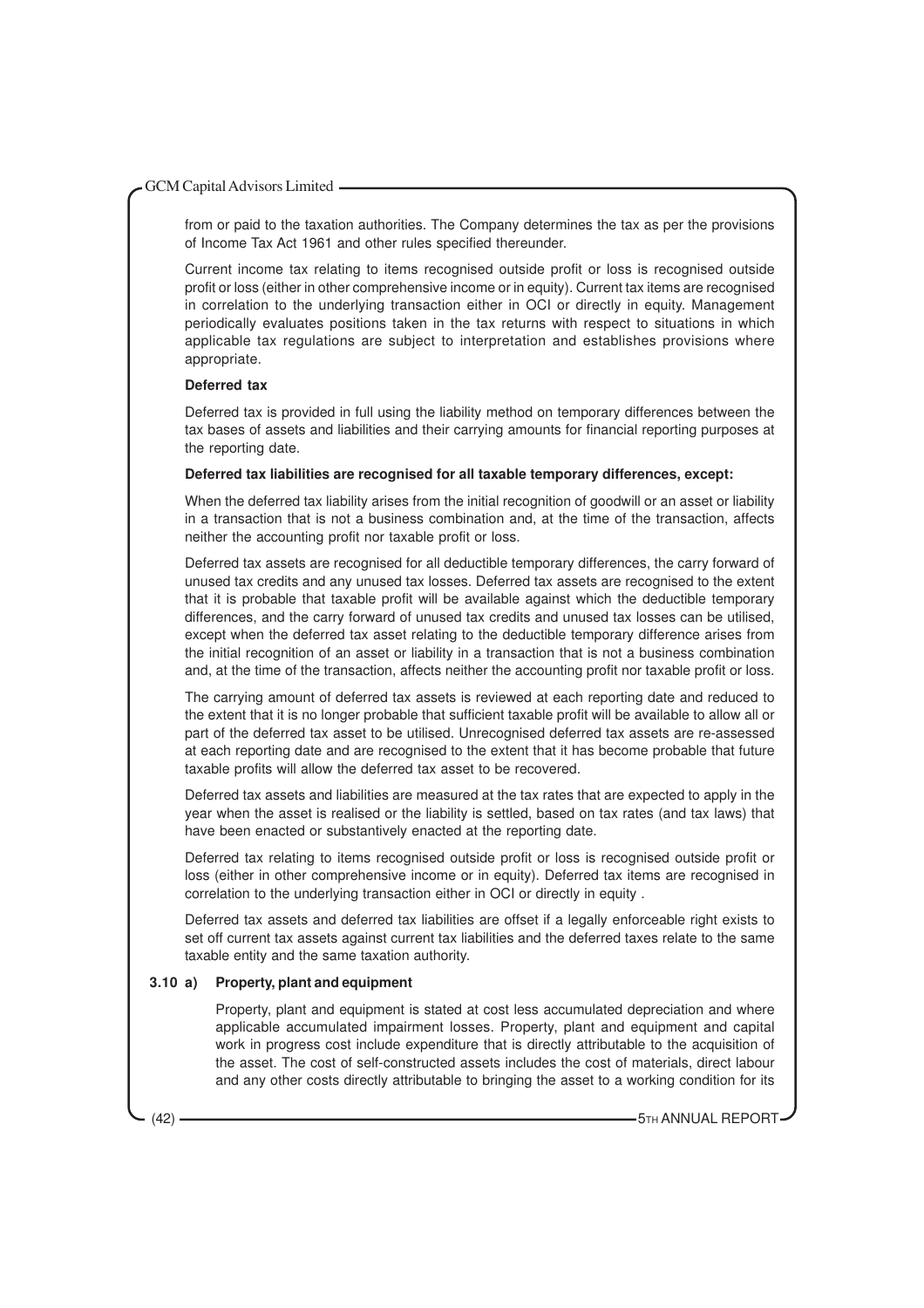from or paid to the taxation authorities. The Company determines the tax as per the provisions of Income Tax Act 1961 and other rules specified thereunder.

Current income tax relating to items recognised outside profit or loss is recognised outside profit or loss (either in other comprehensive income or in equity). Current tax items are recognised in correlation to the underlying transaction either in OCI or directly in equity. Management periodically evaluates positions taken in the tax returns with respect to situations in which applicable tax regulations are subject to interpretation and establishes provisions where appropriate.

**Deferred tax**

Deferred tax is provided in full using the liability method on temporary differences between the tax bases of assets and liabilities and their carrying amounts for financial reporting purposes at the reporting date.

**Deferred tax liabilities are recognised for all taxable temporary differences, except:**

When the deferred tax liability arises from the initial recognition of goodwill or an asset or liability in a transaction that is not a business combination and, at the time of the transaction, affects neither the accounting profit nor taxable profit or loss.

Deferred tax assets are recognised for all deductible temporary differences, the carry forward of unused tax credits and any unused tax losses. Deferred tax assets are recognised to the extent that it is probable that taxable profit will be available against which the deductible temporary differences, and the carry forward of unused tax credits and unused tax losses can be utilised, except when the deferred tax asset relating to the deductible temporary difference arises from the initial recognition of an asset or liability in a transaction that is not a business combination and, at the time of the transaction, affects neither the accounting profit nor taxable profit or loss.

The carrying amount of deferred tax assets is reviewed at each reporting date and reduced to the extent that it is no longer probable that sufficient taxable profit will be available to allow all or part of the deferred tax asset to be utilised. Unrecognised deferred tax assets are re-assessed at each reporting date and are recognised to the extent that it has become probable that future taxable profits will allow the deferred tax asset to be recovered.

Deferred tax assets and liabilities are measured at the tax rates that are expected to apply in the year when the asset is realised or the liability is settled, based on tax rates (and tax laws) that have been enacted or substantively enacted at the reporting date.

Deferred tax relating to items recognised outside profit or loss is recognised outside profit or loss (either in other comprehensive income or in equity). Deferred tax items are recognised in correlation to the underlying transaction either in OCI or directly in equity .

Deferred tax assets and deferred tax liabilities are offset if a legally enforceable right exists to set off current tax assets against current tax liabilities and the deferred taxes relate to the same taxable entity and the same taxation authority.

**3.10 a) Property, plant and equipment**

Property, plant and equipment is stated at cost less accumulated depreciation and where applicable accumulated impairment losses. Property, plant and equipment and capital work in progress cost include expenditure that is directly attributable to the acquisition of the asset. The cost of self-constructed assets includes the cost of materials, direct labour and any other costs directly attributable to bringing the asset to a working condition for its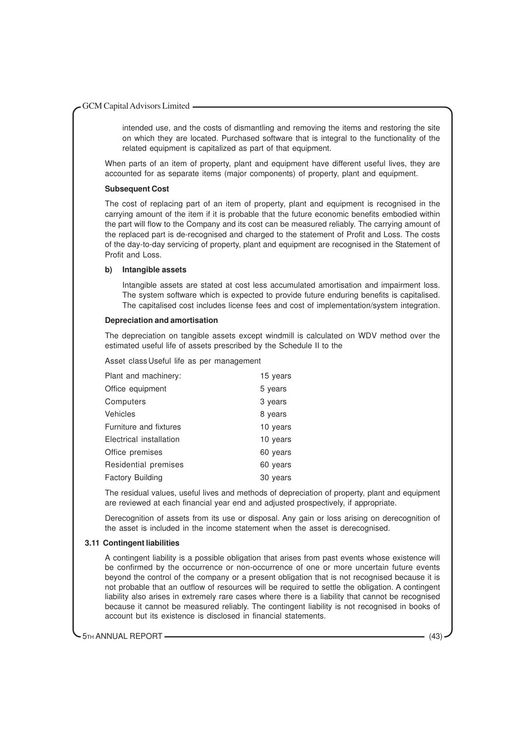intended use, and the costs of dismantling and removing the items and restoring the site on which they are located. Purchased software that is integral to the functionality of the related equipment is capitalized as part of that equipment.

When parts of an item of property, plant and equipment have different useful lives, they are accounted for as separate items (major components) of property, plant and equipment.

**Subsequent Cost**

The cost of replacing part of an item of property, plant and equipment is recognised in the carrying amount of the item if it is probable that the future economic benefits embodied within the part will flow to the Company and its cost can be measured reliably. The carrying amount of the replaced part is de-recognised and charged to the statement of Profit and Loss. The costs of the day-to-day servicing of property, plant and equipment are recognised in the Statement of Profit and Loss.

**b) Intangible assets**

Intangible assets are stated at cost less accumulated amortisation and impairment loss. The system software which is expected to provide future enduring benefits is capitalised. The capitalised cost includes license fees and cost of implementation/system integration.

**Depreciation and amortisation**

The depreciation on tangible assets except windmill is calculated on WDV method over the estimated useful life of assets prescribed by the Schedule II to the

| Asset class | Useful life as per management |
|---|---|
| Plant and machinery: | 15 years |
| Office equipment | 5 years |
| Computers | 3 years |
| Vehicles | 8 years |
| Furniture and fixtures | 10 years |
| Electrical installation | 10 years |
| Office premises | 60 years |
| Residential premises | 60 years |
| Factory Building | 30 years |

The residual values, useful lives and methods of depreciation of property, plant and equipment are reviewed at each financial year end and adjusted prospectively, if appropriate.

Derecognition of assets from its use or disposal. Any gain or loss arising on derecognition of the asset is included in the income statement when the asset is derecognised.

**3.11 Contingent liabilities**

A contingent liability is a possible obligation that arises from past events whose existence will be confirmed by the occurrence or non-occurrence of one or more uncertain future events beyond the control of the company or a present obligation that is not recognised because it is not probable that an outflow of resources will be required to settle the obligation. A contingent liability also arises in extremely rare cases where there is a liability that cannot be recognised because it cannot be measured reliably. The contingent liability is not recognised in books of account but its existence is disclosed in financial statements.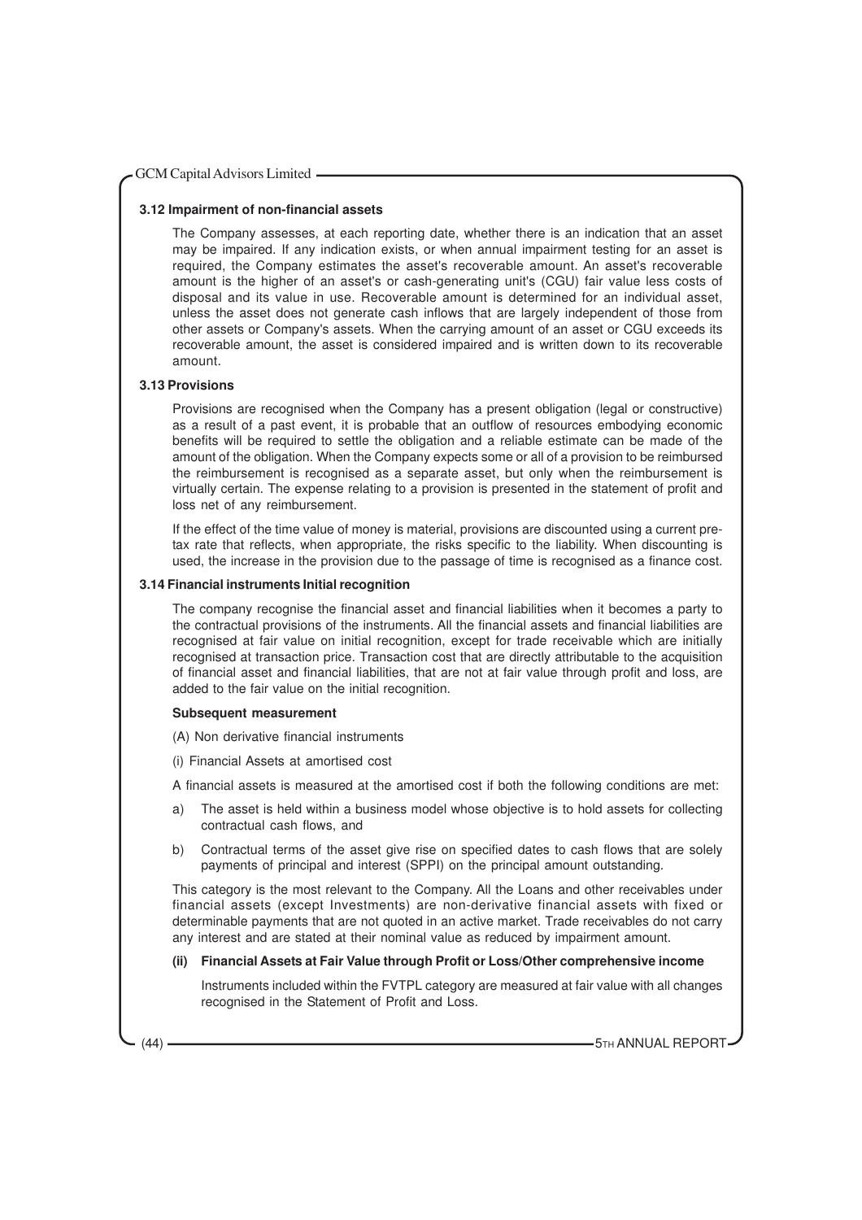### 3.12 Impairment of non-financial assets

The Company assesses, at each reporting date, whether there is an indication that an asset may be impaired. If any indication exists, or when annual impairment testing for an asset is required, the Company estimates the asset's recoverable amount. An asset's recoverable amount is the higher of an asset's or cash-generating unit's (CGU) fair value less costs of disposal and its value in use. Recoverable amount is determined for an individual asset, unless the asset does not generate cash inflows that are largely independent of those from other assets or Company's assets. When the carrying amount of an asset or CGU exceeds its recoverable amount, the asset is considered impaired and is written down to its recoverable amount.

### 3.13 Provisions

Provisions are recognised when the Company has a present obligation (legal or constructive) as a result of a past event, it is probable that an outflow of resources embodying economic benefits will be required to settle the obligation and a reliable estimate can be made of the amount of the obligation. When the Company expects some or all of a provision to be reimbursed the reimbursement is recognised as a separate asset, but only when the reimbursement is virtually certain. The expense relating to a provision is presented in the statement of profit and loss net of any reimbursement.

If the effect of the time value of money is material, provisions are discounted using a current pre-tax rate that reflects, when appropriate, the risks specific to the liability. When discounting is used, the increase in the provision due to the passage of time is recognised as a finance cost.

### 3.14 Financial instruments Initial recognition

The company recognise the financial asset and financial liabilities when it becomes a party to the contractual provisions of the instruments. All the financial assets and financial liabilities are recognised at fair value on initial recognition, except for trade receivable which are initially recognised at transaction price. Transaction cost that are directly attributable to the acquisition of financial asset and financial liabilities, that are not at fair value through profit and loss, are added to the fair value on the initial recognition.

**Subsequent measurement**

(A) Non derivative financial instruments

(i) Financial Assets at amortised cost

A financial assets is measured at the amortised cost if both the following conditions are met:

a) The asset is held within a business model whose objective is to hold assets for collecting contractual cash flows, and

b) Contractual terms of the asset give rise on specified dates to cash flows that are solely payments of principal and interest (SPPI) on the principal amount outstanding.

This category is the most relevant to the Company. All the Loans and other receivables under financial assets (except Investments) are non-derivative financial assets with fixed or determinable payments that are not quoted in an active market. Trade receivables do not carry any interest and are stated at their nominal value as reduced by impairment amount.

**(ii) Financial Assets at Fair Value through Profit or Loss/Other comprehensive income**

Instruments included within the FVTPL category are measured at fair value with all changes recognised in the Statement of Profit and Loss.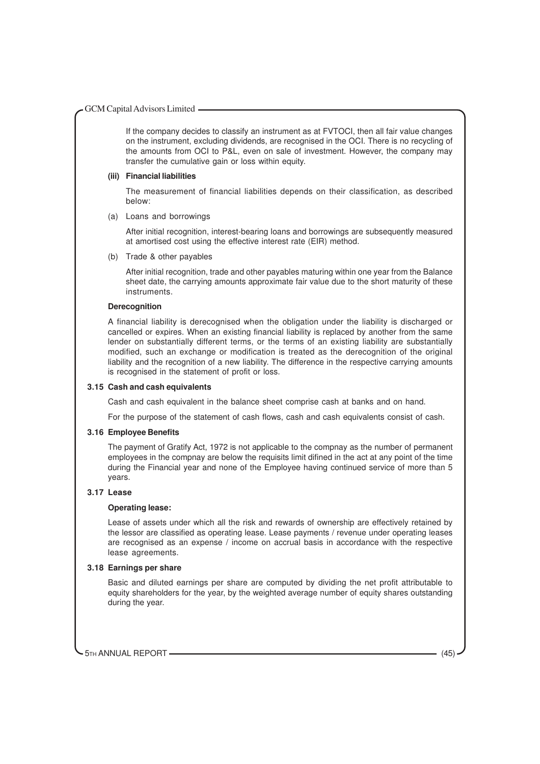If the company decides to classify an instrument as at FVTOCI, then all fair value changes on the instrument, excluding dividends, are recognised in the OCI. There is no recycling of the amounts from OCI to P&L, even on sale of investment. However, the company may transfer the cumulative gain or loss within equity.

**(iii) Financial liabilities**

The measurement of financial liabilities depends on their classification, as described below:

(a) Loans and borrowings

After initial recognition, interest-bearing loans and borrowings are subsequently measured at amortised cost using the effective interest rate (EIR) method.

(b) Trade & other payables

After initial recognition, trade and other payables maturing within one year from the Balance sheet date, the carrying amounts approximate fair value due to the short maturity of these instruments.

**Derecognition**

A financial liability is derecognised when the obligation under the liability is discharged or cancelled or expires. When an existing financial liability is replaced by another from the same lender on substantially different terms, or the terms of an existing liability are substantially modified, such an exchange or modification is treated as the derecognition of the original liability and the recognition of a new liability. The difference in the respective carrying amounts is recognised in the statement of profit or loss.

### 3.15 Cash and cash equivalents

Cash and cash equivalent in the balance sheet comprise cash at banks and on hand.

For the purpose of the statement of cash flows, cash and cash equivalents consist of cash.

### 3.16 Employee Benefits

The payment of Gratify Act, 1972 is not applicable to the compnay as the number of permanent employees in the compnay are below the requisits limit difined in the act at any point of the time during the Financial year and none of the Employee having continued service of more than 5 years.

### 3.17 Lease

**Operating lease:**

Lease of assets under which all the risk and rewards of ownership are effectively retained by the lessor are classified as operating lease. Lease payments / revenue under operating leases are recognised as an expense / income on accrual basis in accordance with the respective lease agreements.

### 3.18 Earnings per share

Basic and diluted earnings per share are computed by dividing the net profit attributable to equity shareholders for the year, by the weighted average number of equity shares outstanding during the year.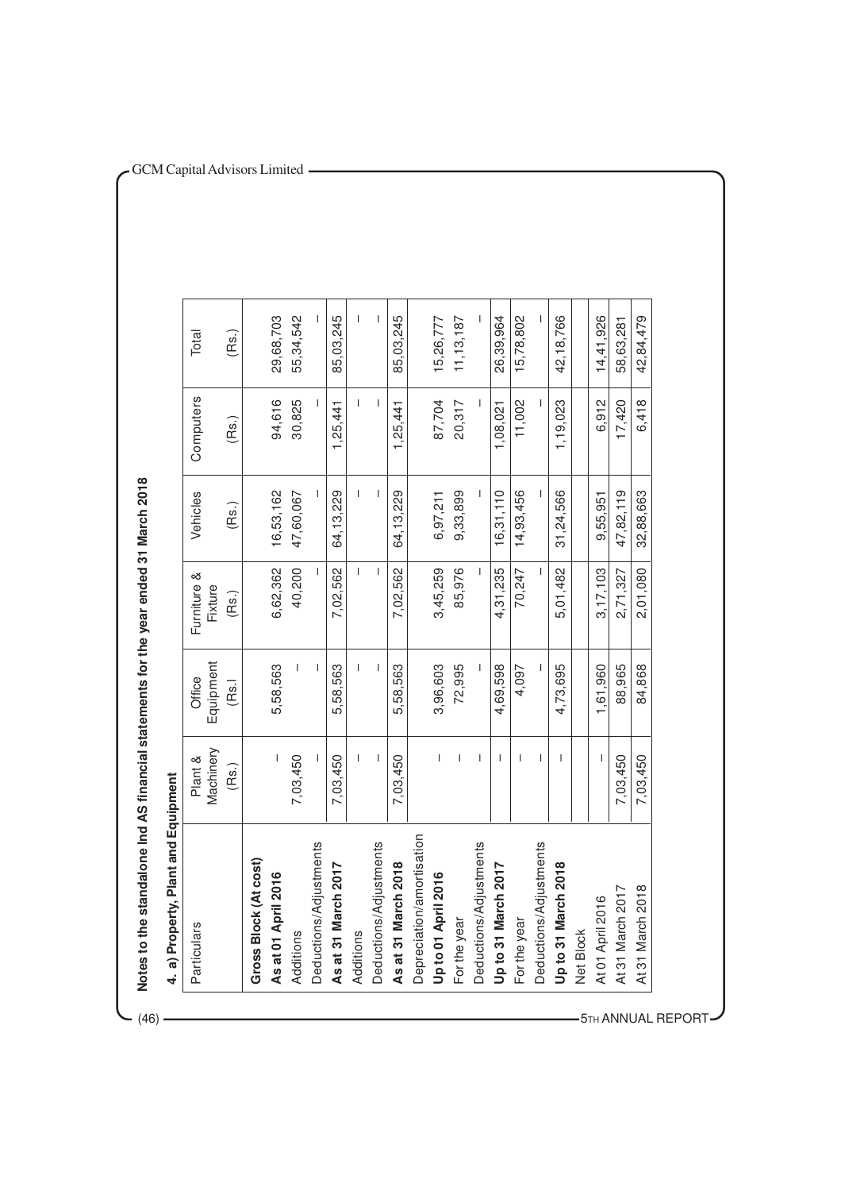**Notes to the standalone Ind AS financial statements for the year ended 31 March 2018**

**4. a) Property, Plant and Equipment**

| Particulars | Plant & Machinery (Rs.) | Office Equipment (Rs.) | Furniture & Fixture (Rs.) | Vehicles (Rs.) | Computers (Rs.) | Total (Rs.) |
|---|---|---|---|---|---|---|
| **Gross Block (At cost)** | | | | | | |
| **As at 01 April 2016** | – | 5,58,563 | 6,62,362 | 16,53,162 | 94,616 | 29,68,703 |
| Additions | 7,03,450 | – | 40,200 | 47,60,067 | 30,825 | 55,34,542 |
| Deductions/Adjustments | – | – | – | – | – | – |
| **As at 31 March 2017** | 7,03,450 | 5,58,563 | 7,02,562 | 64,13,229 | 1,25,441 | 85,03,245 |
| Additions | – | – | – | – | – | – |
| Deductions/Adjustments | – | – | – | – | – | – |
| **As at 31 March 2018** | 7,03,450 | 5,58,563 | 7,02,562 | 64,13,229 | 1,25,441 | 85,03,245 |
| Depreciation/amortisation | | | | | | |
| **Up to 01 April 2016** | – | 3,96,603 | 3,45,259 | 6,97,211 | 87,704 | 15,26,777 |
| For the year | – | 72,995 | 85,976 | 9,33,899 | 20,317 | 11,13,187 |
| Deductions/Adjustments | – | – | – | – | – | – |
| **Up to 31 March 2017** | – | 4,69,598 | 4,31,235 | 16,31,110 | 1,08,021 | 26,39,964 |
| For the year | – | 4,097 | 70,247 | 14,93,456 | 11,002 | 15,78,802 |
| Deductions/Adjustments | – | – | – | – | – | – |
| **Up to 31 March 2018** | – | 4,73,695 | 5,01,482 | 31,24,566 | 1,19,023 | 42,18,766 |
| Net Block | | | | | | |
| At 01 April 2016 | – | 1,61,960 | 3,17,103 | 9,55,951 | 6,912 | 14,41,926 |
| At 31 March 2017 | 7,03,450 | 88,965 | 2,71,327 | 47,82,119 | 17,420 | 58,63,281 |
| At 31 March 2018 | 7,03,450 | 84,868 | 2,01,080 | 32,88,663 | 6,418 | 42,84,479 |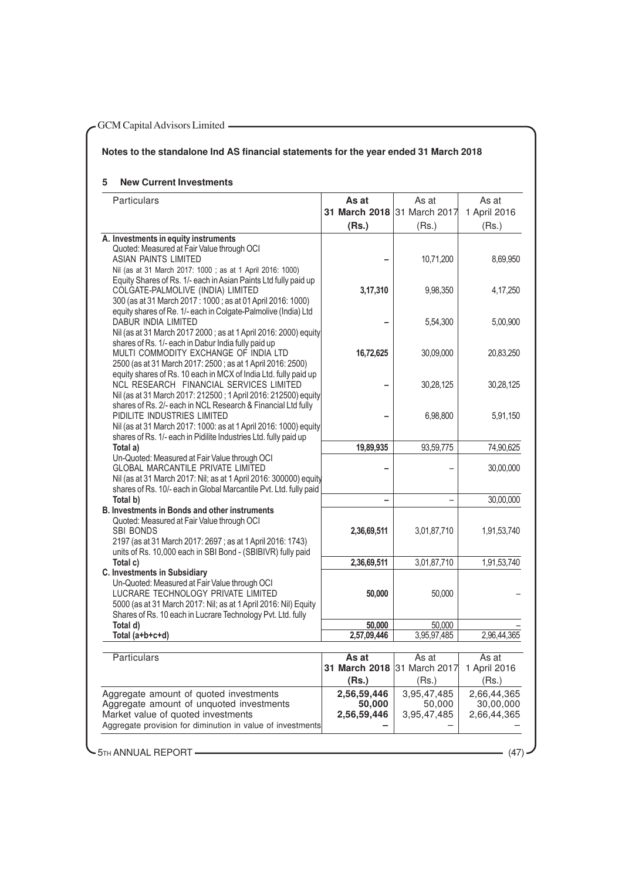## Notes to the standalone Ind AS financial statements for the year ended 31 March 2018

### 5 New Current Investments

| Particulars | As at 31 March 2018 (Rs.) | As at 31 March 2017 (Rs.) | As at 1 April 2016 (Rs.) |
|---|---|---|---|
| **A. Investments in equity instruments** | | | |
| Quoted: Measured at Fair Value through OCI | | | |
| ASIAN PAINTS LIMITED<br>Nil (as at 31 March 2017: 1000 ; as at 1 April 2016: 1000)<br>Equity Shares of Rs. 1/- each in Asian Paints Ltd fully paid up | – | 10,71,200 | 8,69,950 |
| COLGATE-PALMOLIVE (INDIA) LIMITED<br>300 (as at 31 March 2017 : 1000 ; as at 01 April 2016: 1000)<br>equity shares of Re. 1/- each in Colgate-Palmolive (India) Ltd | **3,17,310** | 9,98,350 | 4,17,250 |
| DABUR INDIA LIMITED<br>Nil (as at 31 March 2017 2000 ; as at 1 April 2016: 2000) equity shares of Rs. 1/- each in Dabur India fully paid up | – | 5,54,300 | 5,00,900 |
| MULTI COMMODITY EXCHANGE OF INDIA LTD<br>2500 (as at 31 March 2017: 2500 ; as at 1 April 2016: 2500)<br>equity shares of Rs. 10 each in MCX of India Ltd. fully paid up | **16,72,625** | 30,09,000 | 20,83,250 |
| NCL RESEARCH FINANCIAL SERVICES LIMITED<br>Nil (as at 31 March 2017: 212500 ; 1 April 2016: 212500) equity shares of Rs. 2/- each in NCL Research & Financial Ltd fully | – | 30,28,125 | 30,28,125 |
| PIDILITE INDUSTRIES LIMITED<br>Nil (as at 31 March 2017: 1000: as at 1 April 2016: 1000) equity shares of Rs. 1/- each in Pidilite Industries Ltd. fully paid up | – | 6,98,800 | 5,91,150 |
| **Total a)** | **19,89,935** | 93,59,775 | 74,90,625 |
| Un-Quoted: Measured at Fair Value through OCI | | | |
| GLOBAL MARCANTILE PRIVATE LIMITED<br>Nil (as at 31 March 2017: Nil; as at 1 April 2016: 300000) equity shares of Rs. 10/- each in Global Marcantile Pvt. Ltd. fully paid | – | – | 30,00,000 |
| **Total b)** | **–** | – | 30,00,000 |
| **B. Investments in Bonds and other instruments** | | | |
| Quoted: Measured at Fair Value through OCI | | | |
| SBI BONDS<br>2197 (as at 31 March 2017: 2697 ; as at 1 April 2016: 1743)<br>units of Rs. 10,000 each in SBI Bond - (SBIBIVR) fully paid | **2,36,69,511** | 3,01,87,710 | 1,91,53,740 |
| **Total c)** | **2,36,69,511** | 3,01,87,710 | 1,91,53,740 |
| **C. Investments in Subsidiary** | | | |
| Un-Quoted: Measured at Fair Value through OCI | | | |
| LUCRARE TECHNOLOGY PRIVATE LIMITED<br>5000 (as at 31 March 2017: Nil; as at 1 April 2016: Nil) Equity Shares of Rs. 10 each in Lucrare Technology Pvt. Ltd. fully | **50,000** | 50,000 | – |
| **Total d)** | **50,000** | 50,000 | – |
| **Total (a+b+c+d)** | **2,57,09,446** | 3,95,97,485 | 2,96,44,365 |

| Particulars | As at 31 March 2018 (Rs.) | As at 31 March 2017 (Rs.) | As at 1 April 2016 (Rs.) |
|---|---|---|---|
| Aggregate amount of quoted investments | **2,56,59,446** | 3,95,47,485 | 2,66,44,365 |
| Aggregate amount of unquoted investments | **50,000** | 50,000 | 30,00,000 |
| Market value of quoted investments | **2,56,59,446** | 3,95,47,485 | 2,66,44,365 |
| Aggregate provision for diminution in value of investments | **–** | – | – |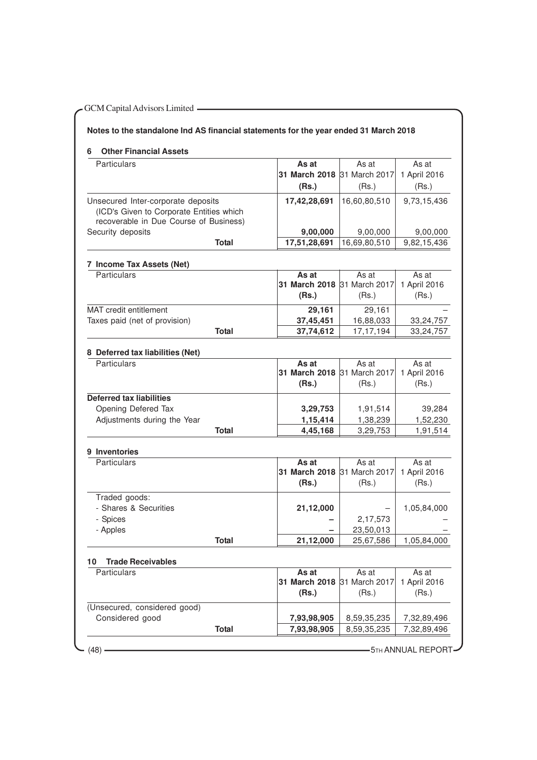**Notes to the standalone Ind AS financial statements for the year ended 31 March 2018**

## 6 Other Financial Assets

| Particulars | As at 31 March 2018 (Rs.) | As at 31 March 2017 (Rs.) | As at 1 April 2016 (Rs.) |
|---|---|---|---|
| Unsecured Inter-corporate deposits (ICD's Given to Corporate Entities which recoverable in Due Course of Business) | **17,42,28,691** | 16,60,80,510 | 9,73,15,436 |
| Security deposits | **9,00,000** | 9,00,000 | 9,00,000 |
| **Total** | **17,51,28,691** | 16,69,80,510 | 9,82,15,436 |

## 7 Income Tax Assets (Net)

| Particulars | As at 31 March 2018 (Rs.) | As at 31 March 2017 (Rs.) | As at 1 April 2016 (Rs.) |
|---|---|---|---|
| MAT credit entitlement | **29,161** | 29,161 | – |
| Taxes paid (net of provision) | **37,45,451** | 16,88,033 | 33,24,757 |
| **Total** | **37,74,612** | 17,17,194 | 33,24,757 |

## 8 Deferred tax liabilities (Net)

| Particulars | As at 31 March 2018 (Rs.) | As at 31 March 2017 (Rs.) | As at 1 April 2016 (Rs.) |
|---|---|---|---|
| **Deferred tax liabilities** | | | |
| Opening Defered Tax | **3,29,753** | 1,91,514 | 39,284 |
| Adjustments during the Year | **1,15,414** | 1,38,239 | 1,52,230 |
| **Total** | **4,45,168** | 3,29,753 | 1,91,514 |

## 9 Inventories

| Particulars | As at 31 March 2018 (Rs.) | As at 31 March 2017 (Rs.) | As at 1 April 2016 (Rs.) |
|---|---|---|---|
| Traded goods: | | | |
| - Shares & Securities | **21,12,000** | – | 1,05,84,000 |
| - Spices | **–** | 2,17,573 | – |
| - Apples | **–** | 23,50,013 | – |
| **Total** | **21,12,000** | 25,67,586 | 1,05,84,000 |

## 10 Trade Receivables

| Particulars | As at 31 March 2018 (Rs.) | As at 31 March 2017 (Rs.) | As at 1 April 2016 (Rs.) |
|---|---|---|---|
| (Unsecured, considered good) | | | |
| Considered good | **7,93,98,905** | 8,59,35,235 | 7,32,89,496 |
| **Total** | **7,93,98,905** | 8,59,35,235 | 7,32,89,496 |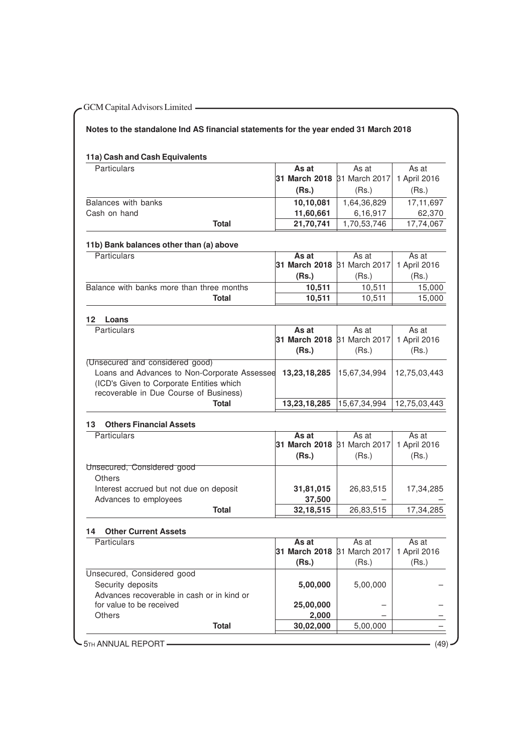## Notes to the standalone Ind AS financial statements for the year ended 31 March 2018

### 11a) Cash and Cash Equivalents

| Particulars | As at 31 March 2018 (Rs.) | As at 31 March 2017 (Rs.) | As at 1 April 2016 (Rs.) |
|---|---|---|---|
| Balances with banks | **10,10,081** | 1,64,36,829 | 17,11,697 |
| Cash on hand | **11,60,661** | 6,16,917 | 62,370 |
| **Total** | **21,70,741** | 1,70,53,746 | 17,74,067 |

### 11b) Bank balances other than (a) above

| Particulars | As at 31 March 2018 (Rs.) | As at 31 March 2017 (Rs.) | As at 1 April 2016 (Rs.) |
|---|---|---|---|
| Balance with banks more than three months | **10,511** | 10,511 | 15,000 |
| **Total** | **10,511** | 10,511 | 15,000 |

### 12 Loans

| Particulars | As at 31 March 2018 (Rs.) | As at 31 March 2017 (Rs.) | As at 1 April 2016 (Rs.) |
|---|---|---|---|
| (Unsecured and considered good) | | | |
| Loans and Advances to Non-Corporate Assessee (ICD's Given to Corporate Entities which recoverable in Due Course of Business) | **13,23,18,285** | 15,67,34,994 | 12,75,03,443 |
| **Total** | **13,23,18,285** | 15,67,34,994 | 12,75,03,443 |

### 13 Others Financial Assets

| Particulars | As at 31 March 2018 (Rs.) | As at 31 March 2017 (Rs.) | As at 1 April 2016 (Rs.) |
|---|---|---|---|
| Unsecured, Considered good | | | |
| Others | | | |
| Interest accrued but not due on deposit | **31,81,015** | 26,83,515 | 17,34,285 |
| Advances to employees | **37,500** | – | – |
| **Total** | **32,18,515** | 26,83,515 | 17,34,285 |

### 14 Other Current Assets

| Particulars | As at 31 March 2018 (Rs.) | As at 31 March 2017 (Rs.) | As at 1 April 2016 (Rs.) |
|---|---|---|---|
| Unsecured, Considered good | | | |
| Security deposits | **5,00,000** | 5,00,000 | – |
| Advances recoverable in cash or in kind or for value to be received | **25,00,000** | – | – |
| Others | **2,000** | – | – |
| **Total** | **30,02,000** | 5,00,000 | – |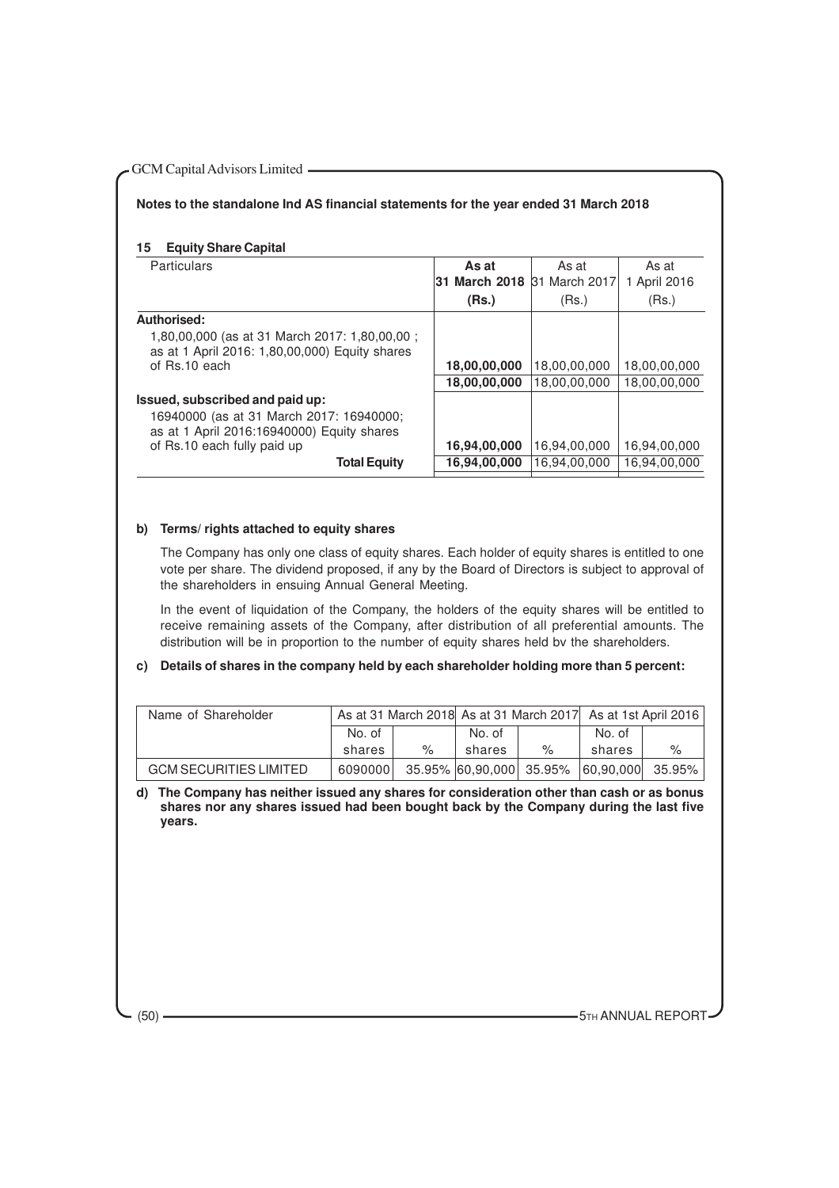**Notes to the standalone Ind AS financial statements for the year ended 31 March 2018**

### 15 Equity Share Capital

| Particulars | As at 31 March 2018 (Rs.) | As at 31 March 2017 (Rs.) | As at 1 April 2016 (Rs.) |
|---|---|---|---|
| **Authorised:** | | | |
| 1,80,00,000 (as at 31 March 2017: 1,80,00,00 ; as at 1 April 2016: 1,80,00,000) Equity shares of Rs.10 each | **18,00,00,000** | 18,00,00,000 | 18,00,00,000 |
| | **18,00,00,000** | 18,00,00,000 | 18,00,00,000 |
| **Issued, subscribed and paid up:** | | | |
| 16940000 (as at 31 March 2017: 16940000; as at 1 April 2016:16940000) Equity shares of Rs.10 each fully paid up | **16,94,00,000** | 16,94,00,000 | 16,94,00,000 |
| **Total Equity** | **16,94,00,000** | 16,94,00,000 | 16,94,00,000 |

**b) Terms/ rights attached to equity shares**

The Company has only one class of equity shares. Each holder of equity shares is entitled to one vote per share. The dividend proposed, if any by the Board of Directors is subject to approval of the shareholders in ensuing Annual General Meeting.

In the event of liquidation of the Company, the holders of the equity shares will be entitled to receive remaining assets of the Company, after distribution of all preferential amounts. The distribution will be in proportion to the number of equity shares held bv the shareholders.

**c) Details of shares in the company held by each shareholder holding more than 5 percent:**

| Name of Shareholder | As at 31 March 2018 | | As at 31 March 2017 | | As at 1st April 2016 | |
|---|---|---|---|---|---|---|
| | No. of shares | % | No. of shares | % | No. of shares | % |
| GCM SECURITIES LIMITED | 6090000 | 35.95% | 60,90,000 | 35.95% | 60,90,000 | 35.95% |

**d) The Company has neither issued any shares for consideration other than cash or as bonus shares nor any shares issued had been bought back by the Company during the last five years.**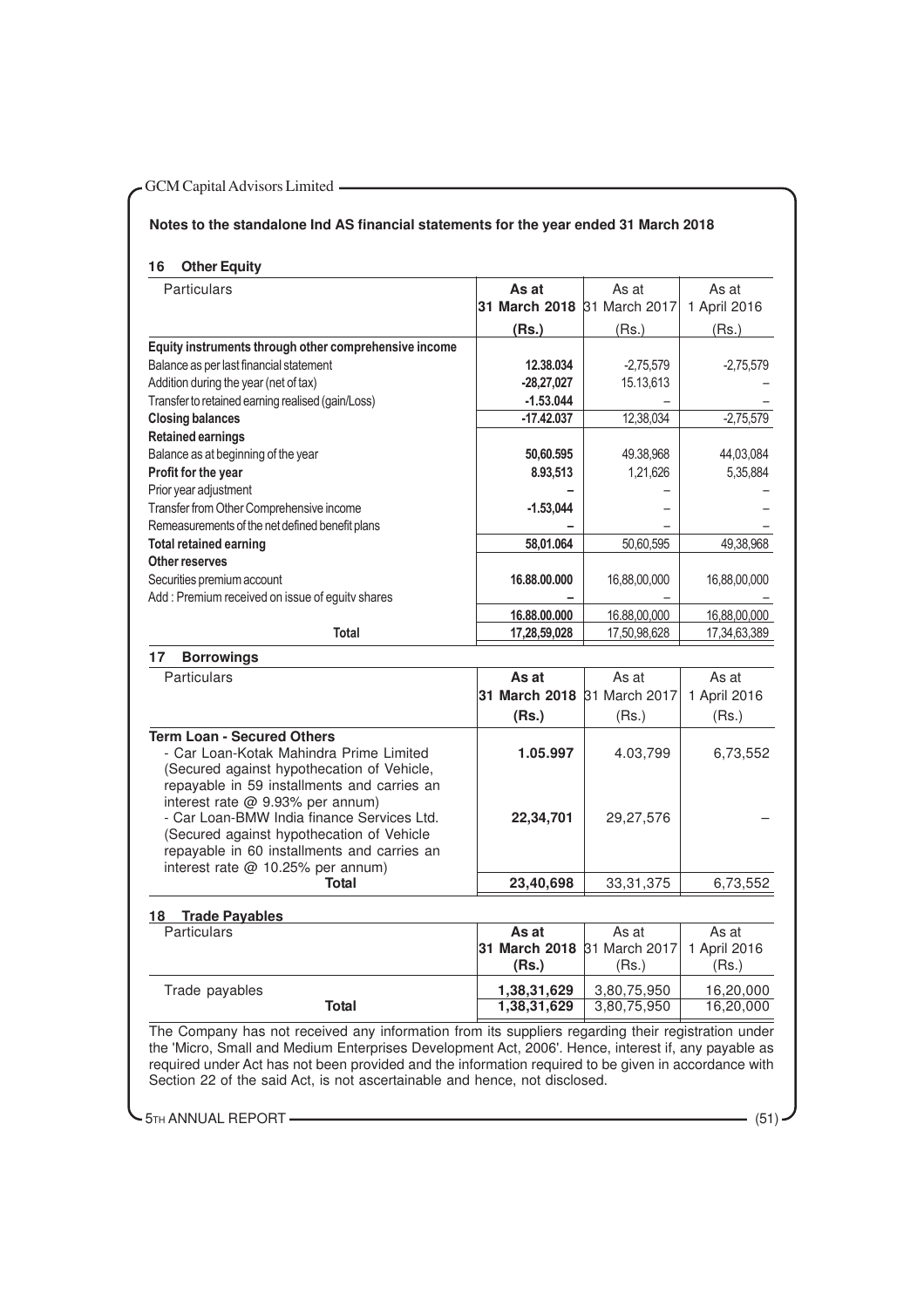## Notes to the standalone Ind AS financial statements for the year ended 31 March 2018

### 16 Other Equity

| Particulars | As at 31 March 2018 (Rs.) | As at 31 March 2017 (Rs.) | As at 1 April 2016 (Rs.) |
|---|---|---|---|
| **Equity instruments through other comprehensive income** | | | |
| Balance as per last financial statement | 12.38.034 | -2,75,579 | -2,75,579 |
| Addition during the year (net of tax) | -28,27,027 | 15.13,613 | – |
| Transfer to retained earning realised (gain/Loss) | -1.53.044 | – | – |
| **Closing balances** | -17.42.037 | 12,38,034 | -2,75,579 |
| **Retained earnings** | | | |
| Balance as at beginning of the year | 50,60.595 | 49.38,968 | 44,03,084 |
| **Profit for the year** | 8.93,513 | 1,21,626 | 5,35,884 |
| Prior year adjustment | – | – | – |
| Transfer from Other Comprehensive income | -1.53,044 | – | – |
| Remeasurements of the net defined benefit plans | – | – | – |
| **Total retained earning** | 58,01.064 | 50,60,595 | 49,38,968 |
| **Other reserves** | | | |
| Securities premium account | 16.88.00.000 | 16,88,00,000 | 16,88,00,000 |
| Add : Premium received on issue of equity shares | – | – | – |
| | 16.88.00.000 | 16.88,00,000 | 16,88,00,000 |
| **Total** | 17,28,59,028 | 17,50,98,628 | 17,34,63,389 |

### 17 Borrowings

| Particulars | As at 31 March 2018 (Rs.) | As at 31 March 2017 (Rs.) | As at 1 April 2016 (Rs.) |
|---|---|---|---|
| **Term Loan - Secured Others** | | | |
| - Car Loan-Kotak Mahindra Prime Limited (Secured against hypothecation of Vehicle, repayable in 59 installments and carries an interest rate @ 9.93% per annum) | 1.05.997 | 4.03,799 | 6,73,552 |
| - Car Loan-BMW India finance Services Ltd. (Secured against hypothecation of Vehicle repayable in 60 installments and carries an interest rate @ 10.25% per annum) | 22,34,701 | 29,27,576 | – |
| **Total** | 23,40,698 | 33,31,375 | 6,73,552 |

### 18 Trade Payables

| Particulars | As at 31 March 2018 (Rs.) | As at 31 March 2017 (Rs.) | As at 1 April 2016 (Rs.) |
|---|---|---|---|
| Trade payables | 1,38,31,629 | 3,80,75,950 | 16,20,000 |
| **Total** | 1,38,31,629 | 3,80,75,950 | 16,20,000 |

The Company has not received any information from its suppliers regarding their registration under the 'Micro, Small and Medium Enterprises Development Act, 2006'. Hence, interest if, any payable as required under Act has not been provided and the information required to be given in accordance with Section 22 of the said Act, is not ascertainable and hence, not disclosed.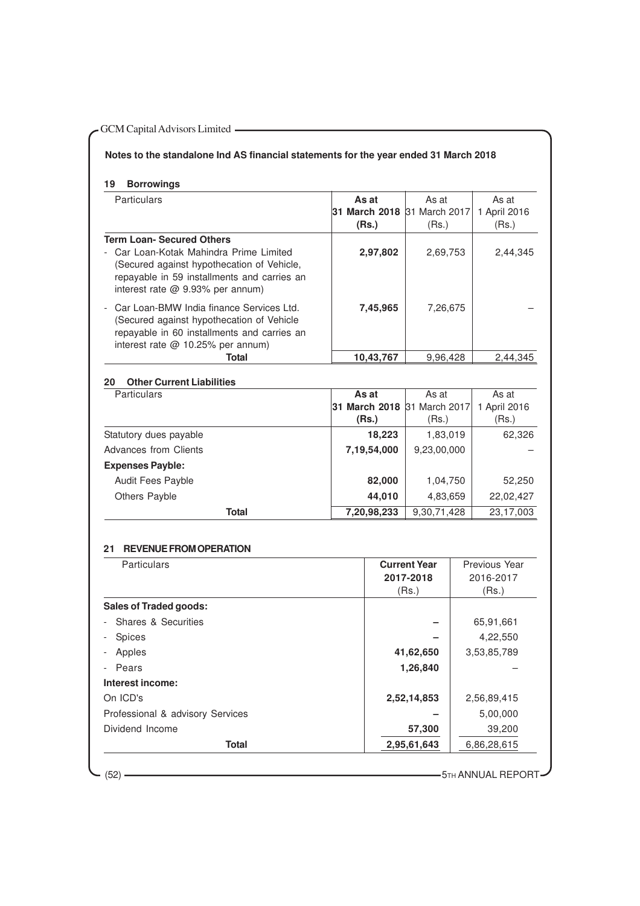**Notes to the standalone Ind AS financial statements for the year ended 31 March 2018**

## 19 Borrowings

| Particulars | As at 31 March 2018 (Rs.) | As at 31 March 2017 (Rs.) | As at 1 April 2016 (Rs.) |
|---|---|---|---|
| **Term Loan- Secured Others** | | | |
| - Car Loan-Kotak Mahindra Prime Limited (Secured against hypothecation of Vehicle, repayable in 59 installments and carries an interest rate @ 9.93% per annum) | **2,97,802** | 2,69,753 | 2,44,345 |
| - Car Loan-BMW India finance Services Ltd. (Secured against hypothecation of Vehicle repayable in 60 installments and carries an interest rate @ 10.25% per annum) | **7,45,965** | 7,26,675 | – |
| **Total** | **10,43,767** | 9,96,428 | 2,44,345 |

## 20 Other Current Liabilities

| Particulars | As at 31 March 2018 (Rs.) | As at 31 March 2017 (Rs.) | As at 1 April 2016 (Rs.) |
|---|---|---|---|
| Statutory dues payable | **18,223** | 1,83,019 | 62,326 |
| Advances from Clients | **7,19,54,000** | 9,23,00,000 | – |
| **Expenses Payble:** | | | |
| Audit Fees Payble | **82,000** | 1,04,750 | 52,250 |
| Others Payble | **44,010** | 4,83,659 | 22,02,427 |
| **Total** | **7,20,98,233** | 9,30,71,428 | 23,17,003 |

## 21 REVENUE FROM OPERATION

| Particulars | Current Year 2017-2018 (Rs.) | Previous Year 2016-2017 (Rs.) |
|---|---|---|
| **Sales of Traded goods:** | | |
| - Shares & Securities | – | 65,91,661 |
| - Spices | – | 4,22,550 |
| - Apples | **41,62,650** | 3,53,85,789 |
| - Pears | **1,26,840** | – |
| **Interest income:** | | |
| On ICD's | **2,52,14,853** | 2,56,89,415 |
| Professional & advisory Services | – | 5,00,000 |
| Dividend Income | **57,300** | 39,200 |
| **Total** | **2,95,61,643** | 6,86,28,615 |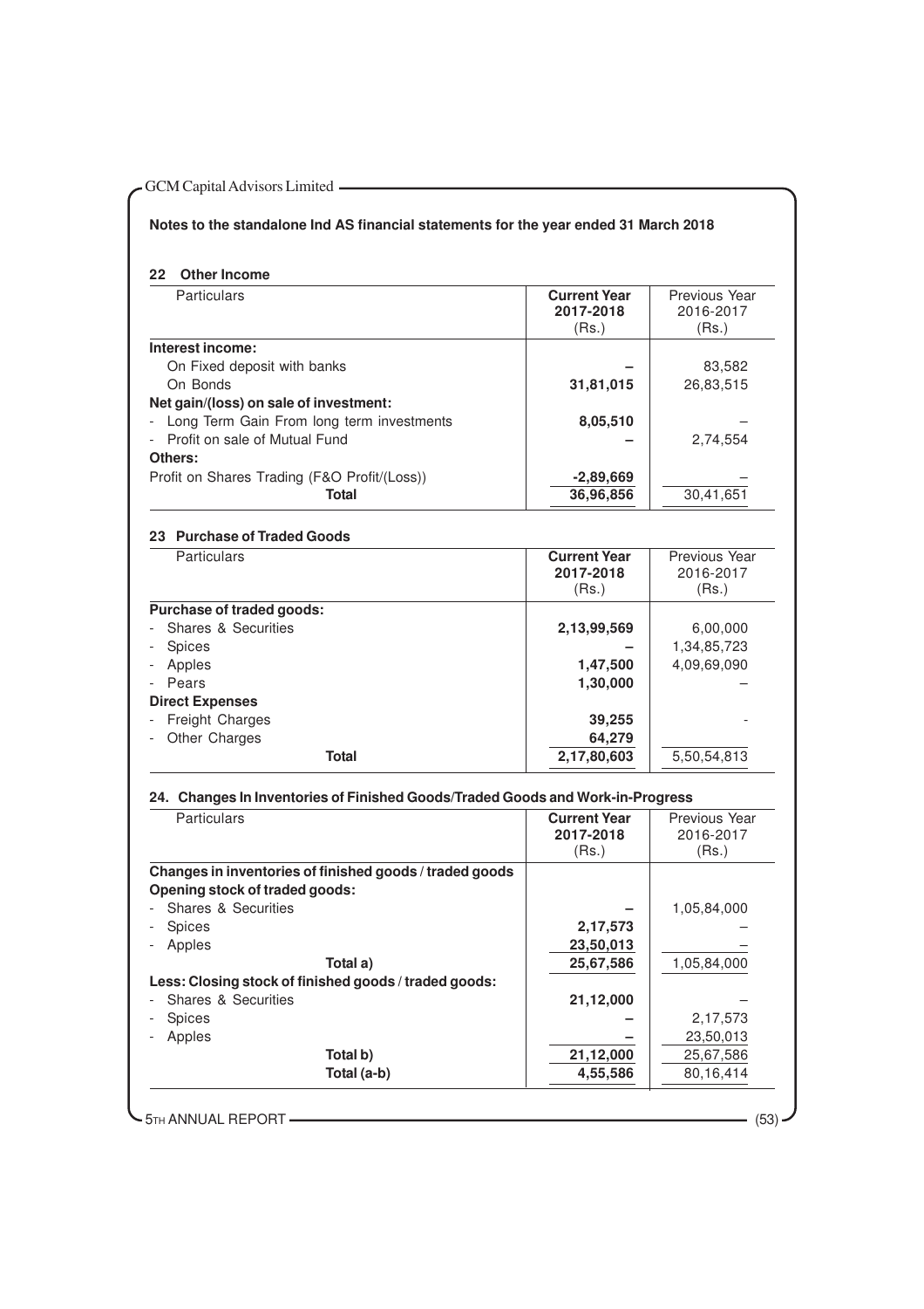**Notes to the standalone Ind AS financial statements for the year ended 31 March 2018**

### 22 Other Income

| Particulars | Current Year 2017-2018 (Rs.) | Previous Year 2016-2017 (Rs.) |
|---|---|---|
| **Interest income:** | | |
| On Fixed deposit with banks | – | 83,582 |
| On Bonds | **31,81,015** | 26,83,515 |
| **Net gain/(loss) on sale of investment:** | | |
| - Long Term Gain From long term investments | **8,05,510** | – |
| - Profit on sale of Mutual Fund | – | 2,74,554 |
| **Others:** | | |
| Profit on Shares Trading (F&O Profit/(Loss)) | **-2,89,669** | – |
| **Total** | **36,96,856** | 30,41,651 |

### 23 Purchase of Traded Goods

| Particulars | Current Year 2017-2018 (Rs.) | Previous Year 2016-2017 (Rs.) |
|---|---|---|
| **Purchase of traded goods:** | | |
| - Shares & Securities | **2,13,99,569** | 6,00,000 |
| - Spices | – | 1,34,85,723 |
| - Apples | **1,47,500** | 4,09,69,090 |
| - Pears | **1,30,000** | – |
| **Direct Expenses** | | |
| - Freight Charges | **39,255** | - |
| - Other Charges | **64,279** | |
| **Total** | **2,17,80,603** | 5,50,54,813 |

### 24. Changes In Inventories of Finished Goods/Traded Goods and Work-in-Progress

| Particulars | Current Year 2017-2018 (Rs.) | Previous Year 2016-2017 (Rs.) |
|---|---|---|
| **Changes in inventories of finished goods / traded goods** | | |
| **Opening stock of traded goods:** | | |
| - Shares & Securities | – | 1,05,84,000 |
| - Spices | **2,17,573** | – |
| - Apples | **23,50,013** | – |
| **Total a)** | **25,67,586** | 1,05,84,000 |
| **Less: Closing stock of finished goods / traded goods:** | | |
| - Shares & Securities | **21,12,000** | – |
| - Spices | – | 2,17,573 |
| - Apples | – | 23,50,013 |
| **Total b)** | **21,12,000** | 25,67,586 |
| **Total (a-b)** | **4,55,586** | 80,16,414 |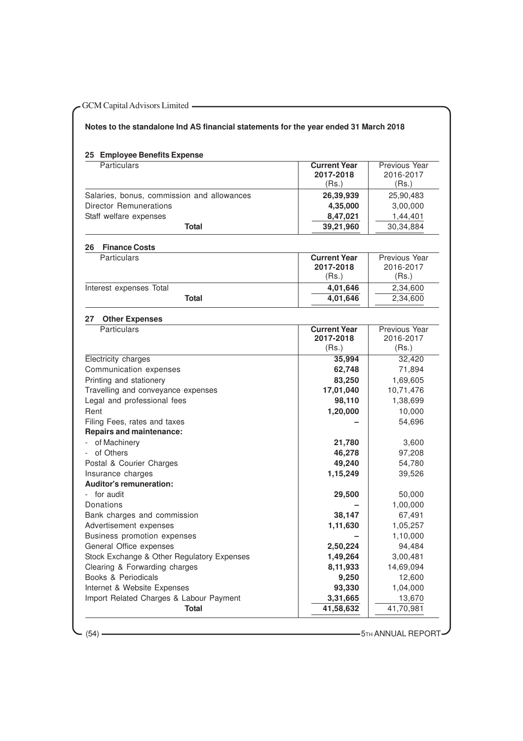**Notes to the standalone Ind AS financial statements for the year ended 31 March 2018**

### 25 Employee Benefits Expense

| Particulars | Current Year 2017-2018 (Rs.) | Previous Year 2016-2017 (Rs.) |
|---|---|---|
| Salaries, bonus, commission and allowances | **26,39,939** | 25,90,483 |
| Director Remunerations | **4,35,000** | 3,00,000 |
| Staff welfare expenses | **8,47,021** | 1,44,401 |
| **Total** | **39,21,960** | 30,34,884 |

### 26 Finance Costs

| Particulars | Current Year 2017-2018 (Rs.) | Previous Year 2016-2017 (Rs.) |
|---|---|---|
| Interest expenses Total | **4,01,646** | 2,34,600 |
| **Total** | **4,01,646** | 2,34,600 |

### 27 Other Expenses

| Particulars | Current Year 2017-2018 (Rs.) | Previous Year 2016-2017 (Rs.) |
|---|---|---|
| Electricity charges | **35,994** | 32,420 |
| Communication expenses | **62,748** | 71,894 |
| Printing and stationery | **83,250** | 1,69,605 |
| Travelling and conveyance expenses | **17,01,040** | 10,71,476 |
| Legal and professional fees | **98,110** | 1,38,699 |
| Rent | **1,20,000** | 10,000 |
| Filing Fees, rates and taxes | **–** | 54,696 |
| **Repairs and maintenance:** | | |
| - of Machinery | **21,780** | 3,600 |
| - of Others | **46,278** | 97,208 |
| Postal & Courier Charges | **49,240** | 54,780 |
| Insurance charges | **1,15,249** | 39,526 |
| **Auditor's remuneration:** | | |
| - for audit | **29,500** | 50,000 |
| Donations | **–** | 1,00,000 |
| Bank charges and commission | **38,147** | 67,491 |
| Advertisement expenses | **1,11,630** | 1,05,257 |
| Business promotion expenses | **–** | 1,10,000 |
| General Office expenses | **2,50,224** | 94,484 |
| Stock Exchange & Other Regulatory Expenses | **1,49,264** | 3,00,481 |
| Clearing & Forwarding charges | **8,11,933** | 14,69,094 |
| Books & Periodicals | **9,250** | 12,600 |
| Internet & Website Expenses | **93,330** | 1,04,000 |
| Import Related Charges & Labour Payment | **3,31,665** | 13,670 |
| **Total** | **41,58,632** | 41,70,981 |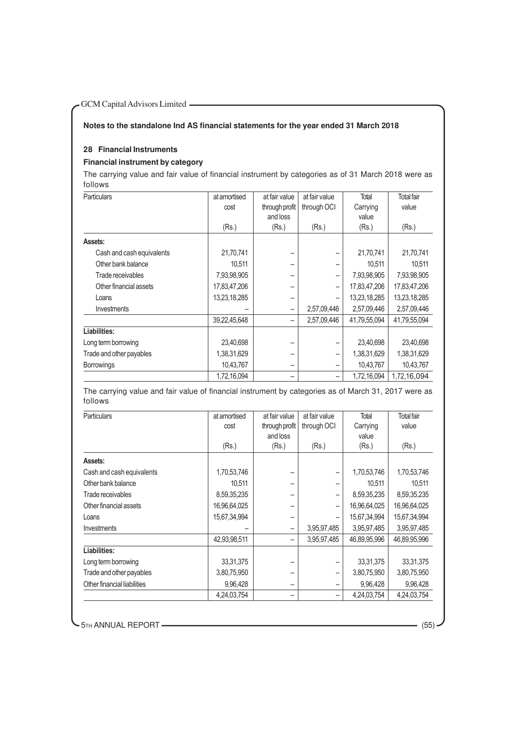**Notes to the standalone Ind AS financial statements for the year ended 31 March 2018**

## 28 Financial Instruments

### Financial instrument by category

The carrying value and fair value of financial instrument by categories as of 31 March 2018 were as follows

| Particulars | at amortised cost (Rs.) | at fair value through profit and loss (Rs.) | at fair value through OCI (Rs.) | Total Carrying value (Rs.) | Total fair value (Rs.) |
|---|---|---|---|---|---|
| **Assets:** | | | | | |
| Cash and cash equivalents | 21,70,741 | – | – | 21,70,741 | 21,70,741 |
| Other bank balance | 10,511 | – | – | 10,511 | 10,511 |
| Trade receivables | 7,93,98,905 | – | – | 7,93,98,905 | 7,93,98,905 |
| Other financial assets | 17,83,47,206 | – | – | 17,83,47,206 | 17,83,47,206 |
| Loans | 13,23,18,285 | – | – | 13,23,18,285 | 13,23,18,285 |
| Investments | – | – | 2,57,09,446 | 2,57,09,446 | 2,57,09,446 |
| | 39,22,45,648 | – | 2,57,09,446 | 41,79,55,094 | 41,79,55,094 |
| **Liabilities:** | | | | | |
| Long term borrowing | 23,40,698 | – | – | 23,40,698 | 23,40,698 |
| Trade and other payables | 1,38,31,629 | – | – | 1,38,31,629 | 1,38,31,629 |
| Borrowings | 10,43,767 | – | – | 10,43,767 | 10,43,767 |
| | 1,72,16,094 | – | – | 1,72,16,094 | 1,72,16,094 |

The carrying value and fair value of financial instrument by categories as of March 31, 2017 were as follows

| Particulars | at amortised cost (Rs.) | at fair value through profit and loss (Rs.) | at fair value through OCI (Rs.) | Total Carrying value (Rs.) | Total fair value (Rs.) |
|---|---|---|---|---|---|
| **Assets:** | | | | | |
| Cash and cash equivalents | 1,70,53,746 | – | – | 1,70,53,746 | 1,70,53,746 |
| Other bank balance | 10,511 | – | – | 10,511 | 10,511 |
| Trade receivables | 8,59,35,235 | – | – | 8,59,35,235 | 8,59,35,235 |
| Other financial assets | 16,96,64,025 | – | – | 16,96,64,025 | 16,96,64,025 |
| Loans | 15,67,34,994 | – | – | 15,67,34,994 | 15,67,34,994 |
| Investments | – | – | 3,95,97,485 | 3,95,97,485 | 3,95,97,485 |
| | 42,93,98,511 | – | 3,95,97,485 | 46,89,95,996 | 46,89,95,996 |
| **Liabilities:** | | | | | |
| Long term borrowing | 33,31,375 | – | – | 33,31,375 | 33,31,375 |
| Trade and other payables | 3,80,75,950 | – | – | 3,80,75,950 | 3,80,75,950 |
| Other financial liabilities | 9,96,428 | – | – | 9,96,428 | 9,96,428 |
| | 4,24,03,754 | – | – | 4,24,03,754 | 4,24,03,754 |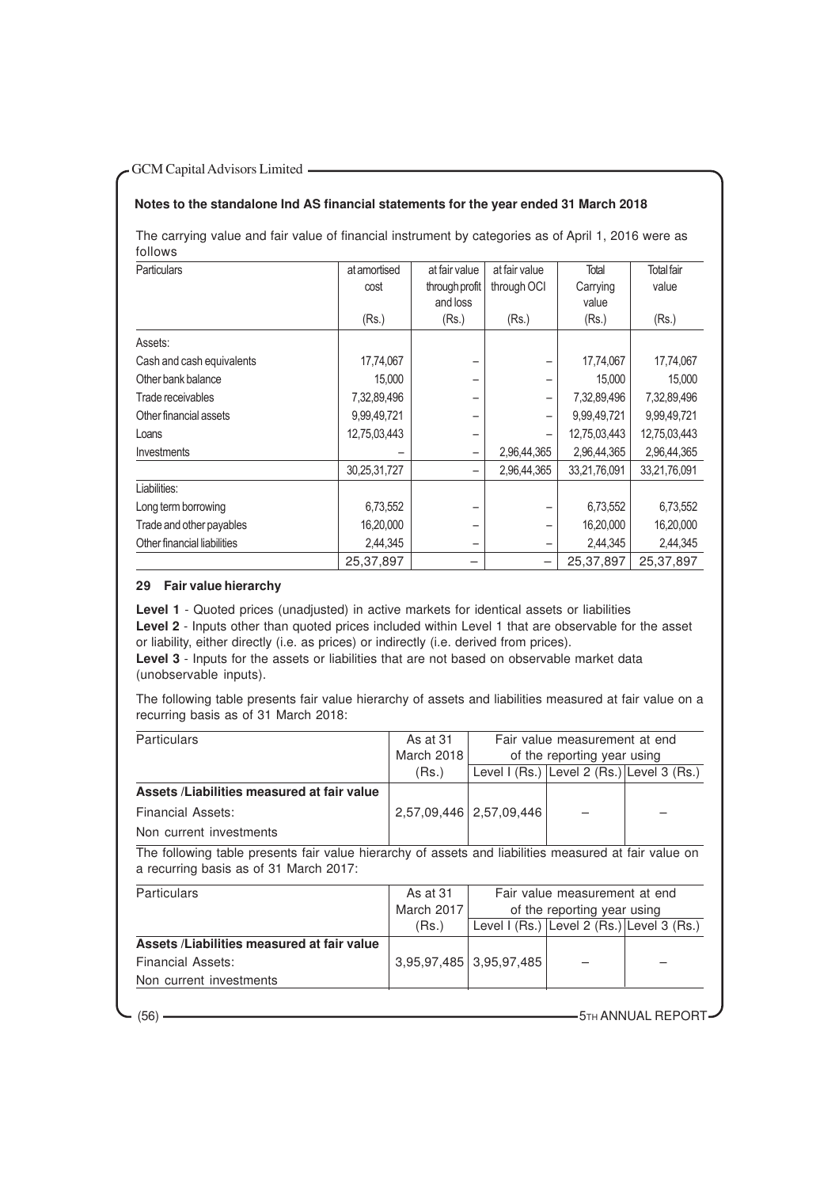**Notes to the standalone Ind AS financial statements for the year ended 31 March 2018**

The carrying value and fair value of financial instrument by categories as of April 1, 2016 were as follows

| Particulars | at amortised cost (Rs.) | at fair value through profit and loss (Rs.) | at fair value through OCI (Rs.) | Total Carrying value (Rs.) | Total fair value (Rs.) |
|---|---|---|---|---|---|
| Assets: | | | | | |
| Cash and cash equivalents | 17,74,067 | – | – | 17,74,067 | 17,74,067 |
| Other bank balance | 15,000 | – | – | 15,000 | 15,000 |
| Trade receivables | 7,32,89,496 | – | – | 7,32,89,496 | 7,32,89,496 |
| Other financial assets | 9,99,49,721 | – | – | 9,99,49,721 | 9,99,49,721 |
| Loans | 12,75,03,443 | – | – | 12,75,03,443 | 12,75,03,443 |
| Investments | – | – | 2,96,44,365 | 2,96,44,365 | 2,96,44,365 |
| | 30,25,31,727 | – | 2,96,44,365 | 33,21,76,091 | 33,21,76,091 |
| Liabilities: | | | | | |
| Long term borrowing | 6,73,552 | – | – | 6,73,552 | 6,73,552 |
| Trade and other payables | 16,20,000 | – | – | 16,20,000 | 16,20,000 |
| Other financial liabilities | 2,44,345 | – | – | 2,44,345 | 2,44,345 |
| | 25,37,897 | – | – | 25,37,897 | 25,37,897 |

**29 Fair value hierarchy**

**Level 1** - Quoted prices (unadjusted) in active markets for identical assets or liabilities

**Level 2** - Inputs other than quoted prices included within Level 1 that are observable for the asset or liability, either directly (i.e. as prices) or indirectly (i.e. derived from prices).

**Level 3** - Inputs for the assets or liabilities that are not based on observable market data (unobservable inputs).

The following table presents fair value hierarchy of assets and liabilities measured at fair value on a recurring basis as of 31 March 2018:

| Particulars | As at 31 March 2018 (Rs.) | Fair value measurement at end of the reporting year using | | |
|---|---|---|---|---|
| | | Level I (Rs.) | Level 2 (Rs.) | Level 3 (Rs.) |
| **Assets /Liabilities measured at fair value** | | | | |
| Financial Assets: Non current investments | 2,57,09,446 | 2,57,09,446 | – | – |

The following table presents fair value hierarchy of assets and liabilities measured at fair value on a recurring basis as of 31 March 2017:

| Particulars | As at 31 March 2017 (Rs.) | Fair value measurement at end of the reporting year using | | |
|---|---|---|---|---|
| | | Level I (Rs.) | Level 2 (Rs.) | Level 3 (Rs.) |
| **Assets /Liabilities measured at fair value** | | | | |
| Financial Assets: Non current investments | 3,95,97,485 | 3,95,97,485 | – | – |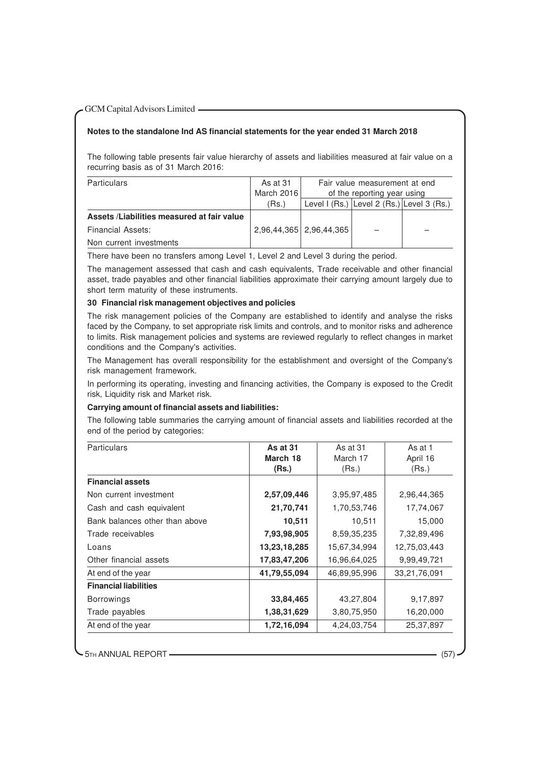**Notes to the standalone Ind AS financial statements for the year ended 31 March 2018**

The following table presents fair value hierarchy of assets and liabilities measured at fair value on a recurring basis as of 31 March 2016:

| Particulars | As at 31 March 2016 | Fair value measurement at end of the reporting year using | | |
|---|---|---|---|---|
| | (Rs.) | Level I (Rs.) | Level 2 (Rs.) | Level 3 (Rs.) |
| **Assets /Liabilities measured at fair value** | | | | |
| Financial Assets: | 2,96,44,365 | 2,96,44,365 | – | – |
| Non current investments | | | | |

There have been no transfers among Level 1, Level 2 and Level 3 during the period.

The management assessed that cash and cash equivalents, Trade receivable and other financial asset, trade payables and other financial liabilities approximate their carrying amount largely due to short term maturity of these instruments.

### 30 Financial risk management objectives and policies

The risk management policies of the Company are established to identify and analyse the risks faced by the Company, to set appropriate risk limits and controls, and to monitor risks and adherence to limits. Risk management policies and systems are reviewed regularly to reflect changes in market conditions and the Company's activities.

The Management has overall responsibility for the establishment and oversight of the Company's risk management framework.

In performing its operating, investing and financing activities, the Company is exposed to the Credit risk, Liquidity risk and Market risk.

**Carrying amount of financial assets and liabilities:**

The following table summaries the carrying amount of financial assets and liabilities recorded at the end of the period by categories:

| Particulars | **As at 31 March 18 (Rs.)** | As at 31 March 17 (Rs.) | As at 1 April 16 (Rs.) |
|---|---|---|---|
| **Financial assets** | | | |
| Non current investment | **2,57,09,446** | 3,95,97,485 | 2,96,44,365 |
| Cash and cash equivalent | **21,70,741** | 1,70,53,746 | 17,74,067 |
| Bank balances other than above | **10,511** | 10,511 | 15,000 |
| Trade receivables | **7,93,98,905** | 8,59,35,235 | 7,32,89,496 |
| Loans | **13,23,18,285** | 15,67,34,994 | 12,75,03,443 |
| Other financial assets | **17,83,47,206** | 16,96,64,025 | 9,99,49,721 |
| At end of the year | **41,79,55,094** | 46,89,95,996 | 33,21,76,091 |
| **Financial liabilities** | | | |
| Borrowings | **33,84,465** | 43,27,804 | 9,17,897 |
| Trade payables | **1,38,31,629** | 3,80,75,950 | 16,20,000 |
| At end of the year | **1,72,16,094** | 4,24,03,754 | 25,37,897 |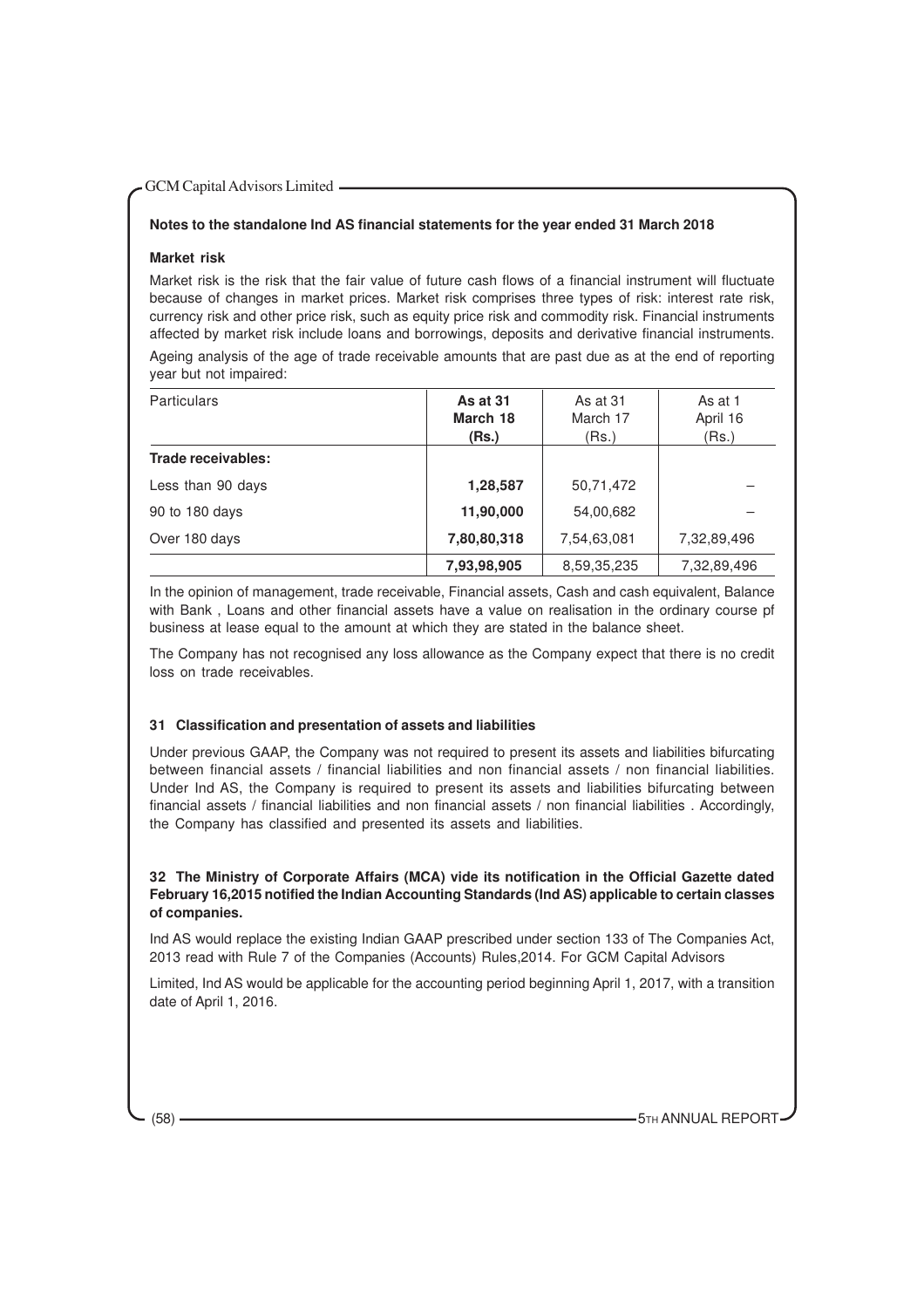**Notes to the standalone Ind AS financial statements for the year ended 31 March 2018**

**Market risk**

Market risk is the risk that the fair value of future cash flows of a financial instrument will fluctuate because of changes in market prices. Market risk comprises three types of risk: interest rate risk, currency risk and other price risk, such as equity price risk and commodity risk. Financial instruments affected by market risk include loans and borrowings, deposits and derivative financial instruments.

Ageing analysis of the age of trade receivable amounts that are past due as at the end of reporting year but not impaired:

| Particulars | **As at 31 March 18 (Rs.)** | As at 31 March 17 (Rs.) | As at 1 April 16 (Rs.) |
|---|---|---|---|
| **Trade receivables:** | | | |
| Less than 90 days | **1,28,587** | 50,71,472 | – |
| 90 to 180 days | **11,90,000** | 54,00,682 | – |
| Over 180 days | **7,80,80,318** | 7,54,63,081 | 7,32,89,496 |
| | **7,93,98,905** | 8,59,35,235 | 7,32,89,496 |

In the opinion of management, trade receivable, Financial assets, Cash and cash equivalent, Balance with Bank , Loans and other financial assets have a value on realisation in the ordinary course pf business at lease equal to the amount at which they are stated in the balance sheet.

The Company has not recognised any loss allowance as the Company expect that there is no credit loss on trade receivables.

**31 Classification and presentation of assets and liabilities**

Under previous GAAP, the Company was not required to present its assets and liabilities bifurcating between financial assets / financial liabilities and non financial assets / non financial liabilities. Under Ind AS, the Company is required to present its assets and liabilities bifurcating between financial assets / financial liabilities and non financial assets / non financial liabilities . Accordingly, the Company has classified and presented its assets and liabilities.

**32 The Ministry of Corporate Affairs (MCA) vide its notification in the Official Gazette dated February 16,2015 notified the Indian Accounting Standards (Ind AS) applicable to certain classes of companies.**

Ind AS would replace the existing Indian GAAP prescribed under section 133 of The Companies Act, 2013 read with Rule 7 of the Companies (Accounts) Rules,2014. For GCM Capital Advisors

Limited, Ind AS would be applicable for the accounting period beginning April 1, 2017, with a transition date of April 1, 2016.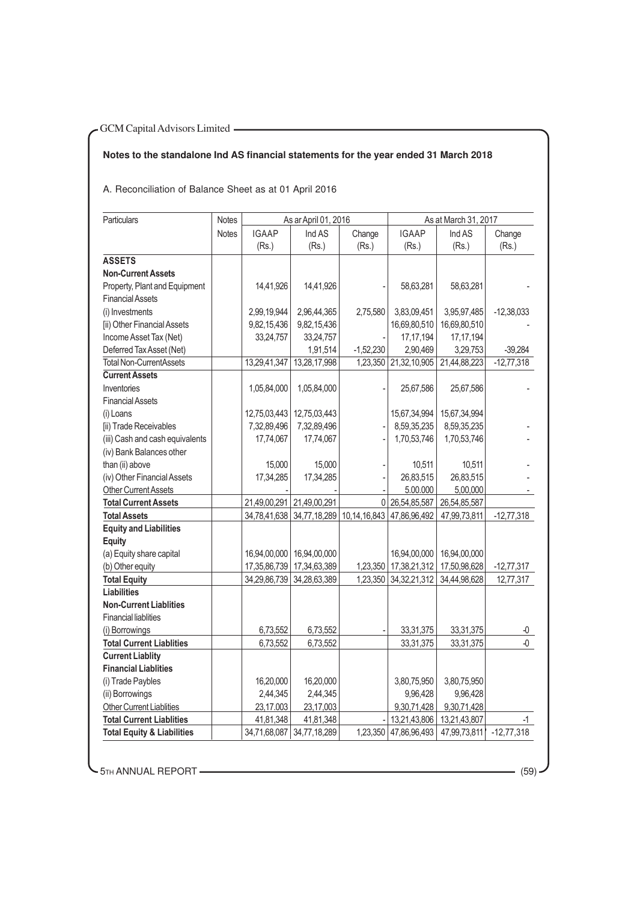## Notes to the standalone Ind AS financial statements for the year ended 31 March 2018

A. Reconciliation of Balance Sheet as at 01 April 2016

| Particulars | Notes | As ar April 01, 2016 | | | As at March 31, 2017 | | |
|---|---|---|---|---|---|---|---|
| | Notes | IGAAP (Rs.) | Ind AS (Rs.) | Change (Rs.) | IGAAP (Rs.) | Ind AS (Rs.) | Change (Rs.) |
| **ASSETS** | | | | | | | |
| **Non-Current Assets** | | | | | | | |
| Property, Plant and Equipment | | 14,41,926 | 14,41,926 | - | 58,63,281 | 58,63,281 | - |
| Financial Assets | | | | | | | |
| (i) Investments | | 2,99,19,944 | 2,96,44,365 | 2,75,580 | 3,83,09,451 | 3,95,97,485 | -12,38,033 |
| [ii) Other Financial Assets | | 9,82,15,436 | 9,82,15,436 | | 16,69,80,510 | 16,69,80,510 | - |
| Income Asset Tax (Net) | | 33,24,757 | 33,24,757 | - | 17,17,194 | 17,17,194 | |
| Deferred Tax Asset (Net) | | | 1,91,514 | -1,52,230 | 2,90,469 | 3,29,753 | -39,284 |
| Total Non-CurrentAssets | | 13,29,41,347 | 13,28,17,998 | 1,23,350 | 21,32,10,905 | 21,44,88,223 | -12,77,318 |
| **Current Assets** | | | | | | | |
| Inventories | | 1,05,84,000 | 1,05,84,000 | - | 25,67,586 | 25,67,586 | - |
| Financial Assets | | | | | | | |
| (i) Loans | | 12,75,03,443 | 12,75,03,443 | | 15,67,34,994 | 15,67,34,994 | |
| [ii) Trade Receivables | | 7,32,89,496 | 7,32,89,496 | - | 8,59,35,235 | 8,59,35,235 | - |
| (iii) Cash and cash equivalents | | 17,74,067 | 17,74,067 | - | 1,70,53,746 | 1,70,53,746 | - |
| (iv) Bank Balances other than (ii) above | | 15,000 | 15,000 | - | 10,511 | 10,511 | - |
| (iv) Other Financial Assets | | 17,34,285 | 17,34,285 | - | 26,83,515 | 26,83,515 | - |
| Other Current Assets | | - | - | - | 5.00.000 | 5,00,000 | - |
| **Total Current Assets** | | 21,49,00,291 | 21,49,00,291 | 0 | 26,54,85,587 | 26,54,85,587 | |
| **Total Assets** | | 34,78,41,638 | 34,77,18,289 | 10,14,16,843 | 47,86,96,492 | 47,99,73,811 | -12,77,318 |
| **Equity and Liabilities** | | | | | | | |
| **Equity** | | | | | | | |
| (a) Equity share capital | | 16,94,00,000 | 16,94,00,000 | | 16,94,00,000 | 16,94,00,000 | |
| (b) Other equity | | 17,35,86,739 | 17,34,63,389 | 1,23,350 | 17,38,21,312 | 17,50,98,628 | -12,77,317 |
| **Total Equity** | | 34,29,86,739 | 34,28,63,389 | 1,23,350 | 34,32,21,312 | 34,44,98,628 | 12,77,317 |
| **Liabilities** | | | | | | | |
| **Non-Current Liablities** | | | | | | | |
| Financial liablities | | | | | | | |
| (i) Borrowings | | 6,73,552 | 6,73,552 | - | 33,31,375 | 33,31,375 | -0 |
| **Total Current Liablities** | | 6,73,552 | 6,73,552 | | 33,31,375 | 33,31,375 | -0 |
| **Current Liablity** | | | | | | | |
| **Financial Liablities** | | | | | | | |
| (i) Trade Paybles | | 16,20,000 | 16,20,000 | | 3,80,75,950 | 3,80,75,950 | |
| (ii) Borrowings | | 2,44,345 | 2,44,345 | | 9,96,428 | 9,96,428 | |
| Other Current Liablities | | 23,17.003 | 23,17,003 | | 9,30,71,428 | 9,30,71,428 | |
| **Total Current Liablities** | | 41,81,348 | 41,81,348 | - | 13,21,43,806 | 13,21,43,807 | -1 |
| **Total Equity & Liabilities** | | 34,71,68,087 | 34,77,18,289 | 1,23,350 | 47,86,96,493 | 47,99,73,811 | -12,77,318 |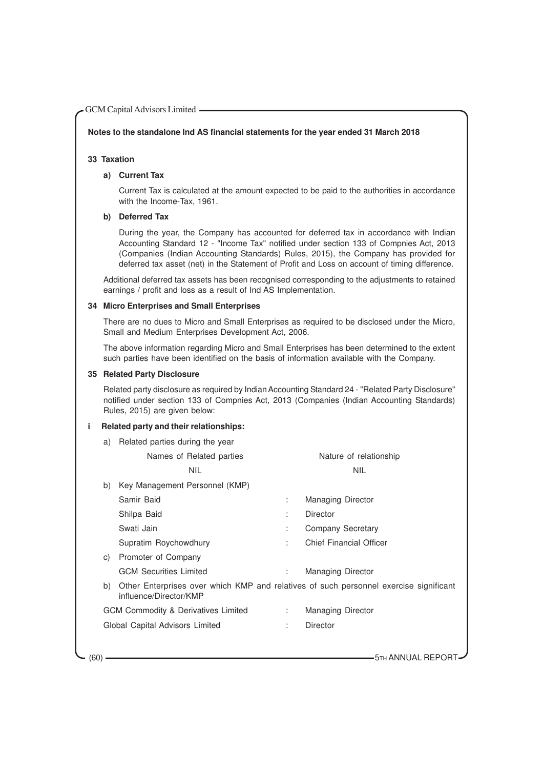**Notes to the standalone Ind AS financial statements for the year ended 31 March 2018**

## 33 Taxation

### a) Current Tax

Current Tax is calculated at the amount expected to be paid to the authorities in accordance with the Income-Tax, 1961.

### b) Deferred Tax

During the year, the Company has accounted for deferred tax in accordance with Indian Accounting Standard 12 - "Income Tax" notified under section 133 of Compnies Act, 2013 (Companies (Indian Accounting Standards) Rules, 2015), the Company has provided for deferred tax asset (net) in the Statement of Profit and Loss on account of timing difference.

Additional deferred tax assets has been recognised corresponding to the adjustments to retained earnings / profit and loss as a result of Ind AS Implementation.

## 34 Micro Enterprises and Small Enterprises

There are no dues to Micro and Small Enterprises as required to be disclosed under the Micro, Small and Medium Enterprises Development Act, 2006.

The above information regarding Micro and Small Enterprises has been determined to the extent such parties have been identified on the basis of information available with the Company.

## 35 Related Party Disclosure

Related party disclosure as required by Indian Accounting Standard 24 - "Related Party Disclosure" notified under section 133 of Compnies Act, 2013 (Companies (Indian Accounting Standards) Rules, 2015) are given below:

### i Related party and their relationships:

a) Related parties during the year

| Names of Related parties | Nature of relationship |
|---|---|
| NIL | NIL |

b) Key Management Personnel (KMP)

| | | |
|---|---|---|
| Samir Baid | : | Managing Director |
| Shilpa Baid | : | Director |
| Swati Jain | : | Company Secretary |
| Supratim Roychowdhury | : | Chief Financial Officer |

c) Promoter of Company

| | | |
|---|---|---|
| GCM Securities Limited | : | Managing Director |

b) Other Enterprises over which KMP and relatives of such personnel exercise significant influence/Director/KMP

| | | |
|---|---|---|
| GCM Commodity & Derivatives Limited | : | Managing Director |
| Global Capital Advisors Limited | : | Director |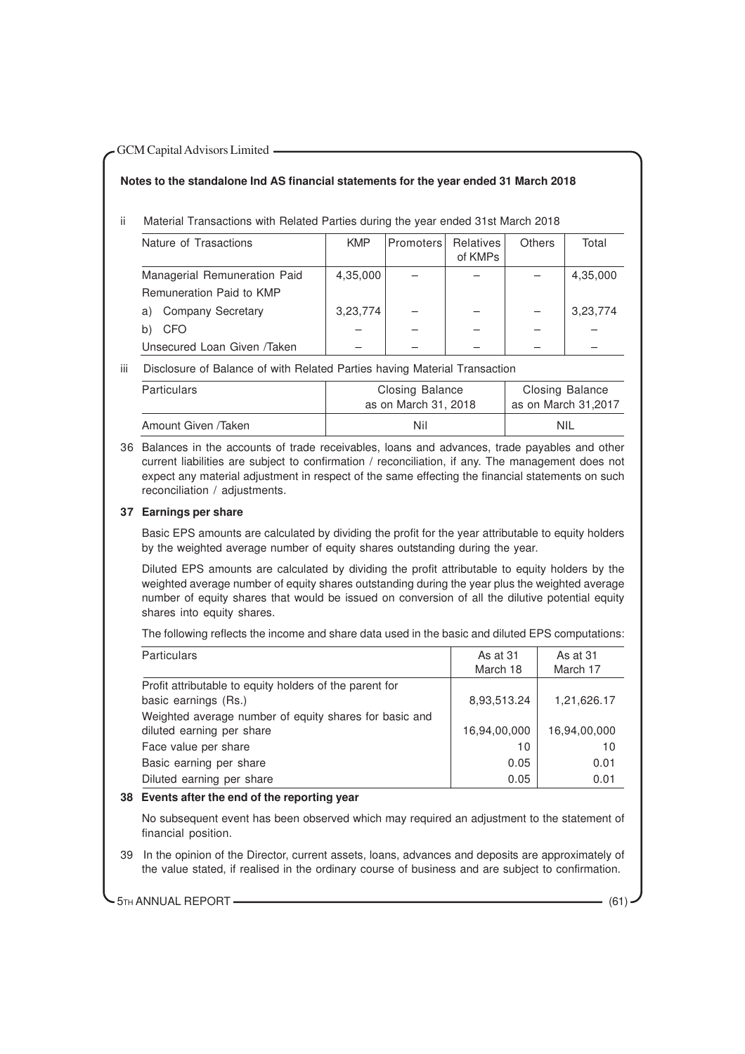**Notes to the standalone Ind AS financial statements for the year ended 31 March 2018**

ii Material Transactions with Related Parties during the year ended 31st March 2018

| Nature of Trasactions | KMP | Promoters | Relatives of KMPs | Others | Total |
|---|---|---|---|---|---|
| Managerial Remuneration Paid | 4,35,000 | – | – | – | 4,35,000 |
| Remuneration Paid to KMP | | | | | |
| a) Company Secretary | 3,23,774 | – | – | – | 3,23,774 |
| b) CFO | – | – | – | – | – |
| Unsecured Loan Given /Taken | – | – | – | – | – |

iii Disclosure of Balance of with Related Parties having Material Transaction

| Particulars | Closing Balance as on March 31, 2018 | Closing Balance as on March 31,2017 |
|---|---|---|
| Amount Given /Taken | Nil | NIL |

36 Balances in the accounts of trade receivables, loans and advances, trade payables and other current liabilities are subject to confirmation / reconciliation, if any. The management does not expect any material adjustment in respect of the same effecting the financial statements on such reconciliation / adjustments.

**37 Earnings per share**

Basic EPS amounts are calculated by dividing the profit for the year attributable to equity holders by the weighted average number of equity shares outstanding during the year.

Diluted EPS amounts are calculated by dividing the profit attributable to equity holders by the weighted average number of equity shares outstanding during the year plus the weighted average number of equity shares that would be issued on conversion of all the dilutive potential equity shares into equity shares.

The following reflects the income and share data used in the basic and diluted EPS computations:

| Particulars | As at 31 March 18 | As at 31 March 17 |
|---|---|---|
| Profit attributable to equity holders of the parent for basic earnings (Rs.) | 8,93,513.24 | 1,21,626.17 |
| Weighted average number of equity shares for basic and diluted earning per share | 16,94,00,000 | 16,94,00,000 |
| Face value per share | 10 | 10 |
| Basic earning per share | 0.05 | 0.01 |
| Diluted earning per share | 0.05 | 0.01 |

**38 Events after the end of the reporting year**

No subsequent event has been observed which may required an adjustment to the statement of financial position.

39 In the opinion of the Director, current assets, loans, advances and deposits are approximately of the value stated, if realised in the ordinary course of business and are subject to confirmation.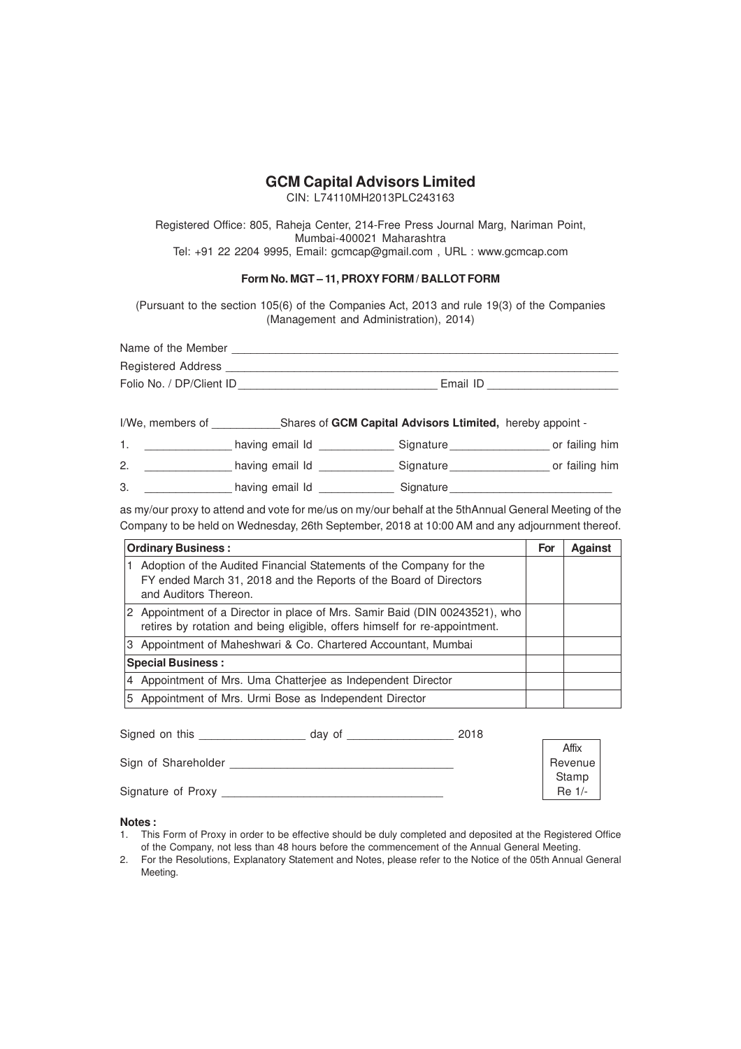# GCM Capital Advisors Limited

CIN: L74110MH2013PLC243163

Registered Office: 805, Raheja Center, 214-Free Press Journal Marg, Nariman Point, Mumbai-400021 Maharashtra
Tel: +91 22 2204 9995, Email: gcmcap@gmail.com , URL : www.gcmcap.com

**Form No. MGT – 11, PROXY FORM / BALLOT FORM**

(Pursuant to the section 105(6) of the Companies Act, 2013 and rule 19(3) of the Companies (Management and Administration), 2014)

Name of the Member _______________________________________________

Registered Address _______________________________________________

Folio No. / DP/Client ID ______________________ Email ID _______________

I/We, members of ___________Shares of **GCM Capital Advisors Ltimited,** hereby appoint -

1. _____________ having email Id ____________ Signature ________________ or failing him
2. _____________ having email Id ____________ Signature ________________ or failing him
3. _____________ having email Id ____________ Signature ________________________

as my/our proxy to attend and vote for me/us on my/our behalf at the 5thAnnual General Meeting of the Company to be held on Wednesday, 26th September, 2018 at 10:00 AM and any adjournment thereof.

| **Ordinary Business :** | **For** | **Against** |
|---|---|---|
| 1 Adoption of the Audited Financial Statements of the Company for the FY ended March 31, 2018 and the Reports of the Board of Directors and Auditors Thereon. | | |
| 2 Appointment of a Director in place of Mrs. Samir Baid (DIN 00243521), who retires by rotation and being eligible, offers himself for re-appointment. | | |
| 3 Appointment of Maheshwari & Co. Chartered Accountant, Mumbai | | |
| **Special Business :** | | |
| 4 Appointment of Mrs. Uma Chatterjee as Independent Director | | |
| 5 Appointment of Mrs. Urmi Bose as Independent Director | | |

Signed on this ________________ day of ________________ 2018

Sign of Shareholder ________________________________

Signature of Proxy ________________________________

Affix Revenue Stamp Re 1/-

**Notes :**

1. This Form of Proxy in order to be effective should be duly completed and deposited at the Registered Office of the Company, not less than 48 hours before the commencement of the Annual General Meeting.
2. For the Resolutions, Explanatory Statement and Notes, please refer to the Notice of the 05th Annual General Meeting.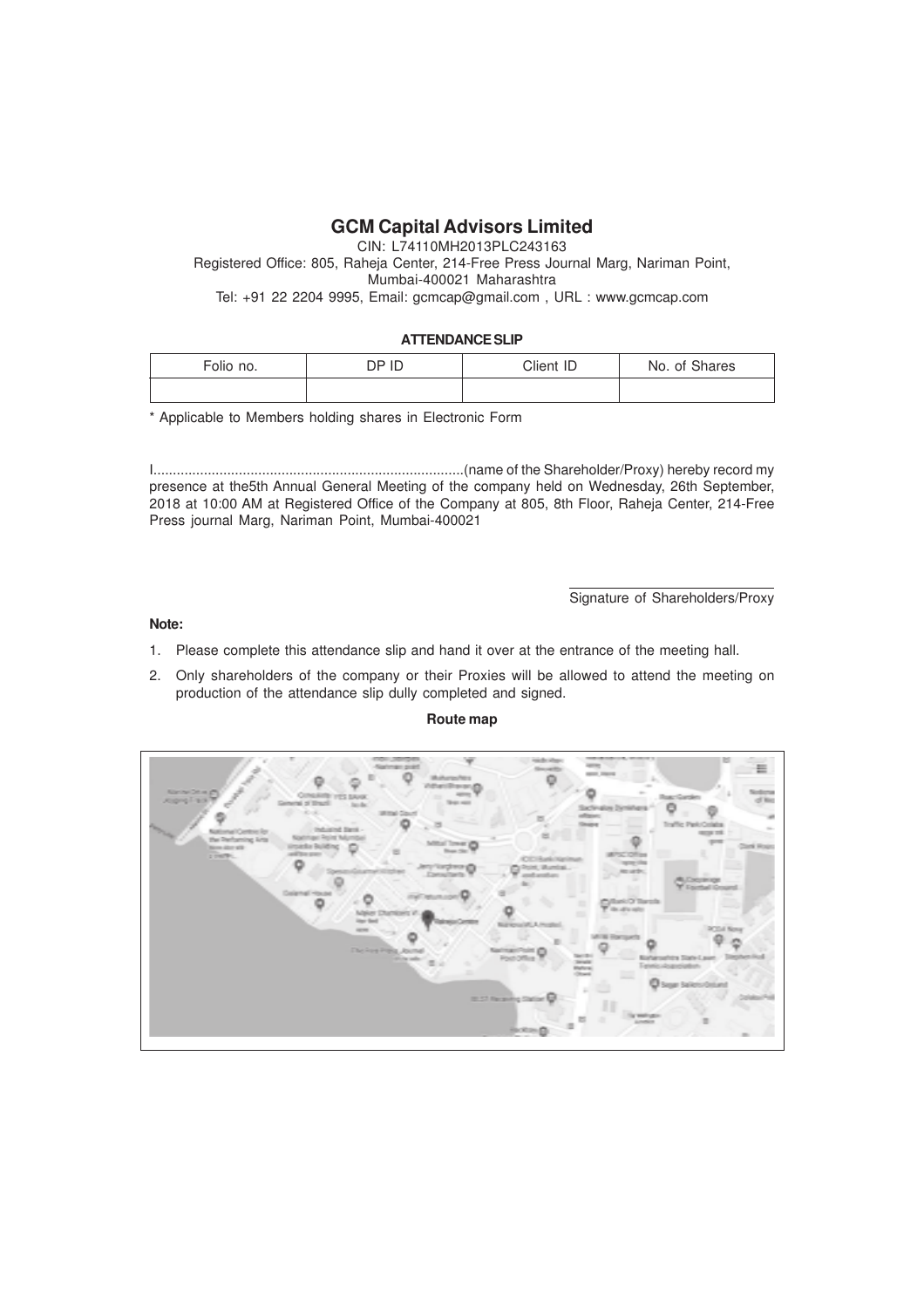# GCM Capital Advisors Limited

CIN: L74110MH2013PLC243163

Registered Office: 805, Raheja Center, 214-Free Press Journal Marg, Nariman Point, Mumbai-400021 Maharashtra

Tel: +91 22 2204 9995, Email: gcmcap@gmail.com , URL : www.gcmcap.com

## ATTENDANCE SLIP

| Folio no. | DP ID | Client ID | No. of Shares |
|---|---|---|---|
| | | | |

* Applicable to Members holding shares in Electronic Form

I..............................................................................(name of the Shareholder/Proxy) hereby record my presence at the5th Annual General Meeting of the company held on Wednesday, 26th September, 2018 at 10:00 AM at Registered Office of the Company at 805, 8th Floor, Raheja Center, 214-Free Press journal Marg, Nariman Point, Mumbai-400021

Signature of Shareholders/Proxy

**Note:**

1. Please complete this attendance slip and hand it over at the entrance of the meeting hall.
2. Only shareholders of the company or their Proxies will be allowed to attend the meeting on production of the attendance slip dully completed and signed.

**Route map**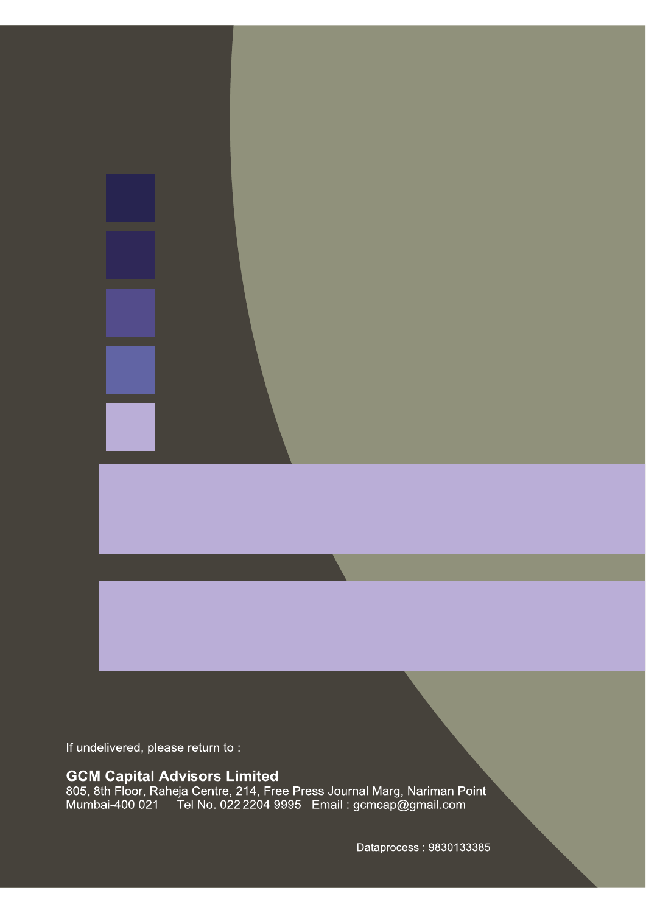If undelivered, please return to :

**GCM Capital Advisors Limited**
805, 8th Floor, Raheja Centre, 214, Free Press Journal Marg, Nariman Point
Mumbai-400 021 Tel No. 022 2204 9995 Email : gcmcap@gmail.com

Dataprocess : 9830133385